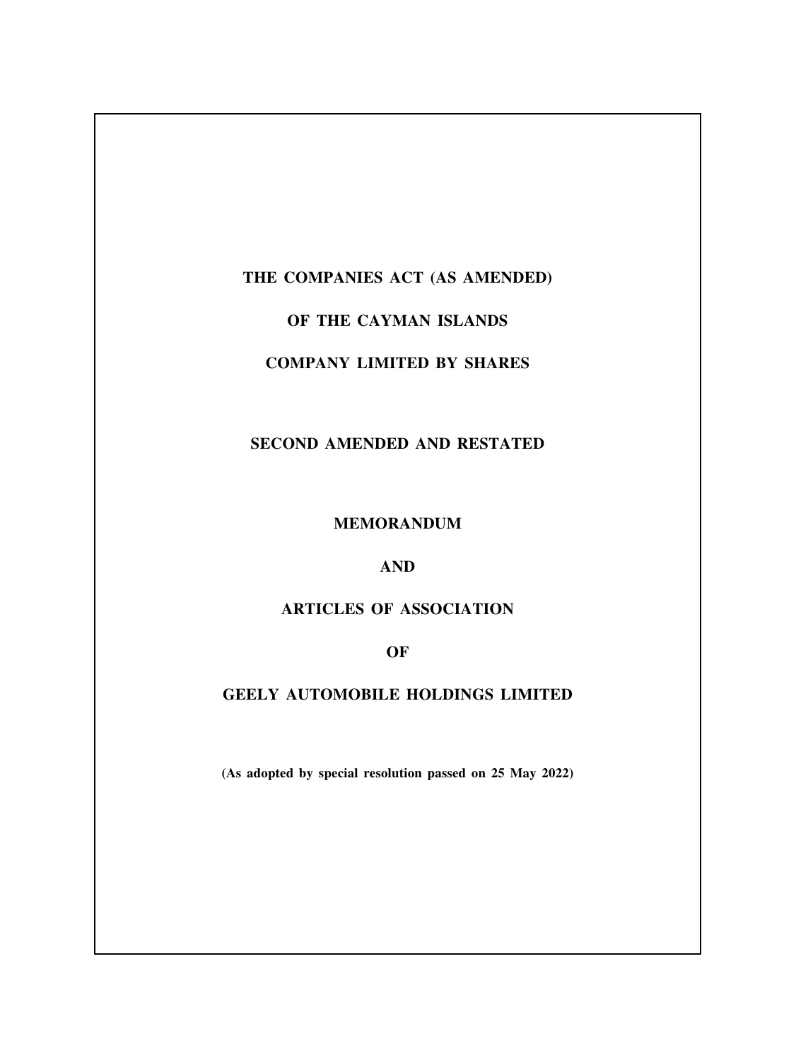**THE COMPANIES ACT (AS AMENDED)**

**OF THE CAYMAN ISLANDS**

**COMPANY LIMITED BY SHARES**

**SECOND AMENDED AND RESTATED**

**MEMORANDUM**

**AND**

**ARTICLES OF ASSOCIATION**

**OF**

**GEELY AUTOMOBILE HOLDINGS LIMITED**

**(As adopted by special resolution passed on 25 May 2022)**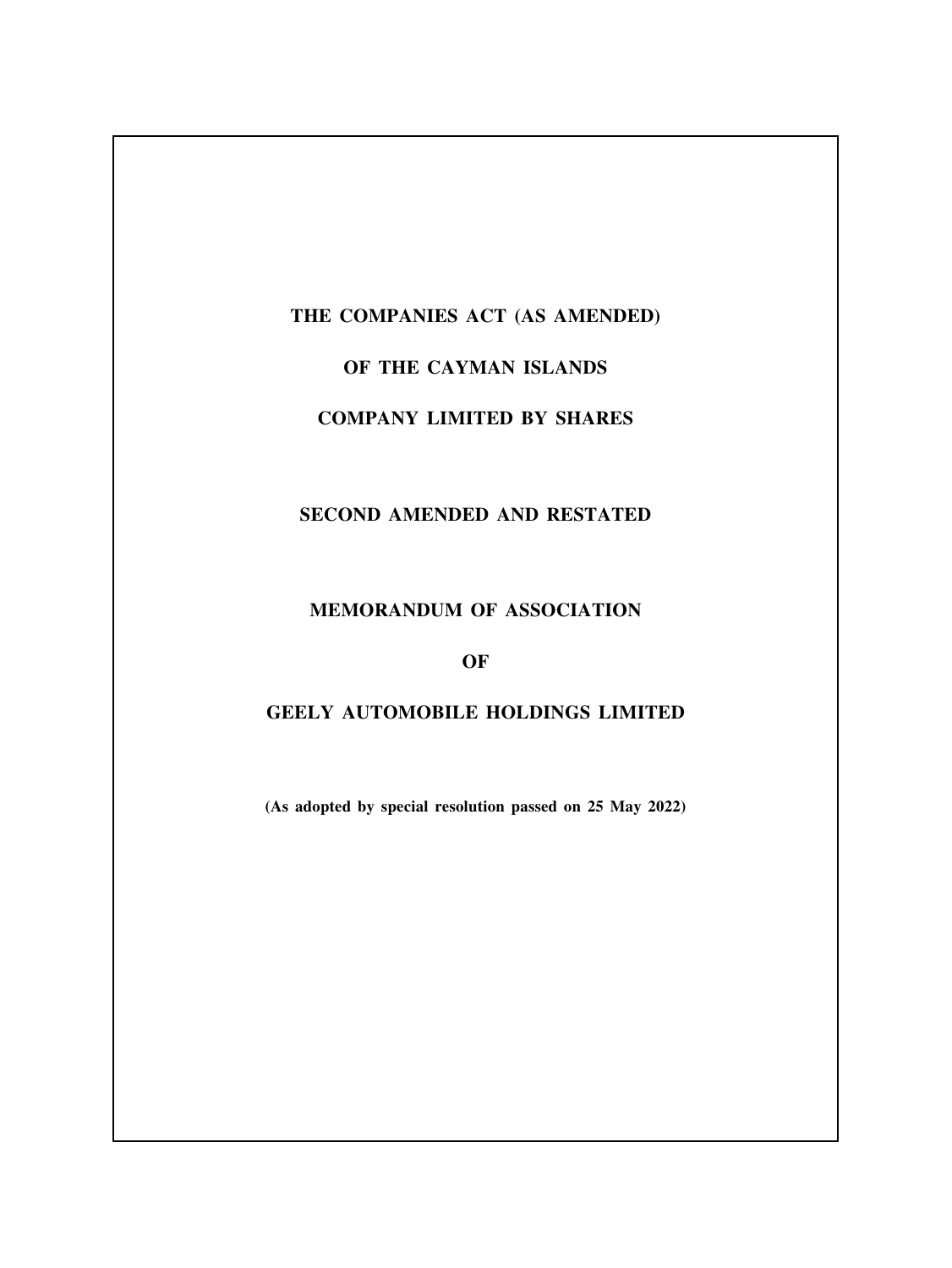**THE COMPANIES ACT (AS AMENDED)**

**OF THE CAYMAN ISLANDS**

**COMPANY LIMITED BY SHARES**

**SECOND AMENDED AND RESTATED**

**MEMORANDUM OF ASSOCIATION**

**OF**

**GEELY AUTOMOBILE HOLDINGS LIMITED**

**(As adopted by special resolution passed on 25 May 2022)**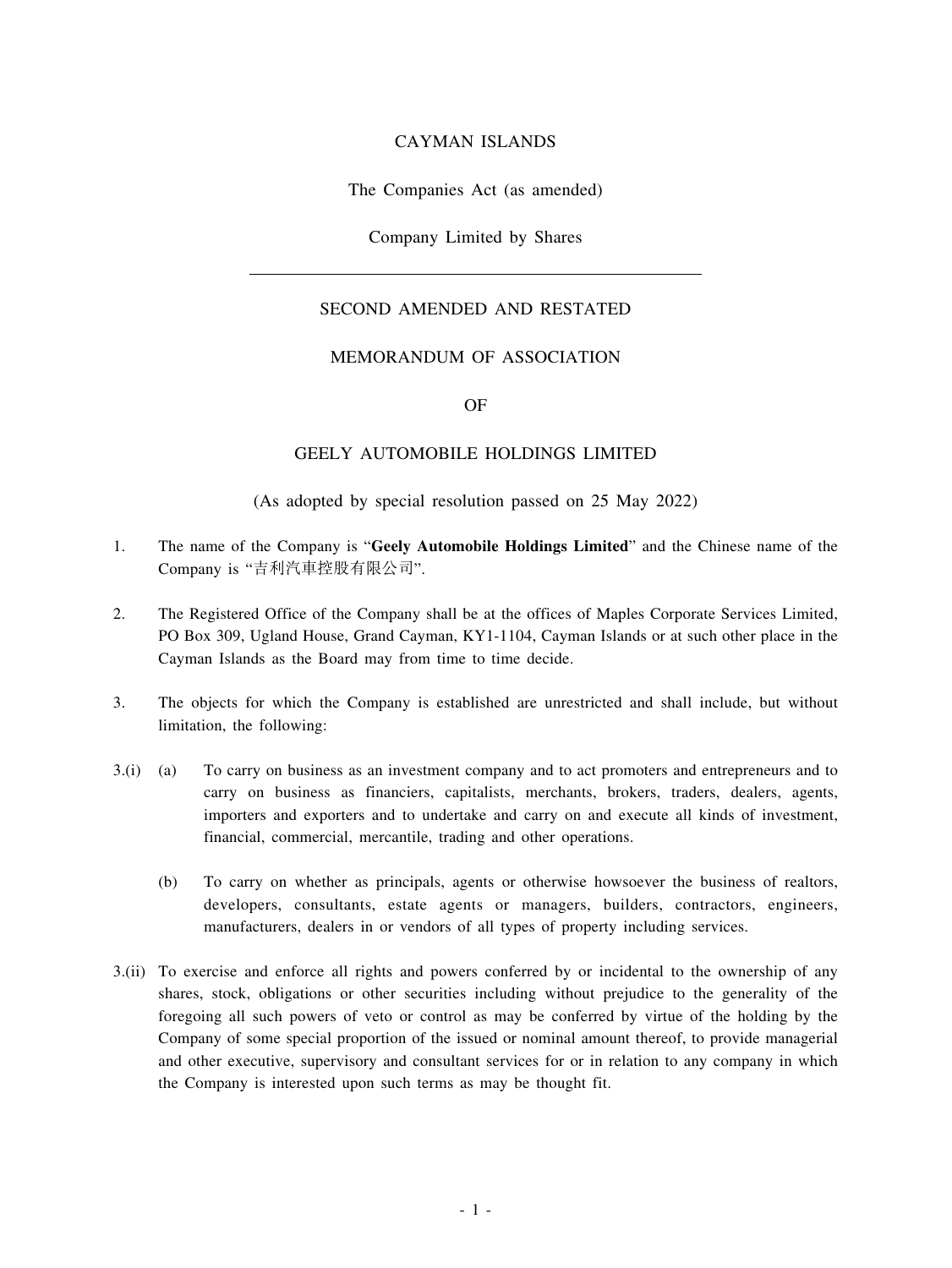CAYMAN ISLANDS

The Companies Act (as amended)

Company Limited by Shares

---

SECOND AMENDED AND RESTATED

MEMORANDUM OF ASSOCIATION

OF

GEELY AUTOMOBILE HOLDINGS LIMITED

(As adopted by special resolution passed on 25 May 2022)

1. The name of the Company is "**Geely Automobile Holdings Limited**" and the Chinese name of the Company is "吉利汽車控股有限公司".

2. The Registered Office of the Company shall be at the offices of Maples Corporate Services Limited, PO Box 309, Ugland House, Grand Cayman, KY1-1104, Cayman Islands or at such other place in the Cayman Islands as the Board may from time to time decide.

3. The objects for which the Company is established are unrestricted and shall include, but without limitation, the following:

3.(i) (a) To carry on business as an investment company and to act promoters and entrepreneurs and to carry on business as financiers, capitalists, merchants, brokers, traders, dealers, agents, importers and exporters and to undertake and carry on and execute all kinds of investment, financial, commercial, mercantile, trading and other operations.

(b) To carry on whether as principals, agents or otherwise howsoever the business of realtors, developers, consultants, estate agents or managers, builders, contractors, engineers, manufacturers, dealers in or vendors of all types of property including services.

3.(ii) To exercise and enforce all rights and powers conferred by or incidental to the ownership of any shares, stock, obligations or other securities including without prejudice to the generality of the foregoing all such powers of veto or control as may be conferred by virtue of the holding by the Company of some special proportion of the issued or nominal amount thereof, to provide managerial and other executive, supervisory and consultant services for or in relation to any company in which the Company is interested upon such terms as may be thought fit.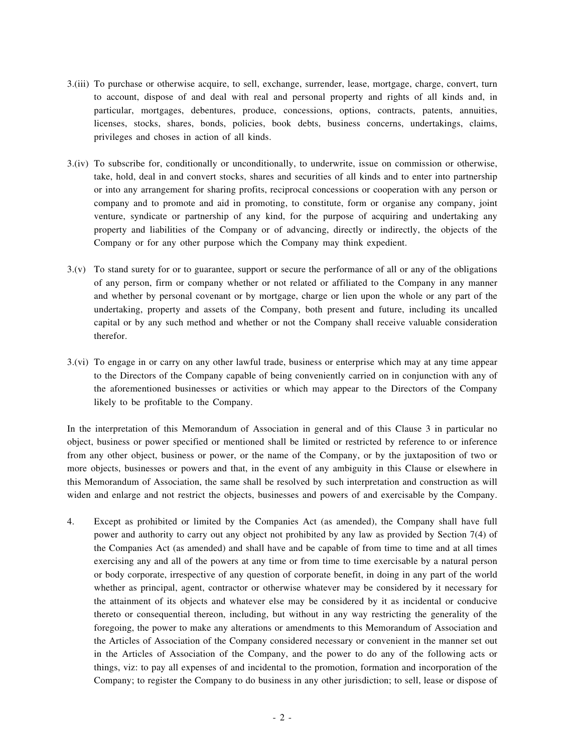3.(iii) To purchase or otherwise acquire, to sell, exchange, surrender, lease, mortgage, charge, convert, turn to account, dispose of and deal with real and personal property and rights of all kinds and, in particular, mortgages, debentures, produce, concessions, options, contracts, patents, annuities, licenses, stocks, shares, bonds, policies, book debts, business concerns, undertakings, claims, privileges and choses in action of all kinds.

3.(iv) To subscribe for, conditionally or unconditionally, to underwrite, issue on commission or otherwise, take, hold, deal in and convert stocks, shares and securities of all kinds and to enter into partnership or into any arrangement for sharing profits, reciprocal concessions or cooperation with any person or company and to promote and aid in promoting, to constitute, form or organise any company, joint venture, syndicate or partnership of any kind, for the purpose of acquiring and undertaking any property and liabilities of the Company or of advancing, directly or indirectly, the objects of the Company or for any other purpose which the Company may think expedient.

3.(v) To stand surety for or to guarantee, support or secure the performance of all or any of the obligations of any person, firm or company whether or not related or affiliated to the Company in any manner and whether by personal covenant or by mortgage, charge or lien upon the whole or any part of the undertaking, property and assets of the Company, both present and future, including its uncalled capital or by any such method and whether or not the Company shall receive valuable consideration therefor.

3.(vi) To engage in or carry on any other lawful trade, business or enterprise which may at any time appear to the Directors of the Company capable of being conveniently carried on in conjunction with any of the aforementioned businesses or activities or which may appear to the Directors of the Company likely to be profitable to the Company.

In the interpretation of this Memorandum of Association in general and of this Clause 3 in particular no object, business or power specified or mentioned shall be limited or restricted by reference to or inference from any other object, business or power, or the name of the Company, or by the juxtaposition of two or more objects, businesses or powers and that, in the event of any ambiguity in this Clause or elsewhere in this Memorandum of Association, the same shall be resolved by such interpretation and construction as will widen and enlarge and not restrict the objects, businesses and powers of and exercisable by the Company.

4. Except as prohibited or limited by the Companies Act (as amended), the Company shall have full power and authority to carry out any object not prohibited by any law as provided by Section 7(4) of the Companies Act (as amended) and shall have and be capable of from time to time and at all times exercising any and all of the powers at any time or from time to time exercisable by a natural person or body corporate, irrespective of any question of corporate benefit, in doing in any part of the world whether as principal, agent, contractor or otherwise whatever may be considered by it necessary for the attainment of its objects and whatever else may be considered by it as incidental or conducive thereto or consequential thereon, including, but without in any way restricting the generality of the foregoing, the power to make any alterations or amendments to this Memorandum of Association and the Articles of Association of the Company considered necessary or convenient in the manner set out in the Articles of Association of the Company, and the power to do any of the following acts or things, viz: to pay all expenses of and incidental to the promotion, formation and incorporation of the Company; to register the Company to do business in any other jurisdiction; to sell, lease or dispose of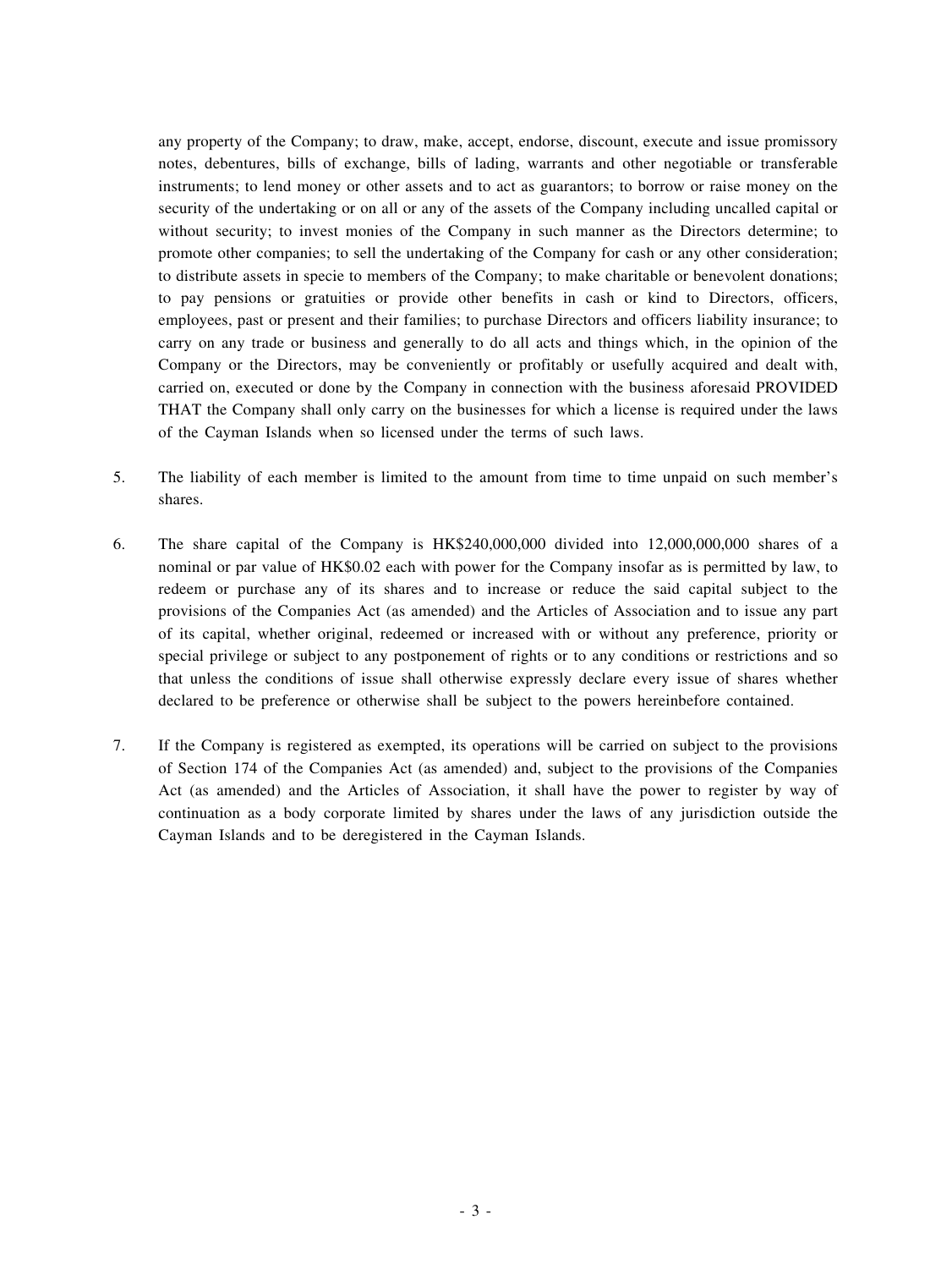any property of the Company; to draw, make, accept, endorse, discount, execute and issue promissory notes, debentures, bills of exchange, bills of lading, warrants and other negotiable or transferable instruments; to lend money or other assets and to act as guarantors; to borrow or raise money on the security of the undertaking or on all or any of the assets of the Company including uncalled capital or without security; to invest monies of the Company in such manner as the Directors determine; to promote other companies; to sell the undertaking of the Company for cash or any other consideration; to distribute assets in specie to members of the Company; to make charitable or benevolent donations; to pay pensions or gratuities or provide other benefits in cash or kind to Directors, officers, employees, past or present and their families; to purchase Directors and officers liability insurance; to carry on any trade or business and generally to do all acts and things which, in the opinion of the Company or the Directors, may be conveniently or profitably or usefully acquired and dealt with, carried on, executed or done by the Company in connection with the business aforesaid PROVIDED THAT the Company shall only carry on the businesses for which a license is required under the laws of the Cayman Islands when so licensed under the terms of such laws.

5. The liability of each member is limited to the amount from time to time unpaid on such member's shares.

6. The share capital of the Company is HK$240,000,000 divided into 12,000,000,000 shares of a nominal or par value of HK$0.02 each with power for the Company insofar as is permitted by law, to redeem or purchase any of its shares and to increase or reduce the said capital subject to the provisions of the Companies Act (as amended) and the Articles of Association and to issue any part of its capital, whether original, redeemed or increased with or without any preference, priority or special privilege or subject to any postponement of rights or to any conditions or restrictions and so that unless the conditions of issue shall otherwise expressly declare every issue of shares whether declared to be preference or otherwise shall be subject to the powers hereinbefore contained.

7. If the Company is registered as exempted, its operations will be carried on subject to the provisions of Section 174 of the Companies Act (as amended) and, subject to the provisions of the Companies Act (as amended) and the Articles of Association, it shall have the power to register by way of continuation as a body corporate limited by shares under the laws of any jurisdiction outside the Cayman Islands and to be deregistered in the Cayman Islands.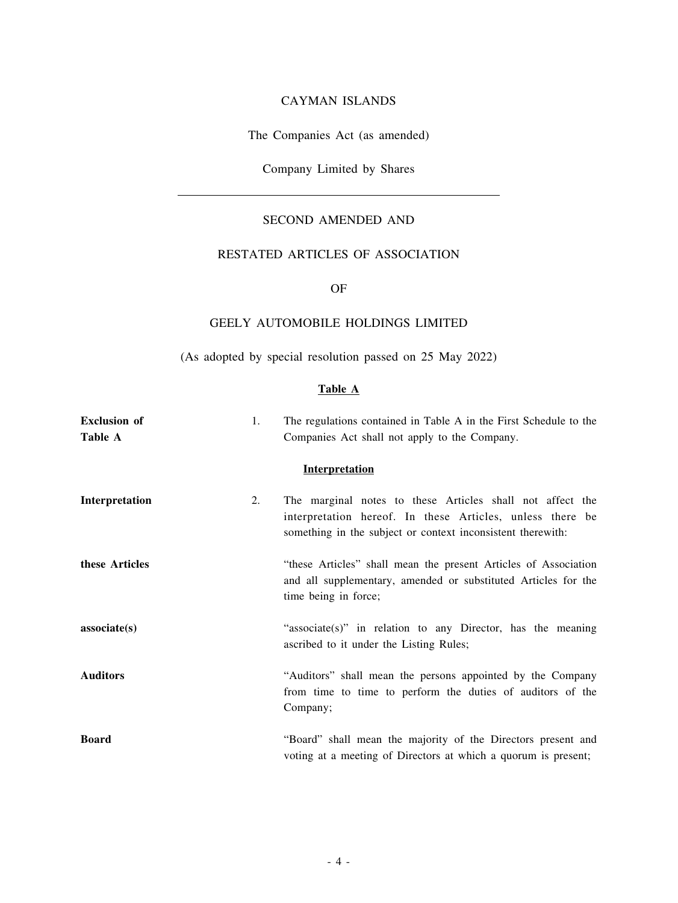CAYMAN ISLANDS

The Companies Act (as amended)

Company Limited by Shares

---

SECOND AMENDED AND

RESTATED ARTICLES OF ASSOCIATION

OF

GEELY AUTOMOBILE HOLDINGS LIMITED

(As adopted by special resolution passed on 25 May 2022)

## Table A

| | | |
|---|---|---|
| **Exclusion of Table A** | 1. | The regulations contained in Table A in the First Schedule to the Companies Act shall not apply to the Company. |

## Interpretation

| | | |
|---|---|---|
| **Interpretation** | 2. | The marginal notes to these Articles shall not affect the interpretation hereof. In these Articles, unless there be something in the subject or context inconsistent therewith: |
| **these Articles** | | "these Articles" shall mean the present Articles of Association and all supplementary, amended or substituted Articles for the time being in force; |
| **associate(s)** | | "associate(s)" in relation to any Director, has the meaning ascribed to it under the Listing Rules; |
| **Auditors** | | "Auditors" shall mean the persons appointed by the Company from time to time to perform the duties of auditors of the Company; |
| **Board** | | "Board" shall mean the majority of the Directors present and voting at a meeting of Directors at which a quorum is present; |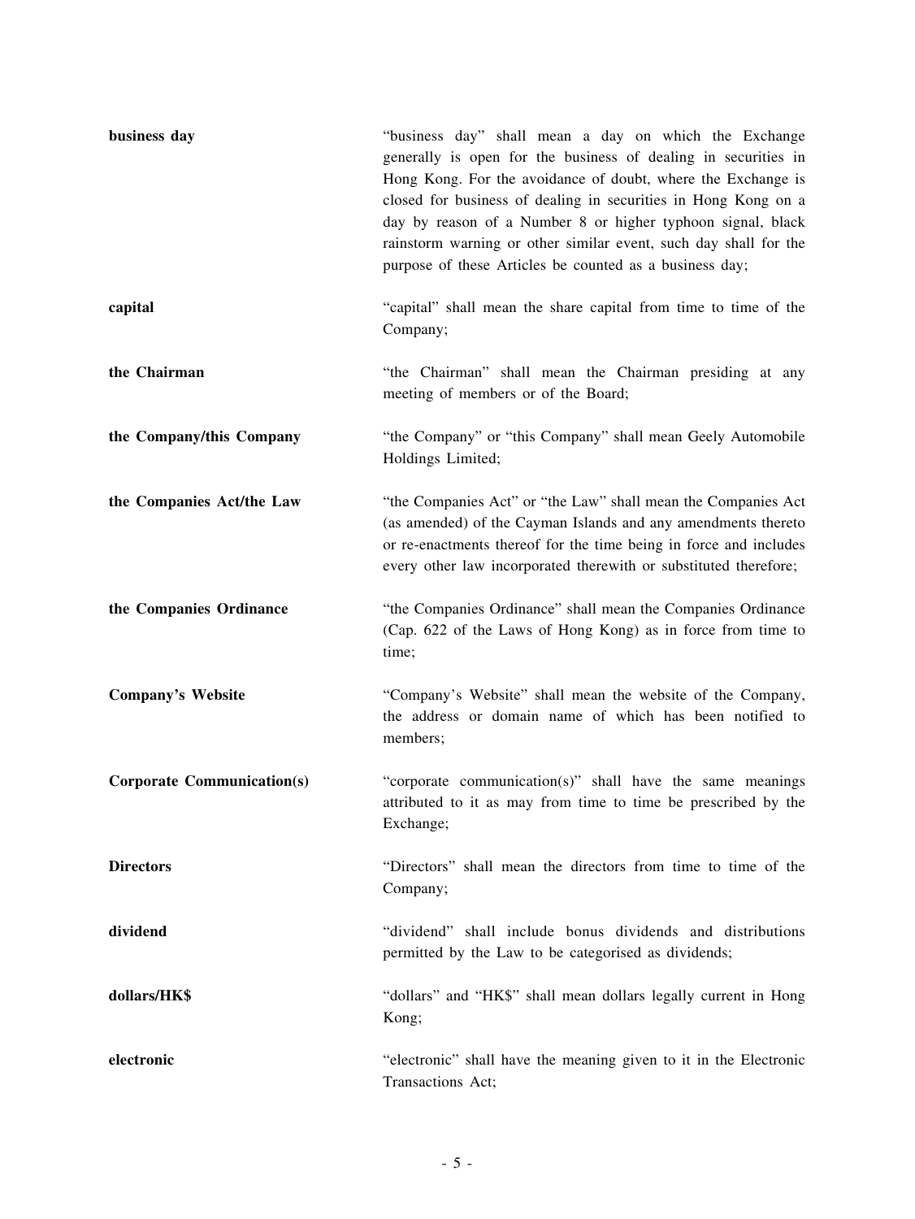| | |
|---|---|
| **business day** | "business day" shall mean a day on which the Exchange generally is open for the business of dealing in securities in Hong Kong. For the avoidance of doubt, where the Exchange is closed for business of dealing in securities in Hong Kong on a day by reason of a Number 8 or higher typhoon signal, black rainstorm warning or other similar event, such day shall for the purpose of these Articles be counted as a business day; |
| **capital** | "capital" shall mean the share capital from time to time of the Company; |
| **the Chairman** | "the Chairman" shall mean the Chairman presiding at any meeting of members or of the Board; |
| **the Company/this Company** | "the Company" or "this Company" shall mean Geely Automobile Holdings Limited; |
| **the Companies Act/the Law** | "the Companies Act" or "the Law" shall mean the Companies Act (as amended) of the Cayman Islands and any amendments thereto or re-enactments thereof for the time being in force and includes every other law incorporated therewith or substituted therefore; |
| **the Companies Ordinance** | "the Companies Ordinance" shall mean the Companies Ordinance (Cap. 622 of the Laws of Hong Kong) as in force from time to time; |
| **Company's Website** | "Company's Website" shall mean the website of the Company, the address or domain name of which has been notified to members; |
| **Corporate Communication(s)** | "corporate communication(s)" shall have the same meanings attributed to it as may from time to time be prescribed by the Exchange; |
| **Directors** | "Directors" shall mean the directors from time to time of the Company; |
| **dividend** | "dividend" shall include bonus dividends and distributions permitted by the Law to be categorised as dividends; |
| **dollars/HK$** | "dollars" and "HK$" shall mean dollars legally current in Hong Kong; |
| **electronic** | "electronic" shall have the meaning given to it in the Electronic Transactions Act; |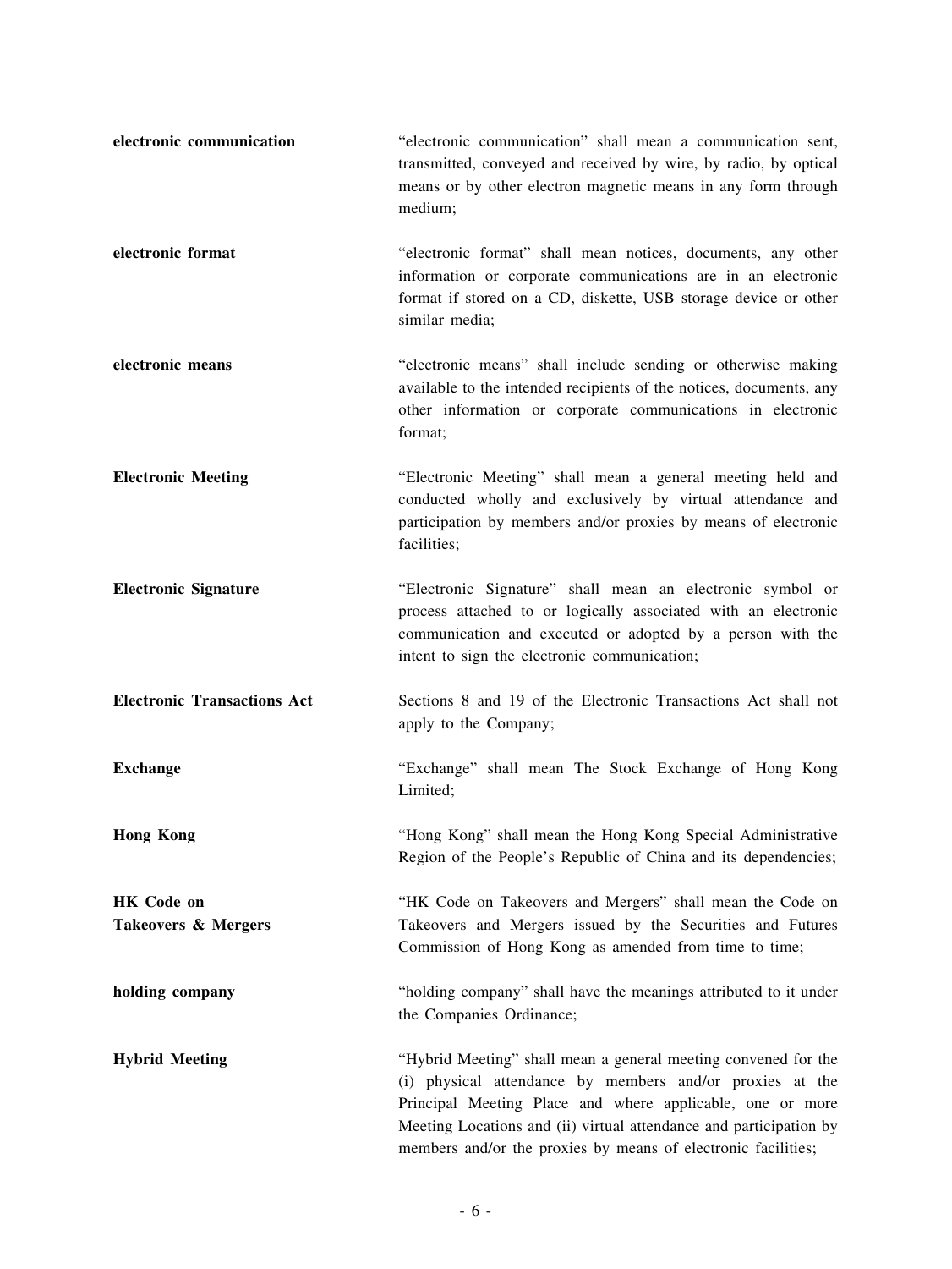| | |
|---|---|
| **electronic communication** | "electronic communication" shall mean a communication sent, transmitted, conveyed and received by wire, by radio, by optical means or by other electron magnetic means in any form through medium; |
| **electronic format** | "electronic format" shall mean notices, documents, any other information or corporate communications are in an electronic format if stored on a CD, diskette, USB storage device or other similar media; |
| **electronic means** | "electronic means" shall include sending or otherwise making available to the intended recipients of the notices, documents, any other information or corporate communications in electronic format; |
| **Electronic Meeting** | "Electronic Meeting" shall mean a general meeting held and conducted wholly and exclusively by virtual attendance and participation by members and/or proxies by means of electronic facilities; |
| **Electronic Signature** | "Electronic Signature" shall mean an electronic symbol or process attached to or logically associated with an electronic communication and executed or adopted by a person with the intent to sign the electronic communication; |
| **Electronic Transactions Act** | Sections 8 and 19 of the Electronic Transactions Act shall not apply to the Company; |
| **Exchange** | "Exchange" shall mean The Stock Exchange of Hong Kong Limited; |
| **Hong Kong** | "Hong Kong" shall mean the Hong Kong Special Administrative Region of the People's Republic of China and its dependencies; |
| **HK Code on Takeovers & Mergers** | "HK Code on Takeovers and Mergers" shall mean the Code on Takeovers and Mergers issued by the Securities and Futures Commission of Hong Kong as amended from time to time; |
| **holding company** | "holding company" shall have the meanings attributed to it under the Companies Ordinance; |
| **Hybrid Meeting** | "Hybrid Meeting" shall mean a general meeting convened for the (i) physical attendance by members and/or proxies at the Principal Meeting Place and where applicable, one or more Meeting Locations and (ii) virtual attendance and participation by members and/or the proxies by means of electronic facilities; |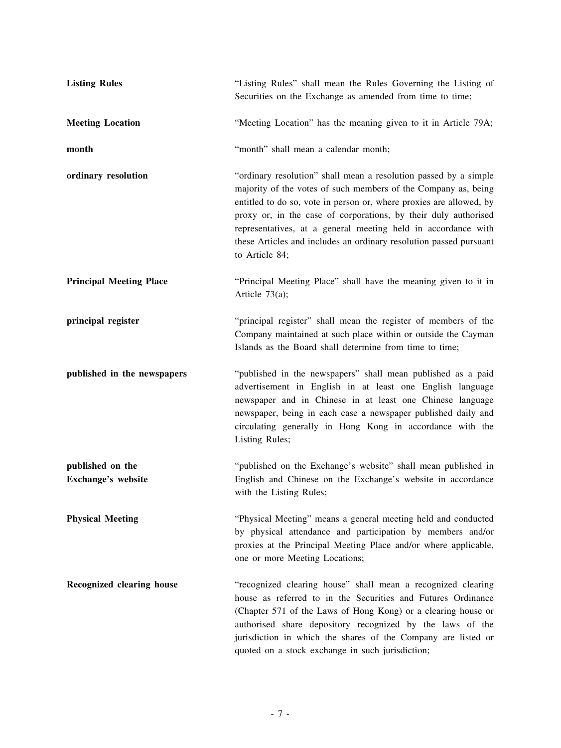| | |
|---|---|
| **Listing Rules** | "Listing Rules" shall mean the Rules Governing the Listing of Securities on the Exchange as amended from time to time; |
| **Meeting Location** | "Meeting Location" has the meaning given to it in Article 79A; |
| **month** | "month" shall mean a calendar month; |
| **ordinary resolution** | "ordinary resolution" shall mean a resolution passed by a simple majority of the votes of such members of the Company as, being entitled to do so, vote in person or, where proxies are allowed, by proxy or, in the case of corporations, by their duly authorised representatives, at a general meeting held in accordance with these Articles and includes an ordinary resolution passed pursuant to Article 84; |
| **Principal Meeting Place** | "Principal Meeting Place" shall have the meaning given to it in Article 73(a); |
| **principal register** | "principal register" shall mean the register of members of the Company maintained at such place within or outside the Cayman Islands as the Board shall determine from time to time; |
| **published in the newspapers** | "published in the newspapers" shall mean published as a paid advertisement in English in at least one English language newspaper and in Chinese in at least one Chinese language newspaper, being in each case a newspaper published daily and circulating generally in Hong Kong in accordance with the Listing Rules; |
| **published on the Exchange's website** | "published on the Exchange's website" shall mean published in English and Chinese on the Exchange's website in accordance with the Listing Rules; |
| **Physical Meeting** | "Physical Meeting" means a general meeting held and conducted by physical attendance and participation by members and/or proxies at the Principal Meeting Place and/or where applicable, one or more Meeting Locations; |
| **Recognized clearing house** | "recognized clearing house" shall mean a recognized clearing house as referred to in the Securities and Futures Ordinance (Chapter 571 of the Laws of Hong Kong) or a clearing house or authorised share depository recognized by the laws of the jurisdiction in which the shares of the Company are listed or quoted on a stock exchange in such jurisdiction; |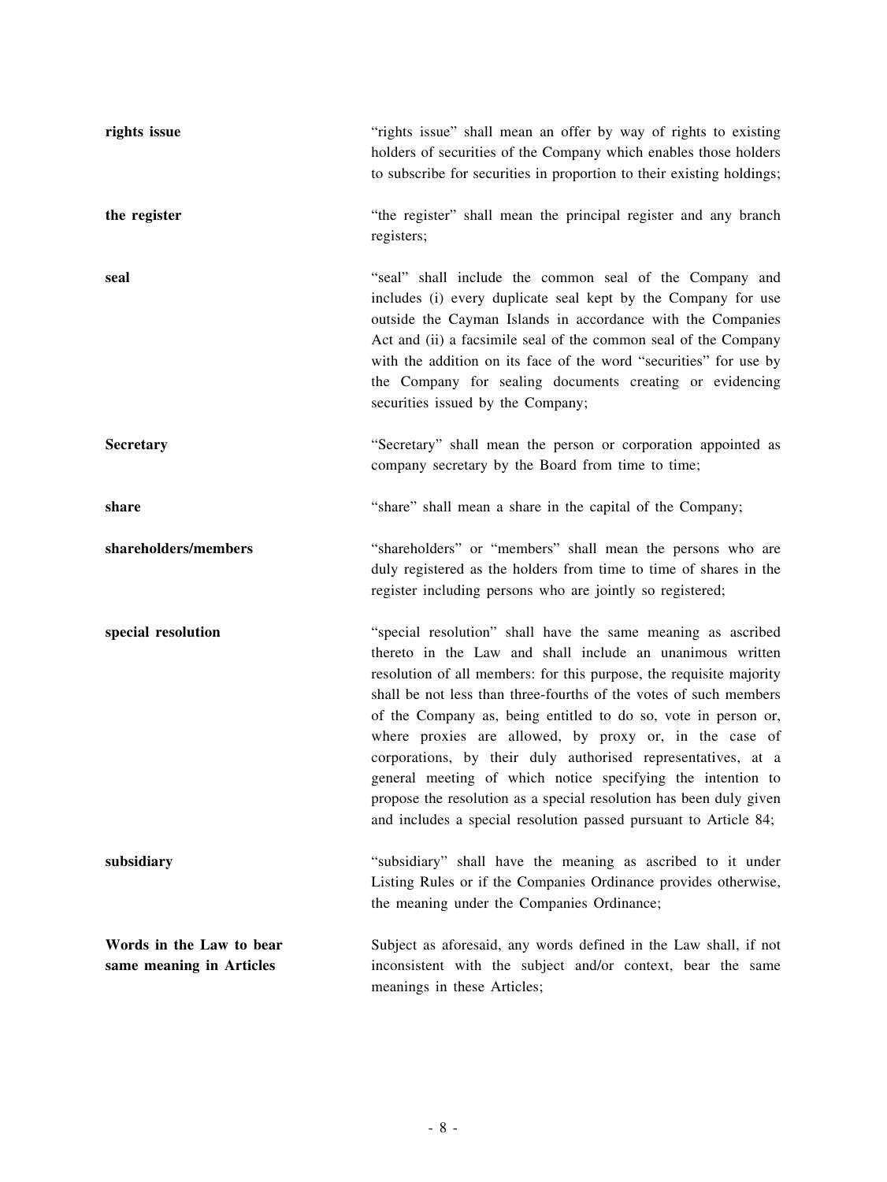| | |
|---|---|
| **rights issue** | "rights issue" shall mean an offer by way of rights to existing holders of securities of the Company which enables those holders to subscribe for securities in proportion to their existing holdings; |
| **the register** | "the register" shall mean the principal register and any branch registers; |
| **seal** | "seal" shall include the common seal of the Company and includes (i) every duplicate seal kept by the Company for use outside the Cayman Islands in accordance with the Companies Act and (ii) a facsimile seal of the common seal of the Company with the addition on its face of the word "securities" for use by the Company for sealing documents creating or evidencing securities issued by the Company; |
| **Secretary** | "Secretary" shall mean the person or corporation appointed as company secretary by the Board from time to time; |
| **share** | "share" shall mean a share in the capital of the Company; |
| **shareholders/members** | "shareholders" or "members" shall mean the persons who are duly registered as the holders from time to time of shares in the register including persons who are jointly so registered; |
| **special resolution** | "special resolution" shall have the same meaning as ascribed thereto in the Law and shall include an unanimous written resolution of all members: for this purpose, the requisite majority shall be not less than three-fourths of the votes of such members of the Company as, being entitled to do so, vote in person or, where proxies are allowed, by proxy or, in the case of corporations, by their duly authorised representatives, at a general meeting of which notice specifying the intention to propose the resolution as a special resolution has been duly given and includes a special resolution passed pursuant to Article 84; |
| **subsidiary** | "subsidiary" shall have the meaning as ascribed to it under Listing Rules or if the Companies Ordinance provides otherwise, the meaning under the Companies Ordinance; |
| **Words in the Law to bear same meaning in Articles** | Subject as aforesaid, any words defined in the Law shall, if not inconsistent with the subject and/or context, bear the same meanings in these Articles; |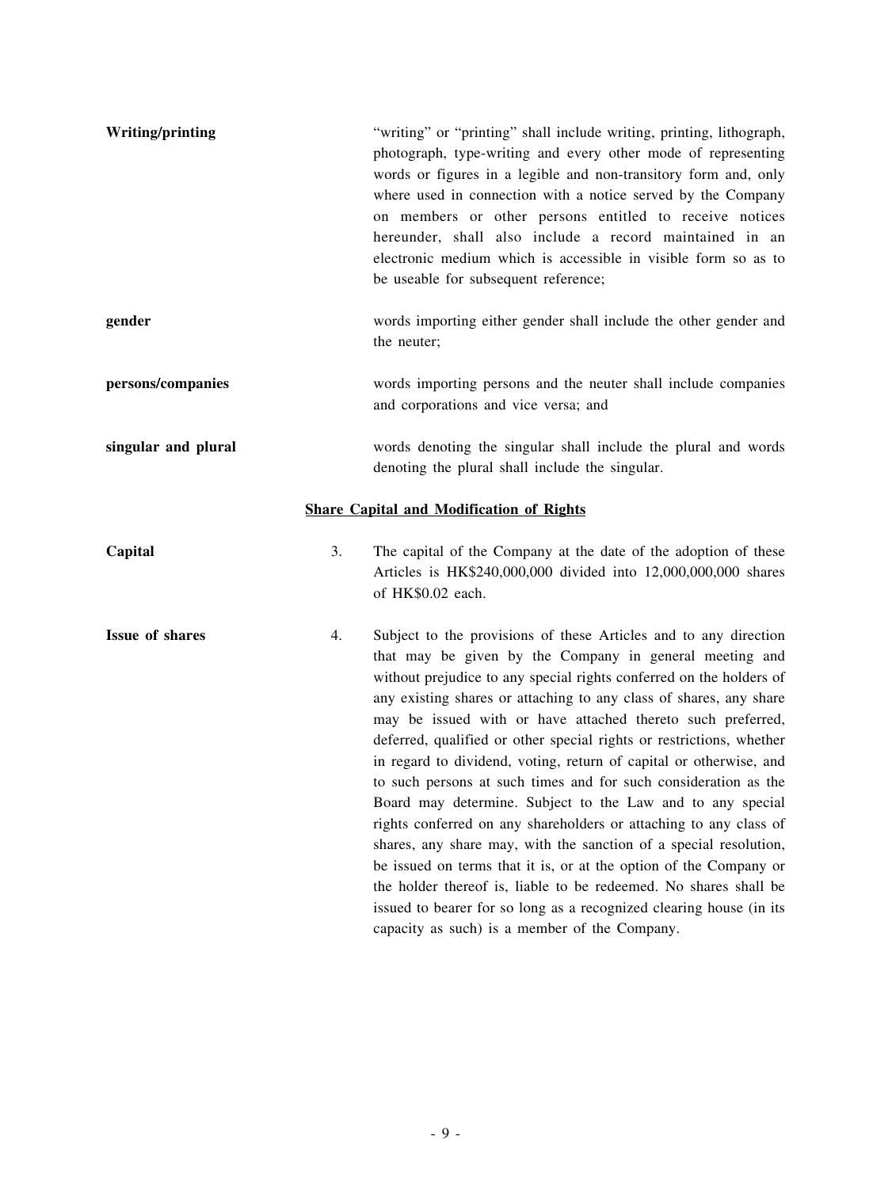**Writing/printing** "writing" or "printing" shall include writing, printing, lithograph, photograph, type-writing and every other mode of representing words or figures in a legible and non-transitory form and, only where used in connection with a notice served by the Company on members or other persons entitled to receive notices hereunder, shall also include a record maintained in an electronic medium which is accessible in visible form so as to be useable for subsequent reference;

**gender** words importing either gender shall include the other gender and the neuter;

**persons/companies** words importing persons and the neuter shall include companies and corporations and vice versa; and

**singular and plural** words denoting the singular shall include the plural and words denoting the plural shall include the singular.

## Share Capital and Modification of Rights

**Capital**

3. The capital of the Company at the date of the adoption of these Articles is HK$240,000,000 divided into 12,000,000,000 shares of HK$0.02 each.

**Issue of shares**

4. Subject to the provisions of these Articles and to any direction that may be given by the Company in general meeting and without prejudice to any special rights conferred on the holders of any existing shares or attaching to any class of shares, any share may be issued with or have attached thereto such preferred, deferred, qualified or other special rights or restrictions, whether in regard to dividend, voting, return of capital or otherwise, and to such persons at such times and for such consideration as the Board may determine. Subject to the Law and to any special rights conferred on any shareholders or attaching to any class of shares, any share may, with the sanction of a special resolution, be issued on terms that it is, or at the option of the Company or the holder thereof is, liable to be redeemed. No shares shall be issued to bearer for so long as a recognized clearing house (in its capacity as such) is a member of the Company.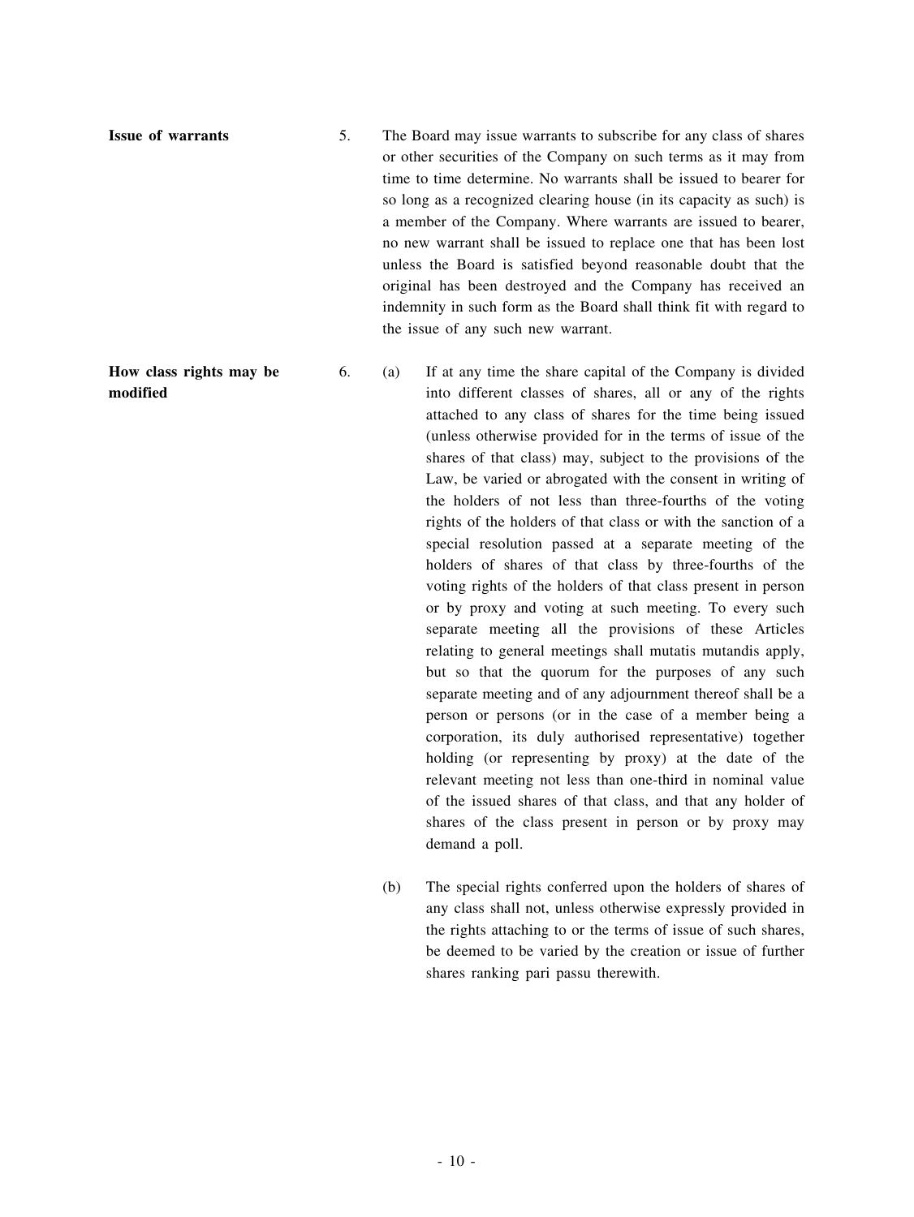**Issue of warrants**

5. The Board may issue warrants to subscribe for any class of shares or other securities of the Company on such terms as it may from time to time determine. No warrants shall be issued to bearer for so long as a recognized clearing house (in its capacity as such) is a member of the Company. Where warrants are issued to bearer, no new warrant shall be issued to replace one that has been lost unless the Board is satisfied beyond reasonable doubt that the original has been destroyed and the Company has received an indemnity in such form as the Board shall think fit with regard to the issue of any such new warrant.

**How class rights may be modified**

6. (a) If at any time the share capital of the Company is divided into different classes of shares, all or any of the rights attached to any class of shares for the time being issued (unless otherwise provided for in the terms of issue of the shares of that class) may, subject to the provisions of the Law, be varied or abrogated with the consent in writing of the holders of not less than three-fourths of the voting rights of the holders of that class or with the sanction of a special resolution passed at a separate meeting of the holders of shares of that class by three-fourths of the voting rights of the holders of that class present in person or by proxy and voting at such meeting. To every such separate meeting all the provisions of these Articles relating to general meetings shall mutatis mutandis apply, but so that the quorum for the purposes of any such separate meeting and of any adjournment thereof shall be a person or persons (or in the case of a member being a corporation, its duly authorised representative) together holding (or representing by proxy) at the date of the relevant meeting not less than one-third in nominal value of the issued shares of that class, and that any holder of shares of the class present in person or by proxy may demand a poll.

(b) The special rights conferred upon the holders of shares of any class shall not, unless otherwise expressly provided in the rights attaching to or the terms of issue of such shares, be deemed to be varied by the creation or issue of further shares ranking pari passu therewith.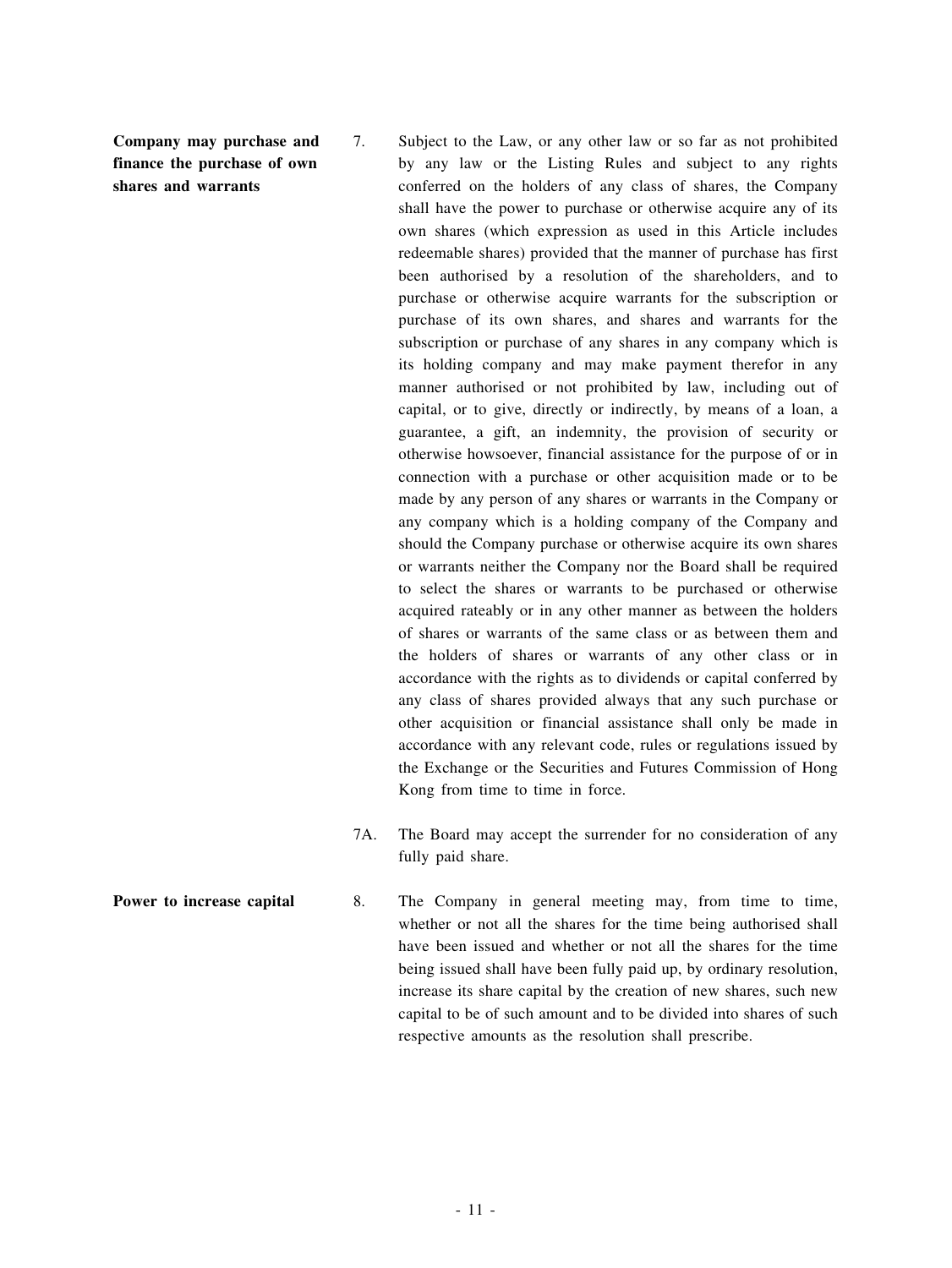**Company may purchase and finance the purchase of own shares and warrants**

7. Subject to the Law, or any other law or so far as not prohibited by any law or the Listing Rules and subject to any rights conferred on the holders of any class of shares, the Company shall have the power to purchase or otherwise acquire any of its own shares (which expression as used in this Article includes redeemable shares) provided that the manner of purchase has first been authorised by a resolution of the shareholders, and to purchase or otherwise acquire warrants for the subscription or purchase of its own shares, and shares and warrants for the subscription or purchase of any shares in any company which is its holding company and may make payment therefor in any manner authorised or not prohibited by law, including out of capital, or to give, directly or indirectly, by means of a loan, a guarantee, a gift, an indemnity, the provision of security or otherwise howsoever, financial assistance for the purpose of or in connection with a purchase or other acquisition made or to be made by any person of any shares or warrants in the Company or any company which is a holding company of the Company and should the Company purchase or otherwise acquire its own shares or warrants neither the Company nor the Board shall be required to select the shares or warrants to be purchased or otherwise acquired rateably or in any other manner as between the holders of shares or warrants of the same class or as between them and the holders of shares or warrants of any other class or in accordance with the rights as to dividends or capital conferred by any class of shares provided always that any such purchase or other acquisition or financial assistance shall only be made in accordance with any relevant code, rules or regulations issued by the Exchange or the Securities and Futures Commission of Hong Kong from time to time in force.

7A. The Board may accept the surrender for no consideration of any fully paid share.

**Power to increase capital**

8. The Company in general meeting may, from time to time, whether or not all the shares for the time being authorised shall have been issued and whether or not all the shares for the time being issued shall have been fully paid up, by ordinary resolution, increase its share capital by the creation of new shares, such new capital to be of such amount and to be divided into shares of such respective amounts as the resolution shall prescribe.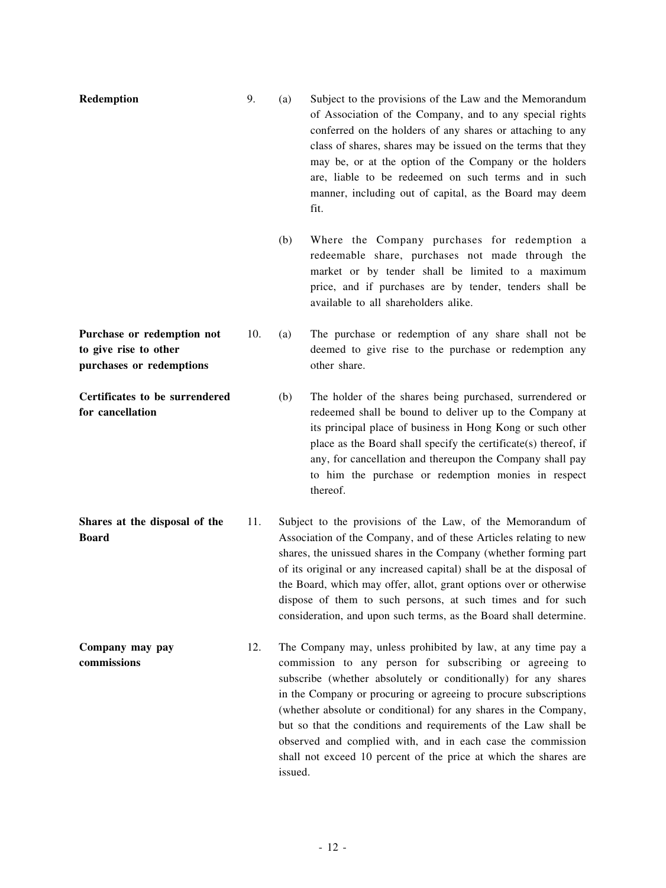**Redemption**

9. (a) Subject to the provisions of the Law and the Memorandum of Association of the Company, and to any special rights conferred on the holders of any shares or attaching to any class of shares, shares may be issued on the terms that they may be, or at the option of the Company or the holders are, liable to be redeemed on such terms and in such manner, including out of capital, as the Board may deem fit.

(b) Where the Company purchases for redemption a redeemable share, purchases not made through the market or by tender shall be limited to a maximum price, and if purchases are by tender, tenders shall be available to all shareholders alike.

**Purchase or redemption not to give rise to other purchases or redemptions**

10. (a) The purchase or redemption of any share shall not be deemed to give rise to the purchase or redemption any other share.

**Certificates to be surrendered for cancellation**

(b) The holder of the shares being purchased, surrendered or redeemed shall be bound to deliver up to the Company at its principal place of business in Hong Kong or such other place as the Board shall specify the certificate(s) thereof, if any, for cancellation and thereupon the Company shall pay to him the purchase or redemption monies in respect thereof.

**Shares at the disposal of the Board**

11. Subject to the provisions of the Law, of the Memorandum of Association of the Company, and of these Articles relating to new shares, the unissued shares in the Company (whether forming part of its original or any increased capital) shall be at the disposal of the Board, which may offer, allot, grant options over or otherwise dispose of them to such persons, at such times and for such consideration, and upon such terms, as the Board shall determine.

**Company may pay commissions**

12. The Company may, unless prohibited by law, at any time pay a commission to any person for subscribing or agreeing to subscribe (whether absolutely or conditionally) for any shares in the Company or procuring or agreeing to procure subscriptions (whether absolute or conditional) for any shares in the Company, but so that the conditions and requirements of the Law shall be observed and complied with, and in each case the commission shall not exceed 10 percent of the price at which the shares are issued.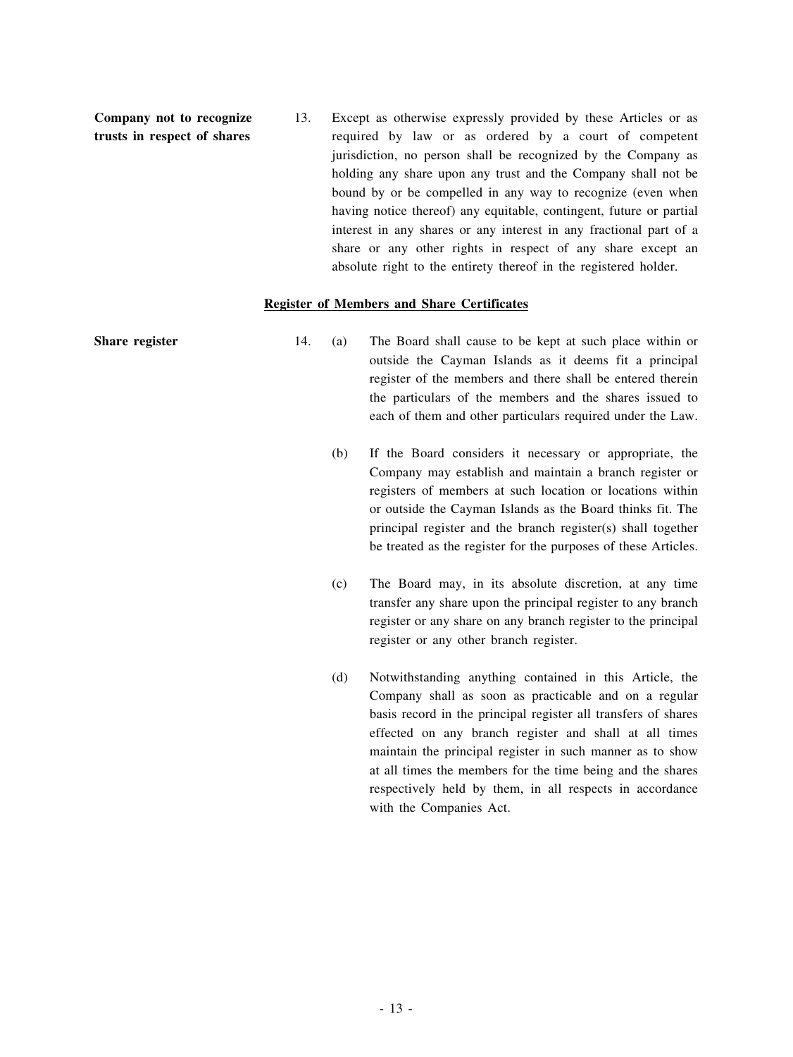**Company not to recognize trusts in respect of shares**

13. Except as otherwise expressly provided by these Articles or as required by law or as ordered by a court of competent jurisdiction, no person shall be recognized by the Company as holding any share upon any trust and the Company shall not be bound by or be compelled in any way to recognize (even when having notice thereof) any equitable, contingent, future or partial interest in any shares or any interest in any fractional part of a share or any other rights in respect of any share except an absolute right to the entirety thereof in the registered holder.

## Register of Members and Share Certificates

**Share register**

14. (a) The Board shall cause to be kept at such place within or outside the Cayman Islands as it deems fit a principal register of the members and there shall be entered therein the particulars of the members and the shares issued to each of them and other particulars required under the Law.

(b) If the Board considers it necessary or appropriate, the Company may establish and maintain a branch register or registers of members at such location or locations within or outside the Cayman Islands as the Board thinks fit. The principal register and the branch register(s) shall together be treated as the register for the purposes of these Articles.

(c) The Board may, in its absolute discretion, at any time transfer any share upon the principal register to any branch register or any share on any branch register to the principal register or any other branch register.

(d) Notwithstanding anything contained in this Article, the Company shall as soon as practicable and on a regular basis record in the principal register all transfers of shares effected on any branch register and shall at all times maintain the principal register in such manner as to show at all times the members for the time being and the shares respectively held by them, in all respects in accordance with the Companies Act.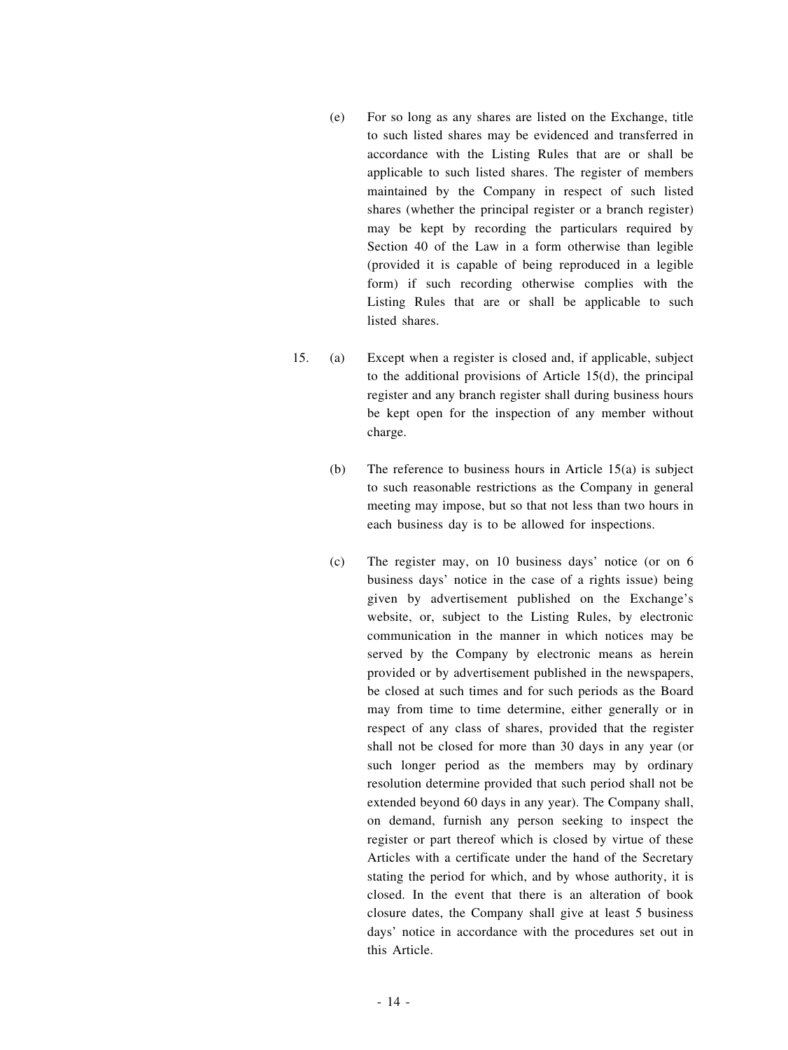(e) For so long as any shares are listed on the Exchange, title to such listed shares may be evidenced and transferred in accordance with the Listing Rules that are or shall be applicable to such listed shares. The register of members maintained by the Company in respect of such listed shares (whether the principal register or a branch register) may be kept by recording the particulars required by Section 40 of the Law in a form otherwise than legible (provided it is capable of being reproduced in a legible form) if such recording otherwise complies with the Listing Rules that are or shall be applicable to such listed shares.

15. (a) Except when a register is closed and, if applicable, subject to the additional provisions of Article 15(d), the principal register and any branch register shall during business hours be kept open for the inspection of any member without charge.

(b) The reference to business hours in Article 15(a) is subject to such reasonable restrictions as the Company in general meeting may impose, but so that not less than two hours in each business day is to be allowed for inspections.

(c) The register may, on 10 business days' notice (or on 6 business days' notice in the case of a rights issue) being given by advertisement published on the Exchange's website, or, subject to the Listing Rules, by electronic communication in the manner in which notices may be served by the Company by electronic means as herein provided or by advertisement published in the newspapers, be closed at such times and for such periods as the Board may from time to time determine, either generally or in respect of any class of shares, provided that the register shall not be closed for more than 30 days in any year (or such longer period as the members may by ordinary resolution determine provided that such period shall not be extended beyond 60 days in any year). The Company shall, on demand, furnish any person seeking to inspect the register or part thereof which is closed by virtue of these Articles with a certificate under the hand of the Secretary stating the period for which, and by whose authority, it is closed. In the event that there is an alteration of book closure dates, the Company shall give at least 5 business days' notice in accordance with the procedures set out in this Article.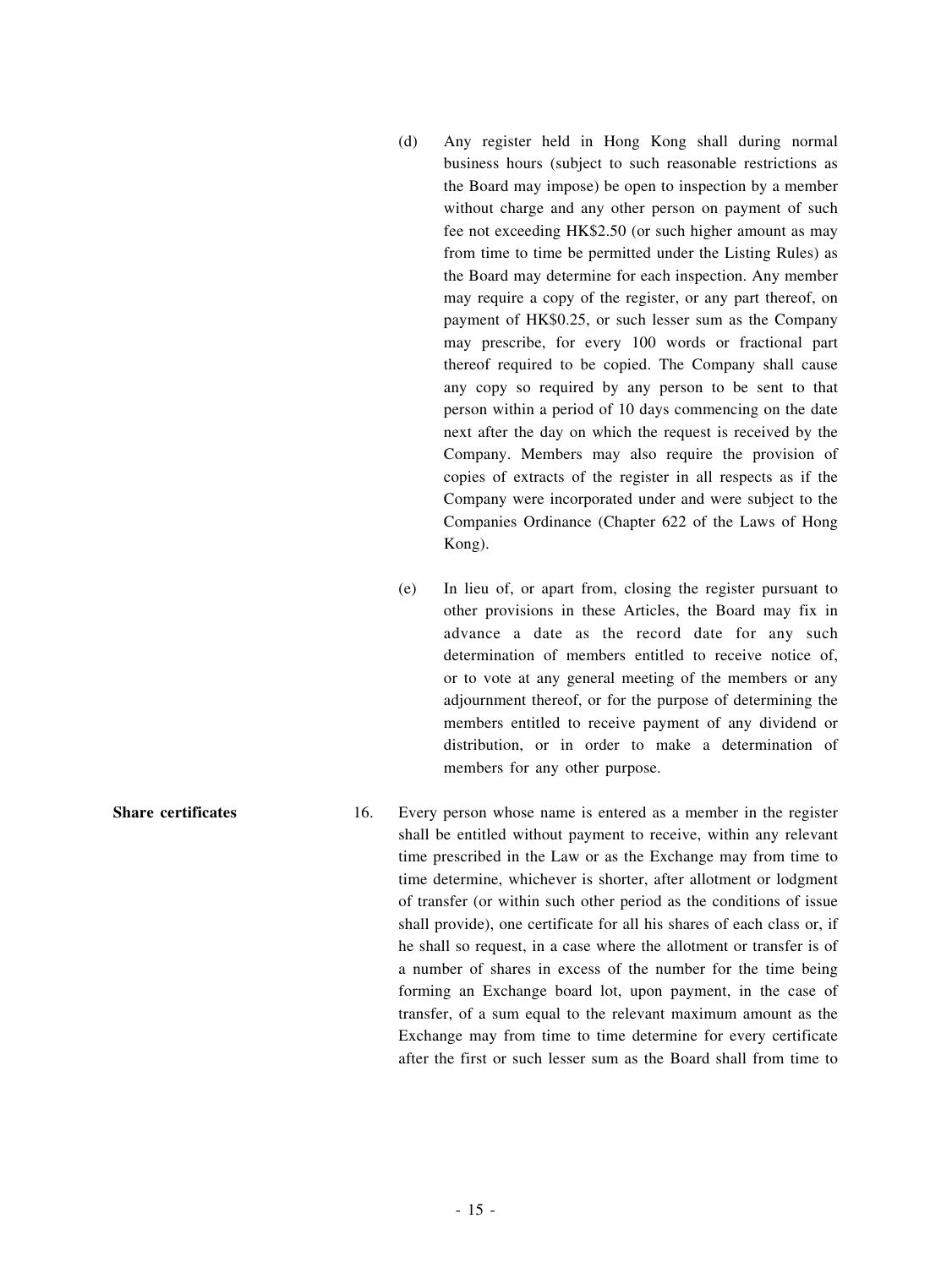(d) Any register held in Hong Kong shall during normal business hours (subject to such reasonable restrictions as the Board may impose) be open to inspection by a member without charge and any other person on payment of such fee not exceeding HK$2.50 (or such higher amount as may from time to time be permitted under the Listing Rules) as the Board may determine for each inspection. Any member may require a copy of the register, or any part thereof, on payment of HK$0.25, or such lesser sum as the Company may prescribe, for every 100 words or fractional part thereof required to be copied. The Company shall cause any copy so required by any person to be sent to that person within a period of 10 days commencing on the date next after the day on which the request is received by the Company. Members may also require the provision of copies of extracts of the register in all respects as if the Company were incorporated under and were subject to the Companies Ordinance (Chapter 622 of the Laws of Hong Kong).

(e) In lieu of, or apart from, closing the register pursuant to other provisions in these Articles, the Board may fix in advance a date as the record date for any such determination of members entitled to receive notice of, or to vote at any general meeting of the members or any adjournment thereof, or for the purpose of determining the members entitled to receive payment of any dividend or distribution, or in order to make a determination of members for any other purpose.

**Share certificates**

16. Every person whose name is entered as a member in the register shall be entitled without payment to receive, within any relevant time prescribed in the Law or as the Exchange may from time to time determine, whichever is shorter, after allotment or lodgment of transfer (or within such other period as the conditions of issue shall provide), one certificate for all his shares of each class or, if he shall so request, in a case where the allotment or transfer is of a number of shares in excess of the number for the time being forming an Exchange board lot, upon payment, in the case of transfer, of a sum equal to the relevant maximum amount as the Exchange may from time to time determine for every certificate after the first or such lesser sum as the Board shall from time to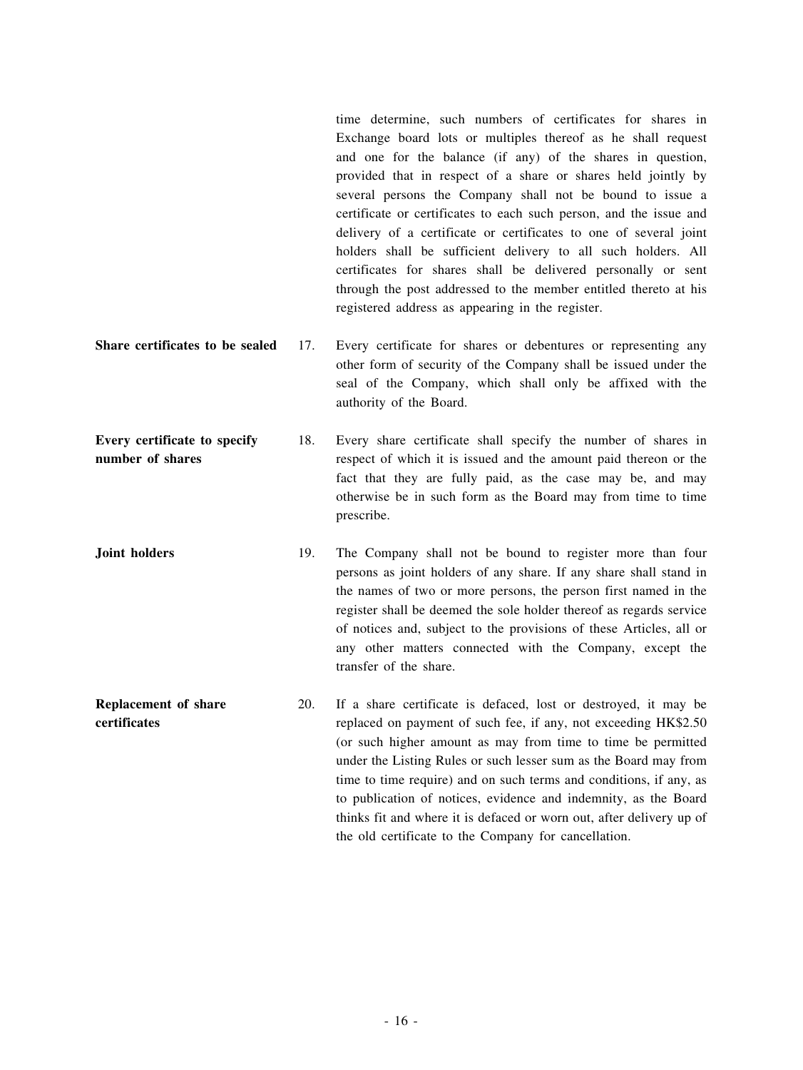time determine, such numbers of certificates for shares in Exchange board lots or multiples thereof as he shall request and one for the balance (if any) of the shares in question, provided that in respect of a share or shares held jointly by several persons the Company shall not be bound to issue a certificate or certificates to each such person, and the issue and delivery of a certificate or certificates to one of several joint holders shall be sufficient delivery to all such holders. All certificates for shares shall be delivered personally or sent through the post addressed to the member entitled thereto at his registered address as appearing in the register.

**Share certificates to be sealed**

17. Every certificate for shares or debentures or representing any other form of security of the Company shall be issued under the seal of the Company, which shall only be affixed with the authority of the Board.

**Every certificate to specify number of shares**

18. Every share certificate shall specify the number of shares in respect of which it is issued and the amount paid thereon or the fact that they are fully paid, as the case may be, and may otherwise be in such form as the Board may from time to time prescribe.

**Joint holders**

19. The Company shall not be bound to register more than four persons as joint holders of any share. If any share shall stand in the names of two or more persons, the person first named in the register shall be deemed the sole holder thereof as regards service of notices and, subject to the provisions of these Articles, all or any other matters connected with the Company, except the transfer of the share.

**Replacement of share certificates**

20. If a share certificate is defaced, lost or destroyed, it may be replaced on payment of such fee, if any, not exceeding HK$2.50 (or such higher amount as may from time to time be permitted under the Listing Rules or such lesser sum as the Board may from time to time require) and on such terms and conditions, if any, as to publication of notices, evidence and indemnity, as the Board thinks fit and where it is defaced or worn out, after delivery up of the old certificate to the Company for cancellation.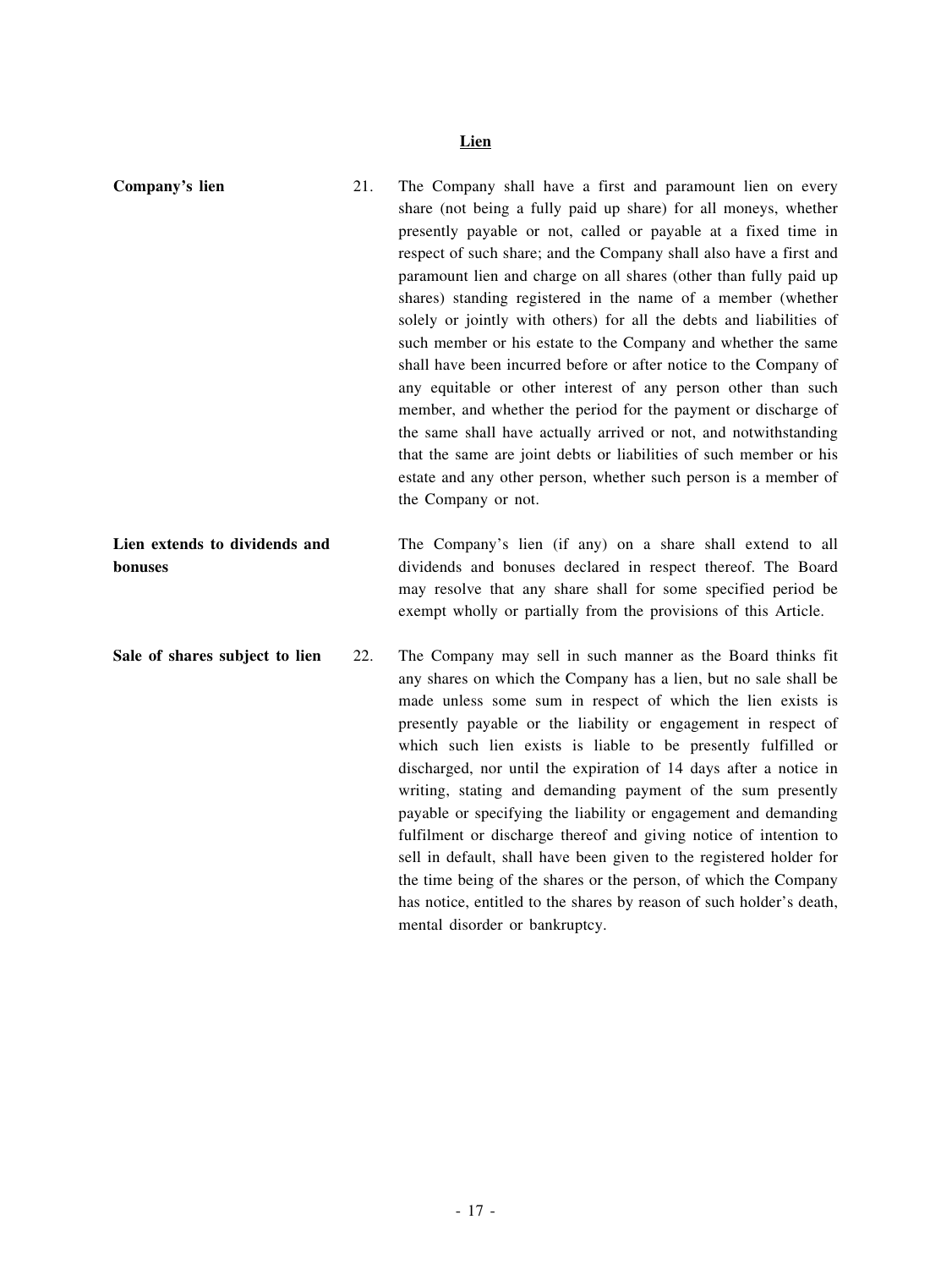## Lien

**Company's lien** 21. The Company shall have a first and paramount lien on every share (not being a fully paid up share) for all moneys, whether presently payable or not, called or payable at a fixed time in respect of such share; and the Company shall also have a first and paramount lien and charge on all shares (other than fully paid up shares) standing registered in the name of a member (whether solely or jointly with others) for all the debts and liabilities of such member or his estate to the Company and whether the same shall have been incurred before or after notice to the Company of any equitable or other interest of any person other than such member, and whether the period for the payment or discharge of the same shall have actually arrived or not, and notwithstanding that the same are joint debts or liabilities of such member or his estate and any other person, whether such person is a member of the Company or not.

**Lien extends to dividends and bonuses** The Company's lien (if any) on a share shall extend to all dividends and bonuses declared in respect thereof. The Board may resolve that any share shall for some specified period be exempt wholly or partially from the provisions of this Article.

**Sale of shares subject to lien** 22. The Company may sell in such manner as the Board thinks fit any shares on which the Company has a lien, but no sale shall be made unless some sum in respect of which the lien exists is presently payable or the liability or engagement in respect of which such lien exists is liable to be presently fulfilled or discharged, nor until the expiration of 14 days after a notice in writing, stating and demanding payment of the sum presently payable or specifying the liability or engagement and demanding fulfilment or discharge thereof and giving notice of intention to sell in default, shall have been given to the registered holder for the time being of the shares or the person, of which the Company has notice, entitled to the shares by reason of such holder's death, mental disorder or bankruptcy.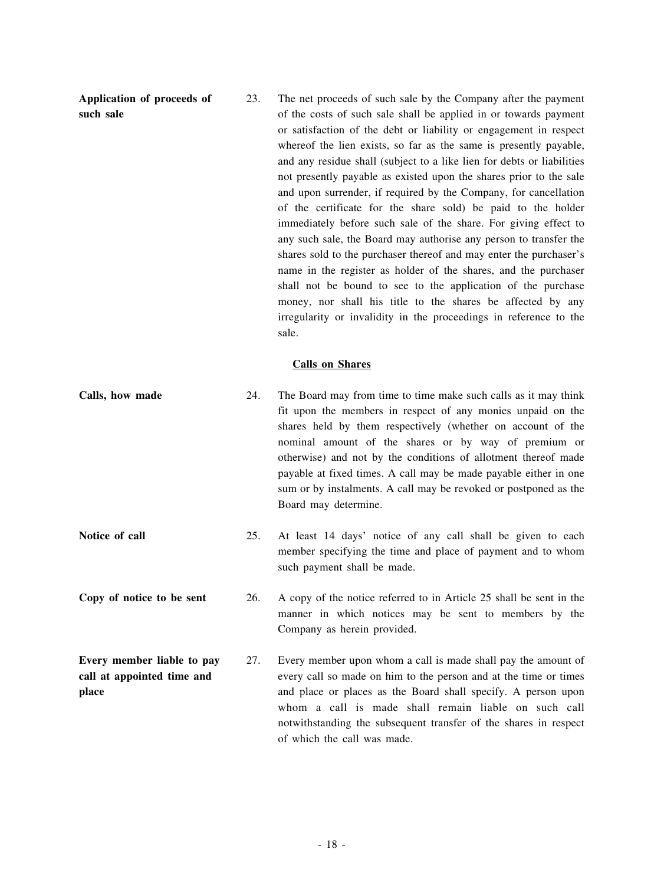**Application of proceeds of such sale**

23. The net proceeds of such sale by the Company after the payment of the costs of such sale shall be applied in or towards payment or satisfaction of the debt or liability or engagement in respect whereof the lien exists, so far as the same is presently payable, and any residue shall (subject to a like lien for debts or liabilities not presently payable as existed upon the shares prior to the sale and upon surrender, if required by the Company, for cancellation of the certificate for the share sold) be paid to the holder immediately before such sale of the share. For giving effect to any such sale, the Board may authorise any person to transfer the shares sold to the purchaser thereof and may enter the purchaser's name in the register as holder of the shares, and the purchaser shall not be bound to see to the application of the purchase money, nor shall his title to the shares be affected by any irregularity or invalidity in the proceedings in reference to the sale.

## Calls on Shares

**Calls, how made**

24. The Board may from time to time make such calls as it may think fit upon the members in respect of any monies unpaid on the shares held by them respectively (whether on account of the nominal amount of the shares or by way of premium or otherwise) and not by the conditions of allotment thereof made payable at fixed times. A call may be made payable either in one sum or by instalments. A call may be revoked or postponed as the Board may determine.

**Notice of call**

25. At least 14 days' notice of any call shall be given to each member specifying the time and place of payment and to whom such payment shall be made.

**Copy of notice to be sent**

26. A copy of the notice referred to in Article 25 shall be sent in the manner in which notices may be sent to members by the Company as herein provided.

**Every member liable to pay call at appointed time and place**

27. Every member upon whom a call is made shall pay the amount of every call so made on him to the person and at the time or times and place or places as the Board shall specify. A person upon whom a call is made shall remain liable on such call notwithstanding the subsequent transfer of the shares in respect of which the call was made.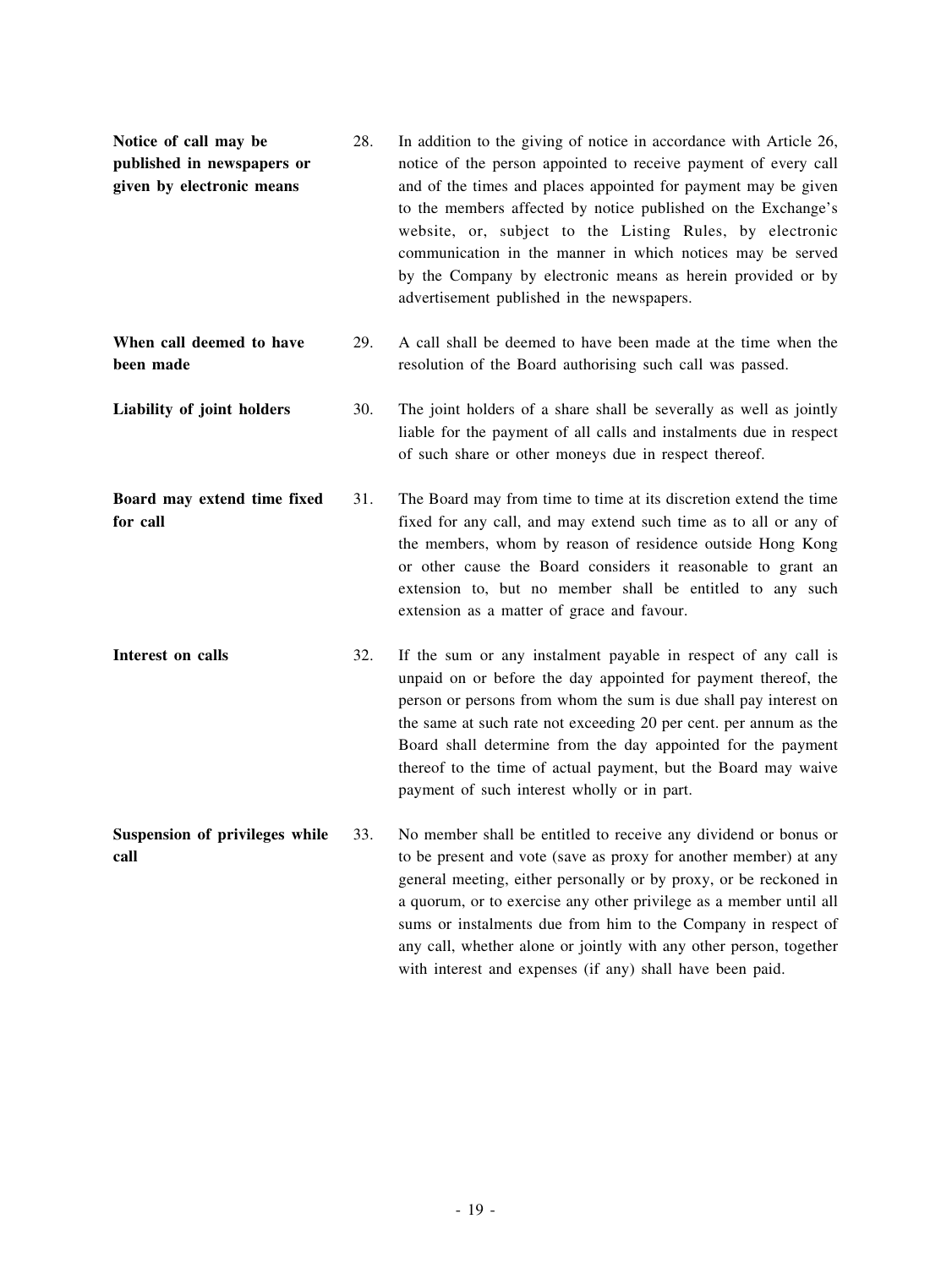**Notice of call may be published in newspapers or given by electronic means**

28. In addition to the giving of notice in accordance with Article 26, notice of the person appointed to receive payment of every call and of the times and places appointed for payment may be given to the members affected by notice published on the Exchange's website, or, subject to the Listing Rules, by electronic communication in the manner in which notices may be served by the Company by electronic means as herein provided or by advertisement published in the newspapers.

**When call deemed to have been made**

29. A call shall be deemed to have been made at the time when the resolution of the Board authorising such call was passed.

**Liability of joint holders**

30. The joint holders of a share shall be severally as well as jointly liable for the payment of all calls and instalments due in respect of such share or other moneys due in respect thereof.

**Board may extend time fixed for call**

31. The Board may from time to time at its discretion extend the time fixed for any call, and may extend such time as to all or any of the members, whom by reason of residence outside Hong Kong or other cause the Board considers it reasonable to grant an extension to, but no member shall be entitled to any such extension as a matter of grace and favour.

**Interest on calls**

32. If the sum or any instalment payable in respect of any call is unpaid on or before the day appointed for payment thereof, the person or persons from whom the sum is due shall pay interest on the same at such rate not exceeding 20 per cent. per annum as the Board shall determine from the day appointed for the payment thereof to the time of actual payment, but the Board may waive payment of such interest wholly or in part.

**Suspension of privileges while call**

33. No member shall be entitled to receive any dividend or bonus or to be present and vote (save as proxy for another member) at any general meeting, either personally or by proxy, or be reckoned in a quorum, or to exercise any other privilege as a member until all sums or instalments due from him to the Company in respect of any call, whether alone or jointly with any other person, together with interest and expenses (if any) shall have been paid.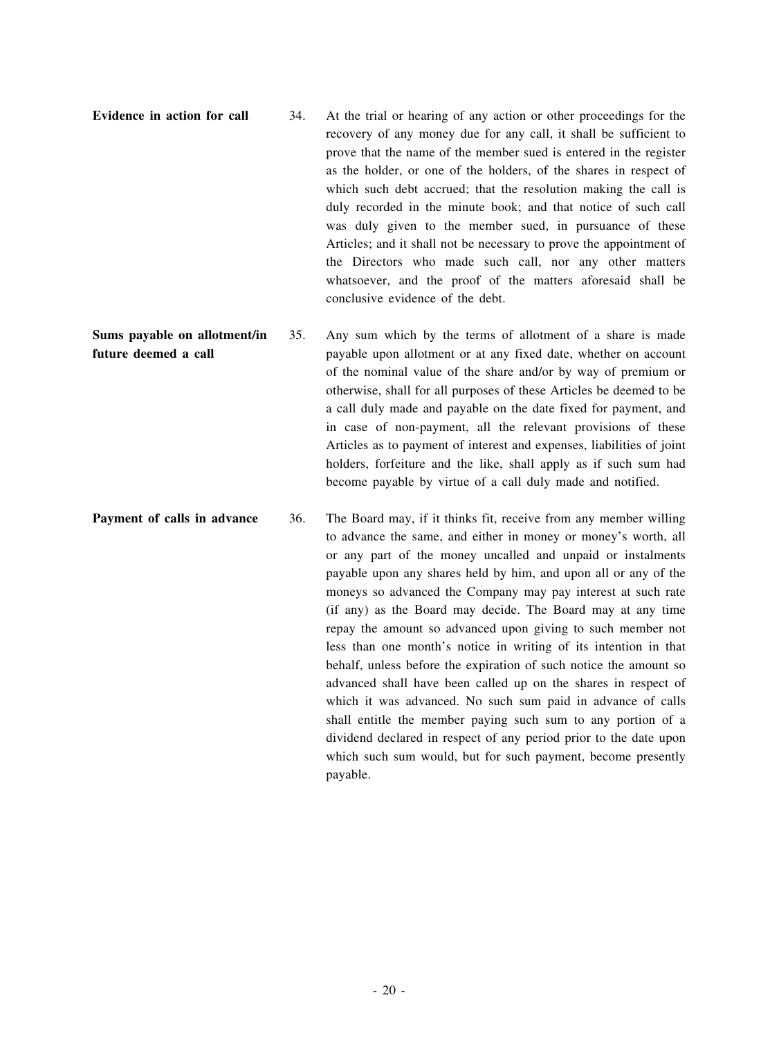**Evidence in action for call**

34. At the trial or hearing of any action or other proceedings for the recovery of any money due for any call, it shall be sufficient to prove that the name of the member sued is entered in the register as the holder, or one of the holders, of the shares in respect of which such debt accrued; that the resolution making the call is duly recorded in the minute book; and that notice of such call was duly given to the member sued, in pursuance of these Articles; and it shall not be necessary to prove the appointment of the Directors who made such call, nor any other matters whatsoever, and the proof of the matters aforesaid shall be conclusive evidence of the debt.

**Sums payable on allotment/in future deemed a call**

35. Any sum which by the terms of allotment of a share is made payable upon allotment or at any fixed date, whether on account of the nominal value of the share and/or by way of premium or otherwise, shall for all purposes of these Articles be deemed to be a call duly made and payable on the date fixed for payment, and in case of non-payment, all the relevant provisions of these Articles as to payment of interest and expenses, liabilities of joint holders, forfeiture and the like, shall apply as if such sum had become payable by virtue of a call duly made and notified.

**Payment of calls in advance**

36. The Board may, if it thinks fit, receive from any member willing to advance the same, and either in money or money's worth, all or any part of the money uncalled and unpaid or instalments payable upon any shares held by him, and upon all or any of the moneys so advanced the Company may pay interest at such rate (if any) as the Board may decide. The Board may at any time repay the amount so advanced upon giving to such member not less than one month's notice in writing of its intention in that behalf, unless before the expiration of such notice the amount so advanced shall have been called up on the shares in respect of which it was advanced. No such sum paid in advance of calls shall entitle the member paying such sum to any portion of a dividend declared in respect of any period prior to the date upon which such sum would, but for such payment, become presently payable.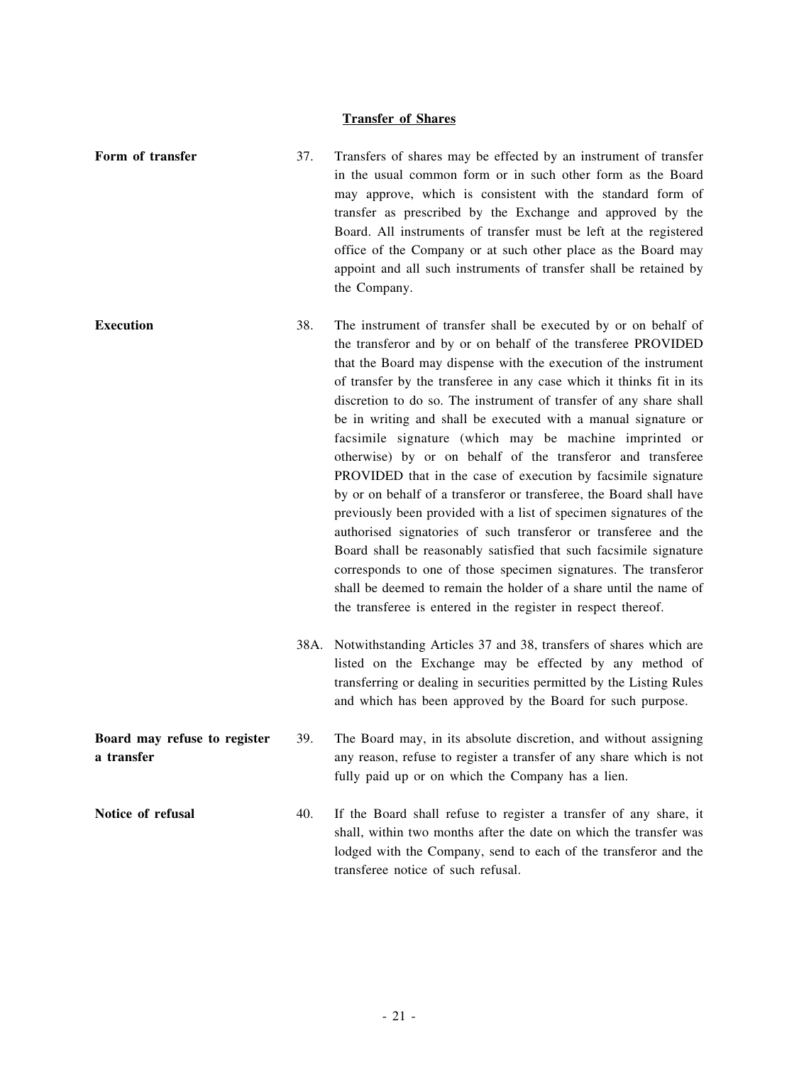## Transfer of Shares

**Form of transfer**

37. Transfers of shares may be effected by an instrument of transfer in the usual common form or in such other form as the Board may approve, which is consistent with the standard form of transfer as prescribed by the Exchange and approved by the Board. All instruments of transfer must be left at the registered office of the Company or at such other place as the Board may appoint and all such instruments of transfer shall be retained by the Company.

**Execution**

38. The instrument of transfer shall be executed by or on behalf of the transferor and by or on behalf of the transferee PROVIDED that the Board may dispense with the execution of the instrument of transfer by the transferee in any case which it thinks fit in its discretion to do so. The instrument of transfer of any share shall be in writing and shall be executed with a manual signature or facsimile signature (which may be machine imprinted or otherwise) by or on behalf of the transferor and transferee PROVIDED that in the case of execution by facsimile signature by or on behalf of a transferor or transferee, the Board shall have previously been provided with a list of specimen signatures of the authorised signatories of such transferor or transferee and the Board shall be reasonably satisfied that such facsimile signature corresponds to one of those specimen signatures. The transferor shall be deemed to remain the holder of a share until the name of the transferee is entered in the register in respect thereof.

38A. Notwithstanding Articles 37 and 38, transfers of shares which are listed on the Exchange may be effected by any method of transferring or dealing in securities permitted by the Listing Rules and which has been approved by the Board for such purpose.

**Board may refuse to register a transfer**

39. The Board may, in its absolute discretion, and without assigning any reason, refuse to register a transfer of any share which is not fully paid up or on which the Company has a lien.

**Notice of refusal**

40. If the Board shall refuse to register a transfer of any share, it shall, within two months after the date on which the transfer was lodged with the Company, send to each of the transferor and the transferee notice of such refusal.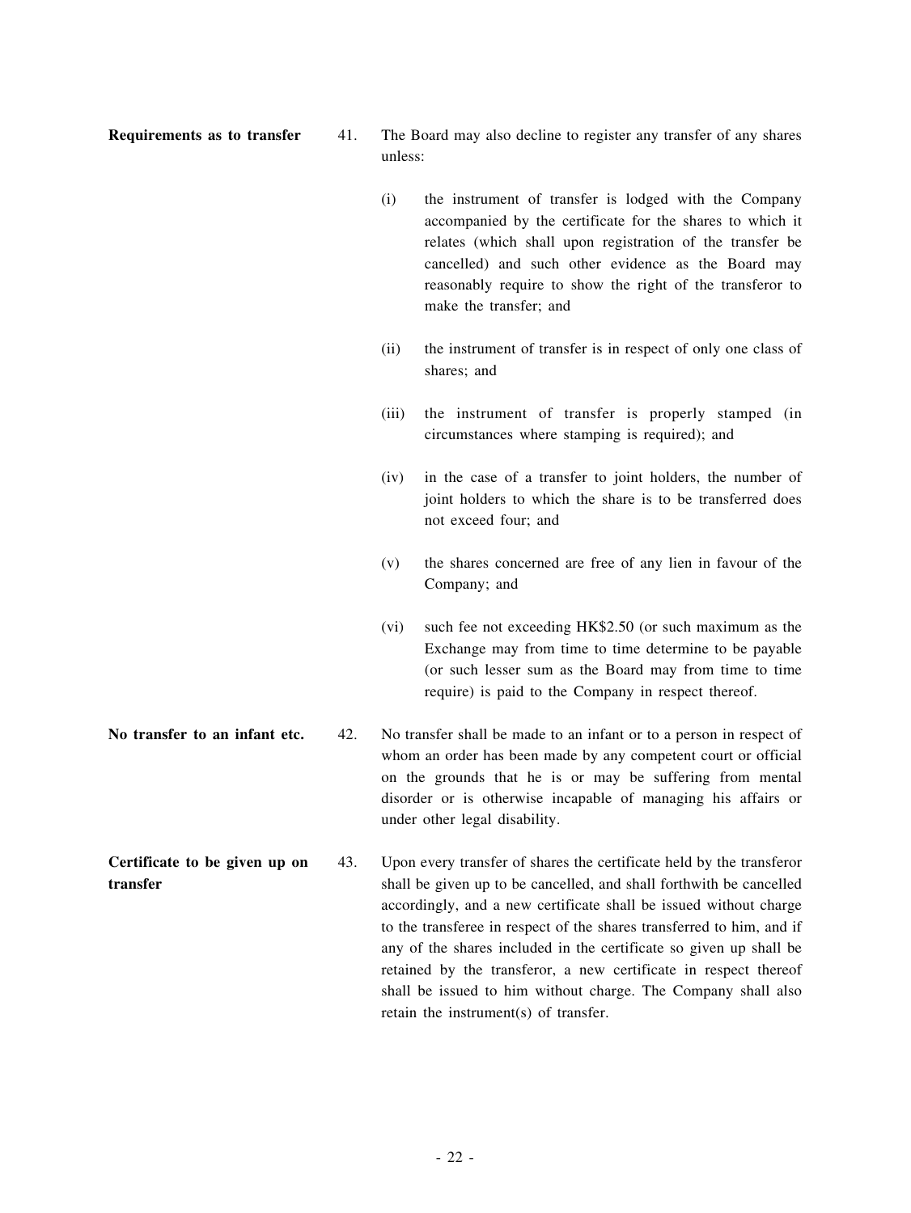**Requirements as to transfer**

41. The Board may also decline to register any transfer of any shares unless:

   (i) the instrument of transfer is lodged with the Company accompanied by the certificate for the shares to which it relates (which shall upon registration of the transfer be cancelled) and such other evidence as the Board may reasonably require to show the right of the transferor to make the transfer; and

   (ii) the instrument of transfer is in respect of only one class of shares; and

   (iii) the instrument of transfer is properly stamped (in circumstances where stamping is required); and

   (iv) in the case of a transfer to joint holders, the number of joint holders to which the share is to be transferred does not exceed four; and

   (v) the shares concerned are free of any lien in favour of the Company; and

   (vi) such fee not exceeding HK$2.50 (or such maximum as the Exchange may from time to time determine to be payable (or such lesser sum as the Board may from time to time require) is paid to the Company in respect thereof.

**No transfer to an infant etc.**

42. No transfer shall be made to an infant or to a person in respect of whom an order has been made by any competent court or official on the grounds that he is or may be suffering from mental disorder or is otherwise incapable of managing his affairs or under other legal disability.

**Certificate to be given up on transfer**

43. Upon every transfer of shares the certificate held by the transferor shall be given up to be cancelled, and shall forthwith be cancelled accordingly, and a new certificate shall be issued without charge to the transferee in respect of the shares transferred to him, and if any of the shares included in the certificate so given up shall be retained by the transferor, a new certificate in respect thereof shall be issued to him without charge. The Company shall also retain the instrument(s) of transfer.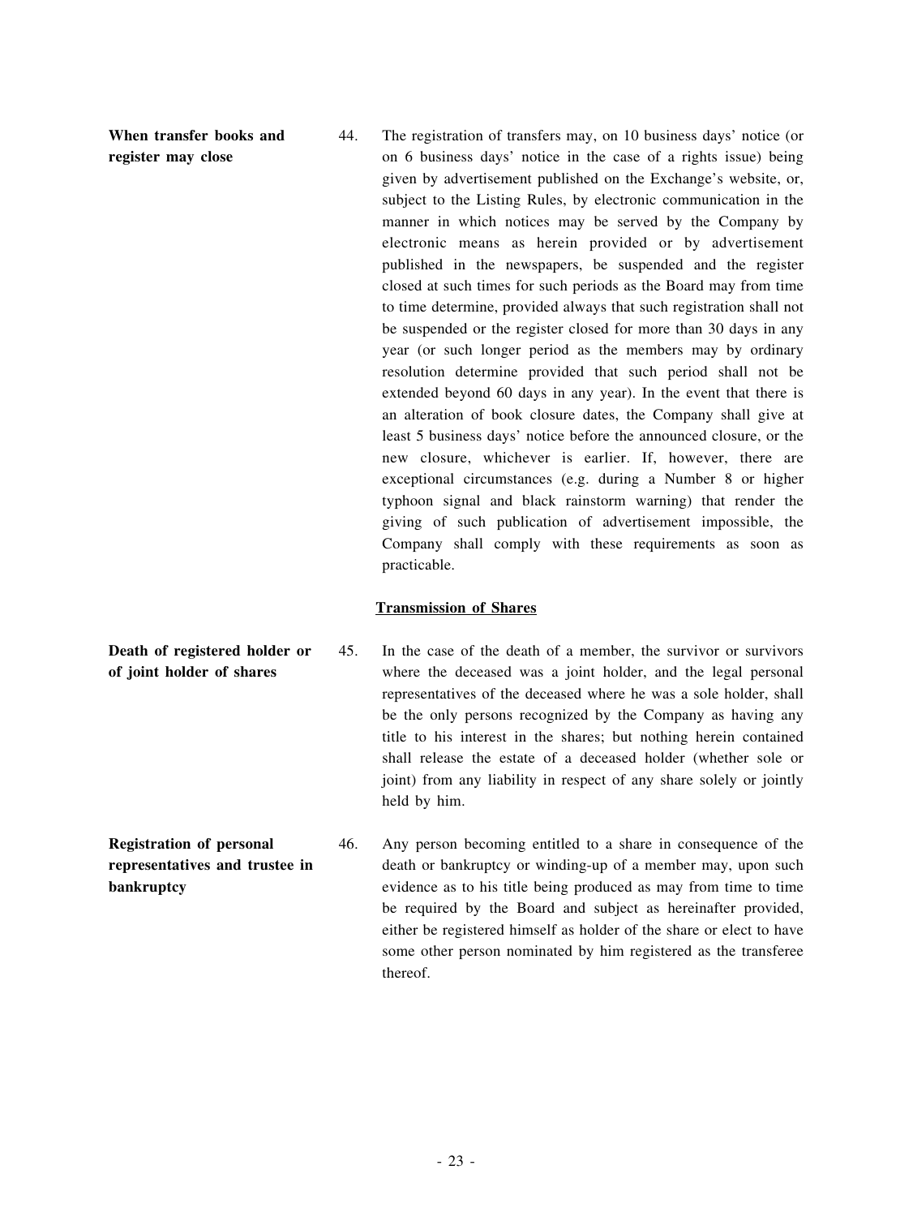**When transfer books and register may close**

44. The registration of transfers may, on 10 business days' notice (or on 6 business days' notice in the case of a rights issue) being given by advertisement published on the Exchange's website, or, subject to the Listing Rules, by electronic communication in the manner in which notices may be served by the Company by electronic means as herein provided or by advertisement published in the newspapers, be suspended and the register closed at such times for such periods as the Board may from time to time determine, provided always that such registration shall not be suspended or the register closed for more than 30 days in any year (or such longer period as the members may by ordinary resolution determine provided that such period shall not be extended beyond 60 days in any year). In the event that there is an alteration of book closure dates, the Company shall give at least 5 business days' notice before the announced closure, or the new closure, whichever is earlier. If, however, there are exceptional circumstances (e.g. during a Number 8 or higher typhoon signal and black rainstorm warning) that render the giving of such publication of advertisement impossible, the Company shall comply with these requirements as soon as practicable.

## Transmission of Shares

**Death of registered holder or of joint holder of shares**

45. In the case of the death of a member, the survivor or survivors where the deceased was a joint holder, and the legal personal representatives of the deceased where he was a sole holder, shall be the only persons recognized by the Company as having any title to his interest in the shares; but nothing herein contained shall release the estate of a deceased holder (whether sole or joint) from any liability in respect of any share solely or jointly held by him.

**Registration of personal representatives and trustee in bankruptcy**

46. Any person becoming entitled to a share in consequence of the death or bankruptcy or winding-up of a member may, upon such evidence as to his title being produced as may from time to time be required by the Board and subject as hereinafter provided, either be registered himself as holder of the share or elect to have some other person nominated by him registered as the transferee thereof.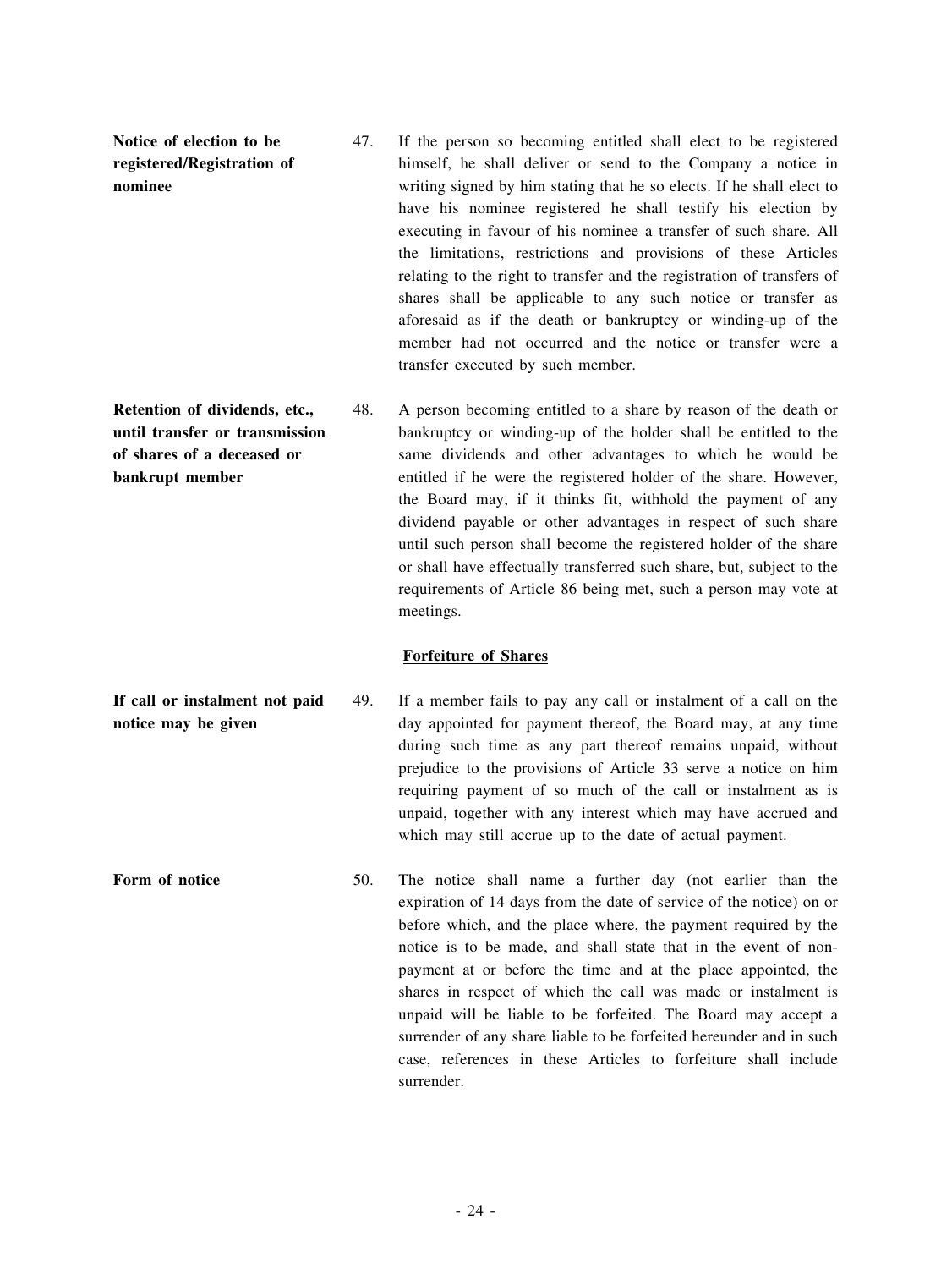**Notice of election to be registered/Registration of nominee**

47. If the person so becoming entitled shall elect to be registered himself, he shall deliver or send to the Company a notice in writing signed by him stating that he so elects. If he shall elect to have his nominee registered he shall testify his election by executing in favour of his nominee a transfer of such share. All the limitations, restrictions and provisions of these Articles relating to the right to transfer and the registration of transfers of shares shall be applicable to any such notice or transfer as aforesaid as if the death or bankruptcy or winding-up of the member had not occurred and the notice or transfer were a transfer executed by such member.

**Retention of dividends, etc., until transfer or transmission of shares of a deceased or bankrupt member**

48. A person becoming entitled to a share by reason of the death or bankruptcy or winding-up of the holder shall be entitled to the same dividends and other advantages to which he would be entitled if he were the registered holder of the share. However, the Board may, if it thinks fit, withhold the payment of any dividend payable or other advantages in respect of such share until such person shall become the registered holder of the share or shall have effectually transferred such share, but, subject to the requirements of Article 86 being met, such a person may vote at meetings.

## Forfeiture of Shares

**If call or instalment not paid notice may be given**

49. If a member fails to pay any call or instalment of a call on the day appointed for payment thereof, the Board may, at any time during such time as any part thereof remains unpaid, without prejudice to the provisions of Article 33 serve a notice on him requiring payment of so much of the call or instalment as is unpaid, together with any interest which may have accrued and which may still accrue up to the date of actual payment.

**Form of notice**

50. The notice shall name a further day (not earlier than the expiration of 14 days from the date of service of the notice) on or before which, and the place where, the payment required by the notice is to be made, and shall state that in the event of non-payment at or before the time and at the place appointed, the shares in respect of which the call was made or instalment is unpaid will be liable to be forfeited. The Board may accept a surrender of any share liable to be forfeited hereunder and in such case, references in these Articles to forfeiture shall include surrender.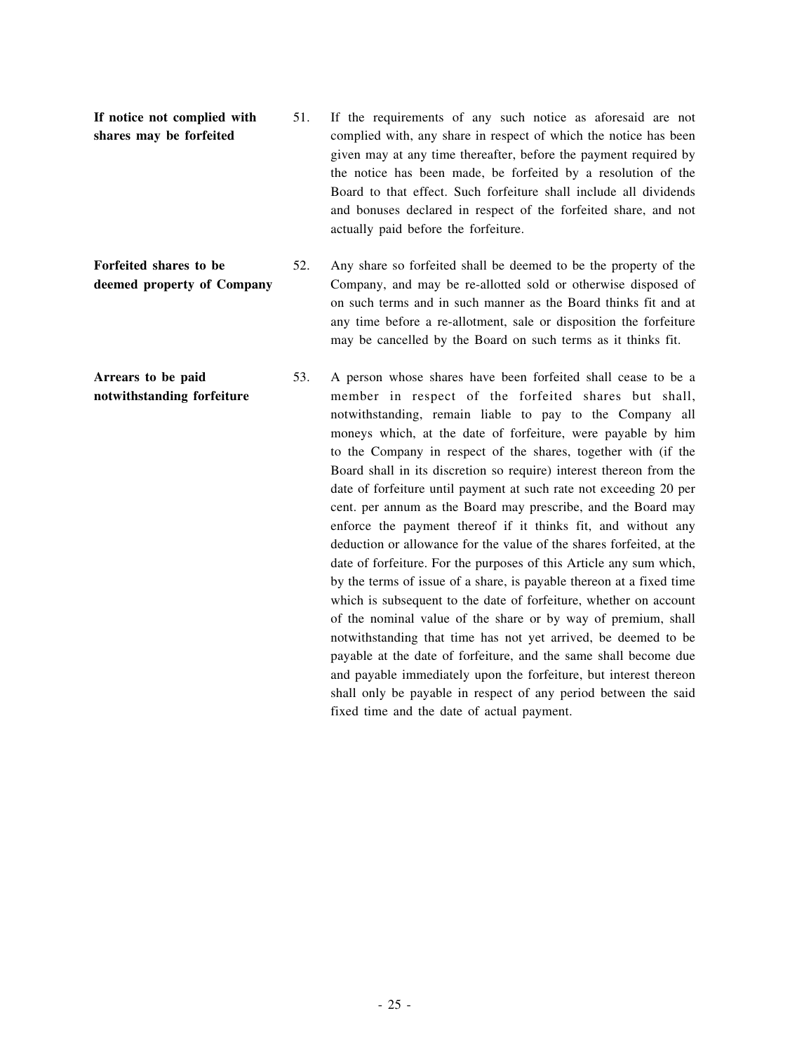**If notice not complied with shares may be forfeited**

51. If the requirements of any such notice as aforesaid are not complied with, any share in respect of which the notice has been given may at any time thereafter, before the payment required by the notice has been made, be forfeited by a resolution of the Board to that effect. Such forfeiture shall include all dividends and bonuses declared in respect of the forfeited share, and not actually paid before the forfeiture.

**Forfeited shares to be deemed property of Company**

52. Any share so forfeited shall be deemed to be the property of the Company, and may be re-allotted sold or otherwise disposed of on such terms and in such manner as the Board thinks fit and at any time before a re-allotment, sale or disposition the forfeiture may be cancelled by the Board on such terms as it thinks fit.

**Arrears to be paid notwithstanding forfeiture**

53. A person whose shares have been forfeited shall cease to be a member in respect of the forfeited shares but shall, notwithstanding, remain liable to pay to the Company all moneys which, at the date of forfeiture, were payable by him to the Company in respect of the shares, together with (if the Board shall in its discretion so require) interest thereon from the date of forfeiture until payment at such rate not exceeding 20 per cent. per annum as the Board may prescribe, and the Board may enforce the payment thereof if it thinks fit, and without any deduction or allowance for the value of the shares forfeited, at the date of forfeiture. For the purposes of this Article any sum which, by the terms of issue of a share, is payable thereon at a fixed time which is subsequent to the date of forfeiture, whether on account of the nominal value of the share or by way of premium, shall notwithstanding that time has not yet arrived, be deemed to be payable at the date of forfeiture, and the same shall become due and payable immediately upon the forfeiture, but interest thereon shall only be payable in respect of any period between the said fixed time and the date of actual payment.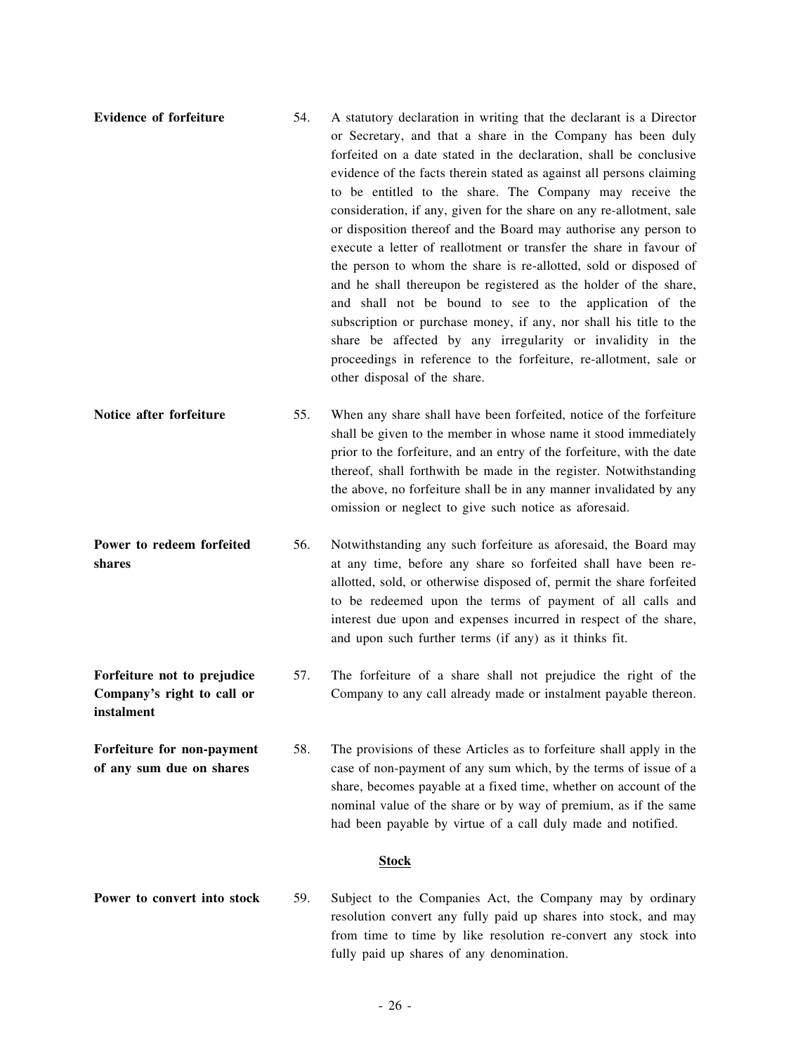**Evidence of forfeiture**

54. A statutory declaration in writing that the declarant is a Director or Secretary, and that a share in the Company has been duly forfeited on a date stated in the declaration, shall be conclusive evidence of the facts therein stated as against all persons claiming to be entitled to the share. The Company may receive the consideration, if any, given for the share on any re-allotment, sale or disposition thereof and the Board may authorise any person to execute a letter of reallotment or transfer the share in favour of the person to whom the share is re-allotted, sold or disposed of and he shall thereupon be registered as the holder of the share, and shall not be bound to see to the application of the subscription or purchase money, if any, nor shall his title to the share be affected by any irregularity or invalidity in the proceedings in reference to the forfeiture, re-allotment, sale or other disposal of the share.

**Notice after forfeiture**

55. When any share shall have been forfeited, notice of the forfeiture shall be given to the member in whose name it stood immediately prior to the forfeiture, and an entry of the forfeiture, with the date thereof, shall forthwith be made in the register. Notwithstanding the above, no forfeiture shall be in any manner invalidated by any omission or neglect to give such notice as aforesaid.

**Power to redeem forfeited shares**

56. Notwithstanding any such forfeiture as aforesaid, the Board may at any time, before any share so forfeited shall have been re-allotted, sold, or otherwise disposed of, permit the share forfeited to be redeemed upon the terms of payment of all calls and interest due upon and expenses incurred in respect of the share, and upon such further terms (if any) as it thinks fit.

**Forfeiture not to prejudice Company's right to call or instalment**

57. The forfeiture of a share shall not prejudice the right of the Company to any call already made or instalment payable thereon.

**Forfeiture for non-payment of any sum due on shares**

58. The provisions of these Articles as to forfeiture shall apply in the case of non-payment of any sum which, by the terms of issue of a share, becomes payable at a fixed time, whether on account of the nominal value of the share or by way of premium, as if the same had been payable by virtue of a call duly made and notified.

## Stock

**Power to convert into stock**

59. Subject to the Companies Act, the Company may by ordinary resolution convert any fully paid up shares into stock, and may from time to time by like resolution re-convert any stock into fully paid up shares of any denomination.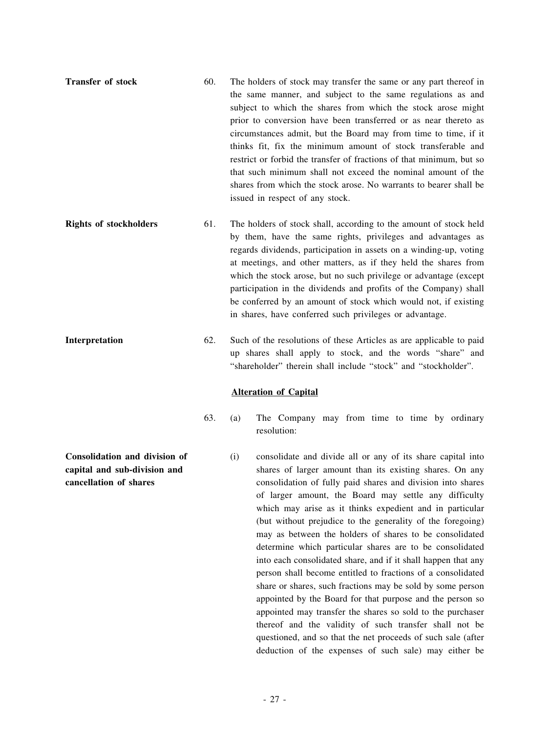**Transfer of stock**

60. The holders of stock may transfer the same or any part thereof in the same manner, and subject to the same regulations as and subject to which the shares from which the stock arose might prior to conversion have been transferred or as near thereto as circumstances admit, but the Board may from time to time, if it thinks fit, fix the minimum amount of stock transferable and restrict or forbid the transfer of fractions of that minimum, but so that such minimum shall not exceed the nominal amount of the shares from which the stock arose. No warrants to bearer shall be issued in respect of any stock.

**Rights of stockholders**

61. The holders of stock shall, according to the amount of stock held by them, have the same rights, privileges and advantages as regards dividends, participation in assets on a winding-up, voting at meetings, and other matters, as if they held the shares from which the stock arose, but no such privilege or advantage (except participation in the dividends and profits of the Company) shall be conferred by an amount of stock which would not, if existing in shares, have conferred such privileges or advantage.

**Interpretation**

62. Such of the resolutions of these Articles as are applicable to paid up shares shall apply to stock, and the words "share" and "shareholder" therein shall include "stock" and "stockholder".

**Alteration of Capital**

63. (a) The Company may from time to time by ordinary resolution:

**Consolidation and division of capital and sub-division and cancellation of shares**

(i) consolidate and divide all or any of its share capital into shares of larger amount than its existing shares. On any consolidation of fully paid shares and division into shares of larger amount, the Board may settle any difficulty which may arise as it thinks expedient and in particular (but without prejudice to the generality of the foregoing) may as between the holders of shares to be consolidated determine which particular shares are to be consolidated into each consolidated share, and if it shall happen that any person shall become entitled to fractions of a consolidated share or shares, such fractions may be sold by some person appointed by the Board for that purpose and the person so appointed may transfer the shares so sold to the purchaser thereof and the validity of such transfer shall not be questioned, and so that the net proceeds of such sale (after deduction of the expenses of such sale) may either be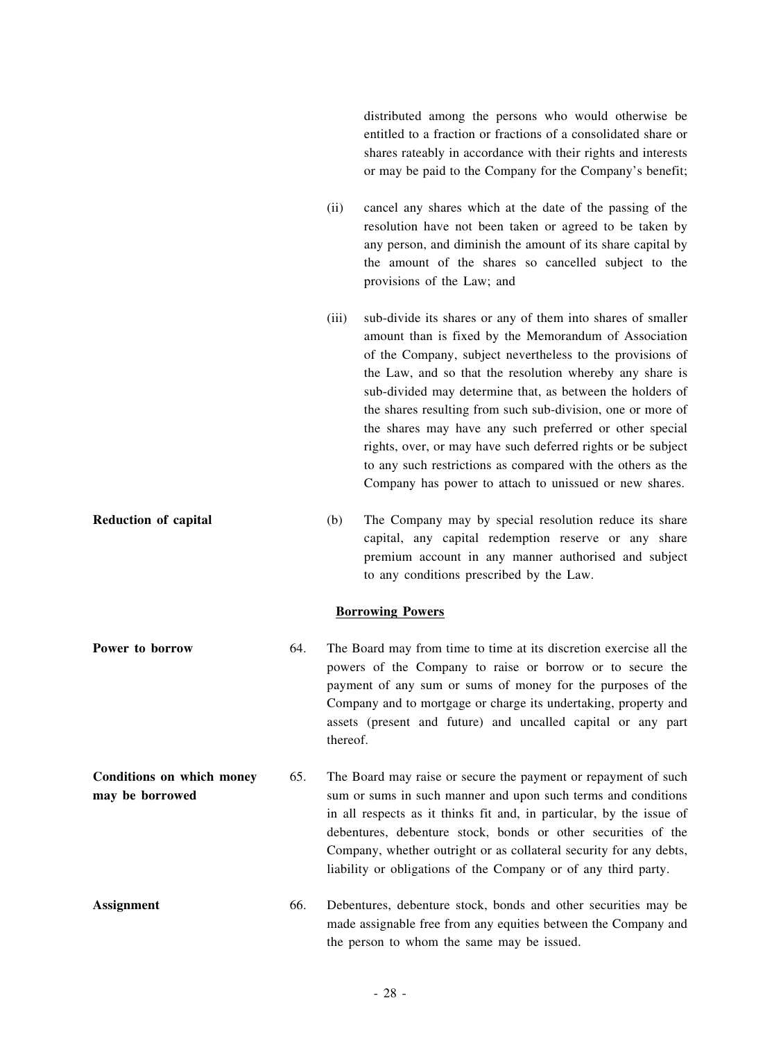distributed among the persons who would otherwise be entitled to a fraction or fractions of a consolidated share or shares rateably in accordance with their rights and interests or may be paid to the Company for the Company's benefit;

(ii) cancel any shares which at the date of the passing of the resolution have not been taken or agreed to be taken by any person, and diminish the amount of its share capital by the amount of the shares so cancelled subject to the provisions of the Law; and

(iii) sub-divide its shares or any of them into shares of smaller amount than is fixed by the Memorandum of Association of the Company, subject nevertheless to the provisions of the Law, and so that the resolution whereby any share is sub-divided may determine that, as between the holders of the shares resulting from such sub-division, one or more of the shares may have any such preferred or other special rights, over, or may have such deferred rights or be subject to any such restrictions as compared with the others as the Company has power to attach to unissued or new shares.

**Reduction of capital**

(b) The Company may by special resolution reduce its share capital, any capital redemption reserve or any share premium account in any manner authorised and subject to any conditions prescribed by the Law.

**Borrowing Powers**

**Power to borrow**

64. The Board may from time to time at its discretion exercise all the powers of the Company to raise or borrow or to secure the payment of any sum or sums of money for the purposes of the Company and to mortgage or charge its undertaking, property and assets (present and future) and uncalled capital or any part thereof.

**Conditions on which money may be borrowed**

65. The Board may raise or secure the payment or repayment of such sum or sums in such manner and upon such terms and conditions in all respects as it thinks fit and, in particular, by the issue of debentures, debenture stock, bonds or other securities of the Company, whether outright or as collateral security for any debts, liability or obligations of the Company or of any third party.

**Assignment**

66. Debentures, debenture stock, bonds and other securities may be made assignable free from any equities between the Company and the person to whom the same may be issued.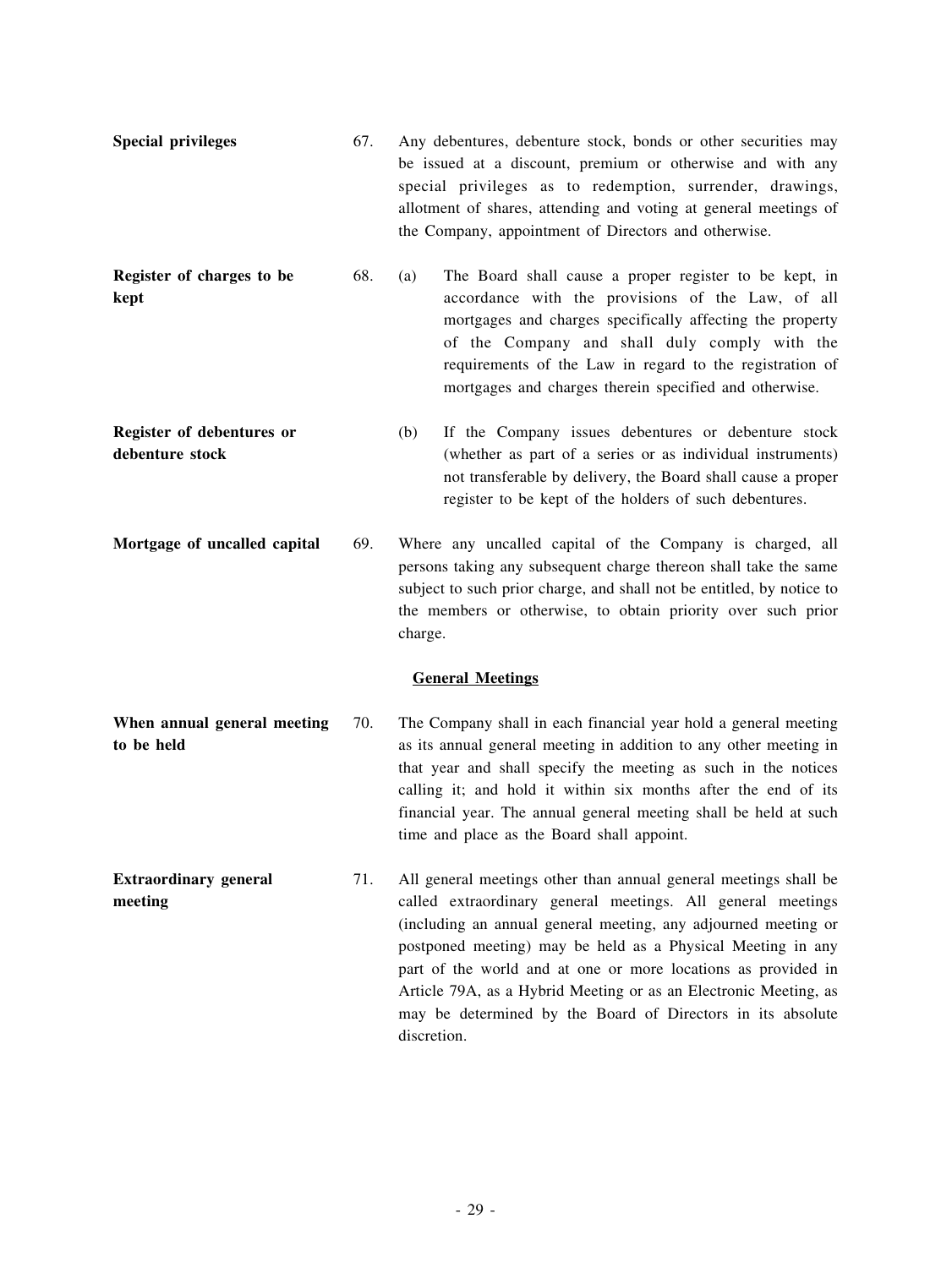**Special privileges**

67. Any debentures, debenture stock, bonds or other securities may be issued at a discount, premium or otherwise and with any special privileges as to redemption, surrender, drawings, allotment of shares, attending and voting at general meetings of the Company, appointment of Directors and otherwise.

**Register of charges to be kept**

68. (a) The Board shall cause a proper register to be kept, in accordance with the provisions of the Law, of all mortgages and charges specifically affecting the property of the Company and shall duly comply with the requirements of the Law in regard to the registration of mortgages and charges therein specified and otherwise.

**Register of debentures or debenture stock**

(b) If the Company issues debentures or debenture stock (whether as part of a series or as individual instruments) not transferable by delivery, the Board shall cause a proper register to be kept of the holders of such debentures.

**Mortgage of uncalled capital**

69. Where any uncalled capital of the Company is charged, all persons taking any subsequent charge thereon shall take the same subject to such prior charge, and shall not be entitled, by notice to the members or otherwise, to obtain priority over such prior charge.

## General Meetings

**When annual general meeting to be held**

70. The Company shall in each financial year hold a general meeting as its annual general meeting in addition to any other meeting in that year and shall specify the meeting as such in the notices calling it; and hold it within six months after the end of its financial year. The annual general meeting shall be held at such time and place as the Board shall appoint.

**Extraordinary general meeting**

71. All general meetings other than annual general meetings shall be called extraordinary general meetings. All general meetings (including an annual general meeting, any adjourned meeting or postponed meeting) may be held as a Physical Meeting in any part of the world and at one or more locations as provided in Article 79A, as a Hybrid Meeting or as an Electronic Meeting, as may be determined by the Board of Directors in its absolute discretion.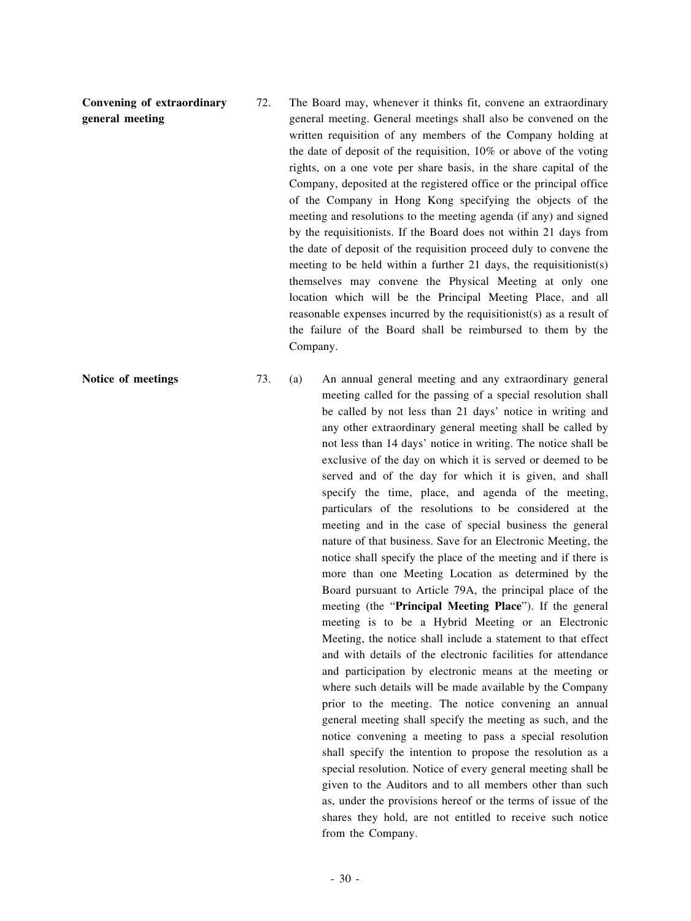**Convening of extraordinary general meeting**

72. The Board may, whenever it thinks fit, convene an extraordinary general meeting. General meetings shall also be convened on the written requisition of any members of the Company holding at the date of deposit of the requisition, 10% or above of the voting rights, on a one vote per share basis, in the share capital of the Company, deposited at the registered office or the principal office of the Company in Hong Kong specifying the objects of the meeting and resolutions to the meeting agenda (if any) and signed by the requisitionists. If the Board does not within 21 days from the date of deposit of the requisition proceed duly to convene the meeting to be held within a further 21 days, the requisitionist(s) themselves may convene the Physical Meeting at only one location which will be the Principal Meeting Place, and all reasonable expenses incurred by the requisitionist(s) as a result of the failure of the Board shall be reimbursed to them by the Company.

**Notice of meetings**

73. (a) An annual general meeting and any extraordinary general meeting called for the passing of a special resolution shall be called by not less than 21 days' notice in writing and any other extraordinary general meeting shall be called by not less than 14 days' notice in writing. The notice shall be exclusive of the day on which it is served or deemed to be served and of the day for which it is given, and shall specify the time, place, and agenda of the meeting, particulars of the resolutions to be considered at the meeting and in the case of special business the general nature of that business. Save for an Electronic Meeting, the notice shall specify the place of the meeting and if there is more than one Meeting Location as determined by the Board pursuant to Article 79A, the principal place of the meeting (the "**Principal Meeting Place**"). If the general meeting is to be a Hybrid Meeting or an Electronic Meeting, the notice shall include a statement to that effect and with details of the electronic facilities for attendance and participation by electronic means at the meeting or where such details will be made available by the Company prior to the meeting. The notice convening an annual general meeting shall specify the meeting as such, and the notice convening a meeting to pass a special resolution shall specify the intention to propose the resolution as a special resolution. Notice of every general meeting shall be given to the Auditors and to all members other than such as, under the provisions hereof or the terms of issue of the shares they hold, are not entitled to receive such notice from the Company.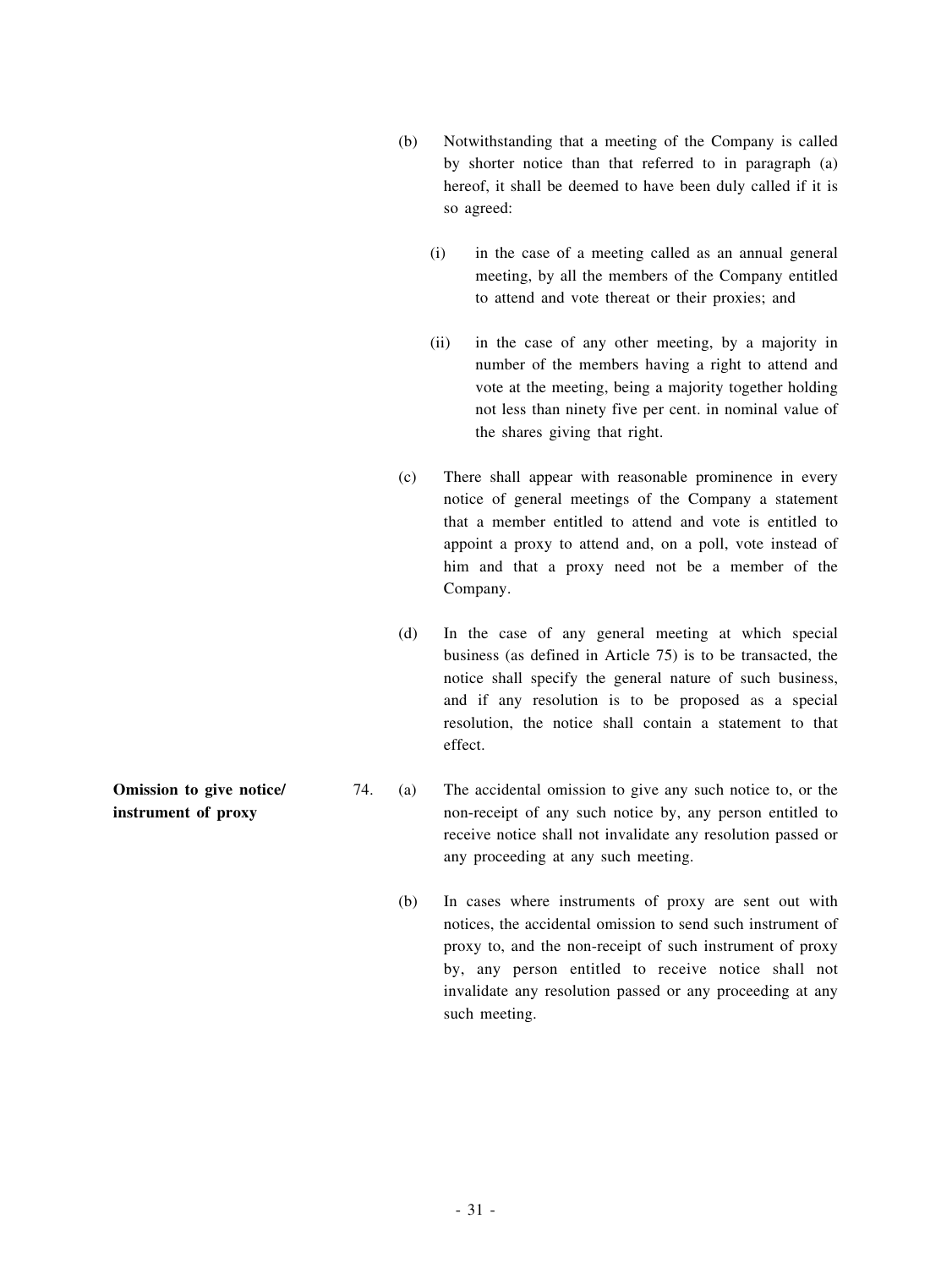(b) Notwithstanding that a meeting of the Company is called by shorter notice than that referred to in paragraph (a) hereof, it shall be deemed to have been duly called if it is so agreed:

(i) in the case of a meeting called as an annual general meeting, by all the members of the Company entitled to attend and vote thereat or their proxies; and

(ii) in the case of any other meeting, by a majority in number of the members having a right to attend and vote at the meeting, being a majority together holding not less than ninety five per cent. in nominal value of the shares giving that right.

(c) There shall appear with reasonable prominence in every notice of general meetings of the Company a statement that a member entitled to attend and vote is entitled to appoint a proxy to attend and, on a poll, vote instead of him and that a proxy need not be a member of the Company.

(d) In the case of any general meeting at which special business (as defined in Article 75) is to be transacted, the notice shall specify the general nature of such business, and if any resolution is to be proposed as a special resolution, the notice shall contain a statement to that effect.

**Omission to give notice/ instrument of proxy**

74. (a) The accidental omission to give any such notice to, or the non-receipt of any such notice by, any person entitled to receive notice shall not invalidate any resolution passed or any proceeding at any such meeting.

(b) In cases where instruments of proxy are sent out with notices, the accidental omission to send such instrument of proxy to, and the non-receipt of such instrument of proxy by, any person entitled to receive notice shall not invalidate any resolution passed or any proceeding at any such meeting.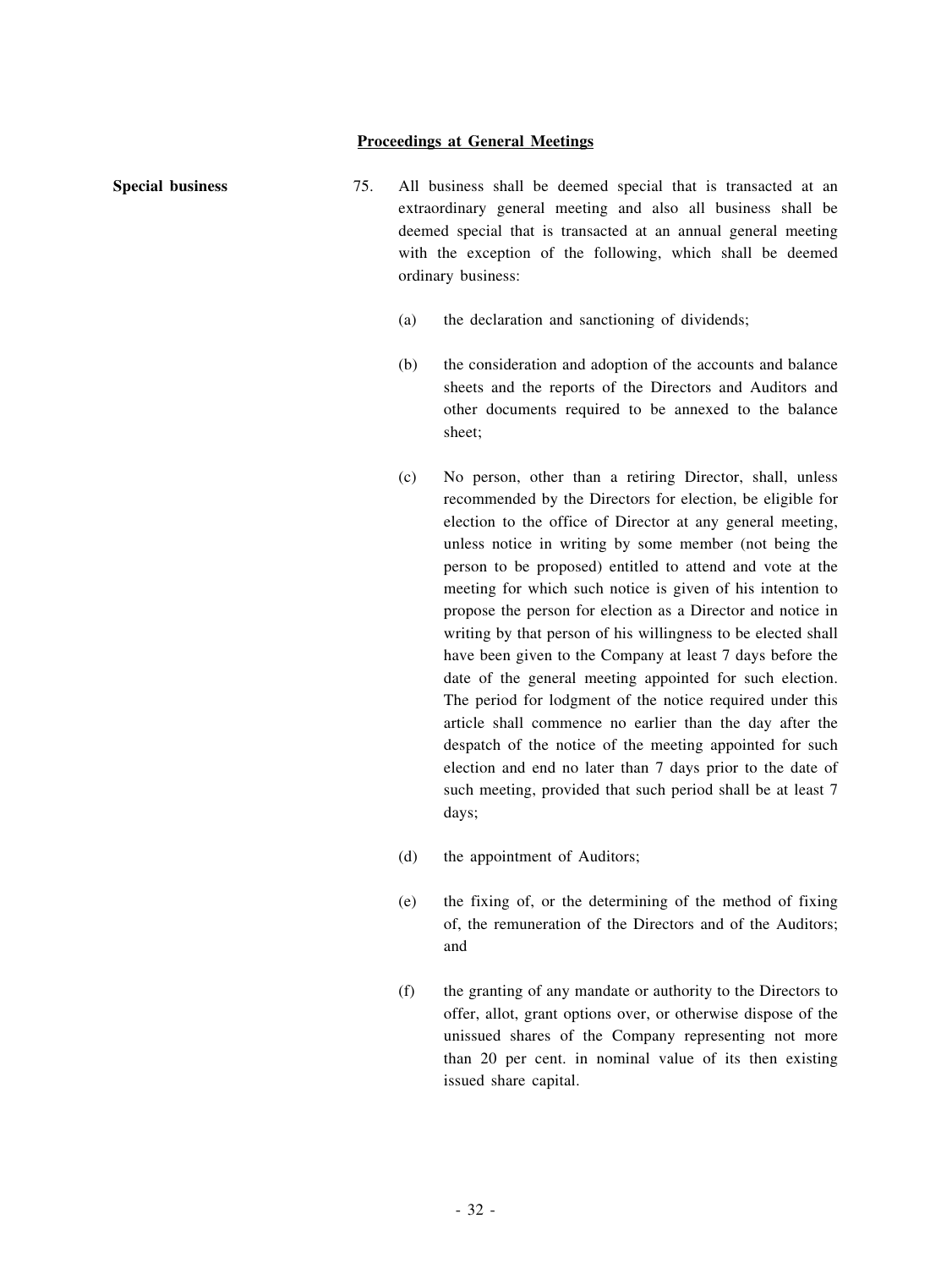## Proceedings at General Meetings

**Special business**

75. All business shall be deemed special that is transacted at an extraordinary general meeting and also all business shall be deemed special that is transacted at an annual general meeting with the exception of the following, which shall be deemed ordinary business:

(a) the declaration and sanctioning of dividends;

(b) the consideration and adoption of the accounts and balance sheets and the reports of the Directors and Auditors and other documents required to be annexed to the balance sheet;

(c) No person, other than a retiring Director, shall, unless recommended by the Directors for election, be eligible for election to the office of Director at any general meeting, unless notice in writing by some member (not being the person to be proposed) entitled to attend and vote at the meeting for which such notice is given of his intention to propose the person for election as a Director and notice in writing by that person of his willingness to be elected shall have been given to the Company at least 7 days before the date of the general meeting appointed for such election. The period for lodgment of the notice required under this article shall commence no earlier than the day after the despatch of the notice of the meeting appointed for such election and end no later than 7 days prior to the date of such meeting, provided that such period shall be at least 7 days;

(d) the appointment of Auditors;

(e) the fixing of, or the determining of the method of fixing of, the remuneration of the Directors and of the Auditors; and

(f) the granting of any mandate or authority to the Directors to offer, allot, grant options over, or otherwise dispose of the unissued shares of the Company representing not more than 20 per cent. in nominal value of its then existing issued share capital.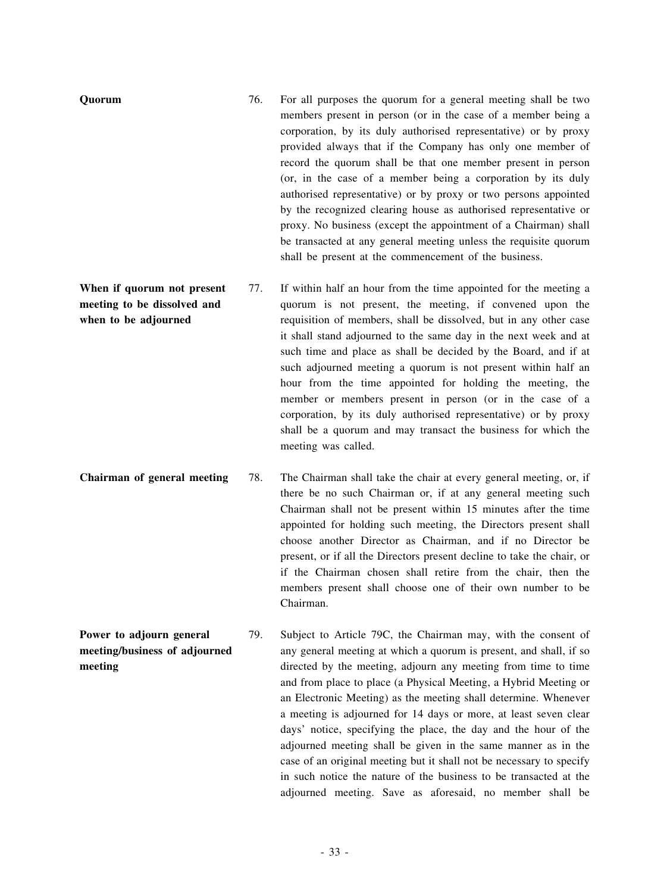**Quorum**

76. For all purposes the quorum for a general meeting shall be two members present in person (or in the case of a member being a corporation, by its duly authorised representative) or by proxy provided always that if the Company has only one member of record the quorum shall be that one member present in person (or, in the case of a member being a corporation by its duly authorised representative) or by proxy or two persons appointed by the recognized clearing house as authorised representative or proxy. No business (except the appointment of a Chairman) shall be transacted at any general meeting unless the requisite quorum shall be present at the commencement of the business.

**When if quorum not present meeting to be dissolved and when to be adjourned**

77. If within half an hour from the time appointed for the meeting a quorum is not present, the meeting, if convened upon the requisition of members, shall be dissolved, but in any other case it shall stand adjourned to the same day in the next week and at such time and place as shall be decided by the Board, and if at such adjourned meeting a quorum is not present within half an hour from the time appointed for holding the meeting, the member or members present in person (or in the case of a corporation, by its duly authorised representative) or by proxy shall be a quorum and may transact the business for which the meeting was called.

**Chairman of general meeting**

78. The Chairman shall take the chair at every general meeting, or, if there be no such Chairman or, if at any general meeting such Chairman shall not be present within 15 minutes after the time appointed for holding such meeting, the Directors present shall choose another Director as Chairman, and if no Director be present, or if all the Directors present decline to take the chair, or if the Chairman chosen shall retire from the chair, then the members present shall choose one of their own number to be Chairman.

**Power to adjourn general meeting/business of adjourned meeting**

79. Subject to Article 79C, the Chairman may, with the consent of any general meeting at which a quorum is present, and shall, if so directed by the meeting, adjourn any meeting from time to time and from place to place (a Physical Meeting, a Hybrid Meeting or an Electronic Meeting) as the meeting shall determine. Whenever a meeting is adjourned for 14 days or more, at least seven clear days' notice, specifying the place, the day and the hour of the adjourned meeting shall be given in the same manner as in the case of an original meeting but it shall not be necessary to specify in such notice the nature of the business to be transacted at the adjourned meeting. Save as aforesaid, no member shall be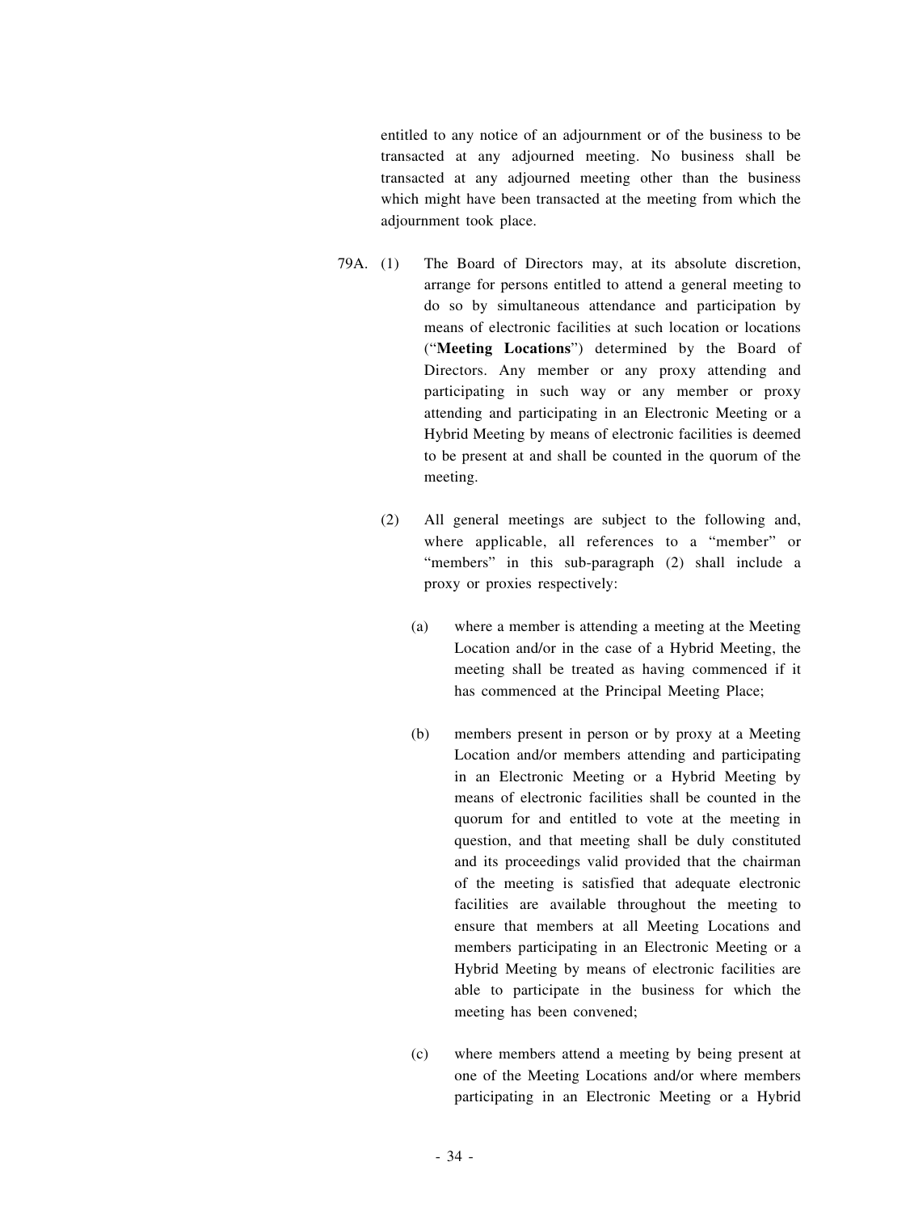entitled to any notice of an adjournment or of the business to be transacted at any adjourned meeting. No business shall be transacted at any adjourned meeting other than the business which might have been transacted at the meeting from which the adjournment took place.

79A. (1) The Board of Directors may, at its absolute discretion, arrange for persons entitled to attend a general meeting to do so by simultaneous attendance and participation by means of electronic facilities at such location or locations ("**Meeting Locations**") determined by the Board of Directors. Any member or any proxy attending and participating in such way or any member or proxy attending and participating in an Electronic Meeting or a Hybrid Meeting by means of electronic facilities is deemed to be present at and shall be counted in the quorum of the meeting.

(2) All general meetings are subject to the following and, where applicable, all references to a "member" or "members" in this sub-paragraph (2) shall include a proxy or proxies respectively:

(a) where a member is attending a meeting at the Meeting Location and/or in the case of a Hybrid Meeting, the meeting shall be treated as having commenced if it has commenced at the Principal Meeting Place;

(b) members present in person or by proxy at a Meeting Location and/or members attending and participating in an Electronic Meeting or a Hybrid Meeting by means of electronic facilities shall be counted in the quorum for and entitled to vote at the meeting in question, and that meeting shall be duly constituted and its proceedings valid provided that the chairman of the meeting is satisfied that adequate electronic facilities are available throughout the meeting to ensure that members at all Meeting Locations and members participating in an Electronic Meeting or a Hybrid Meeting by means of electronic facilities are able to participate in the business for which the meeting has been convened;

(c) where members attend a meeting by being present at one of the Meeting Locations and/or where members participating in an Electronic Meeting or a Hybrid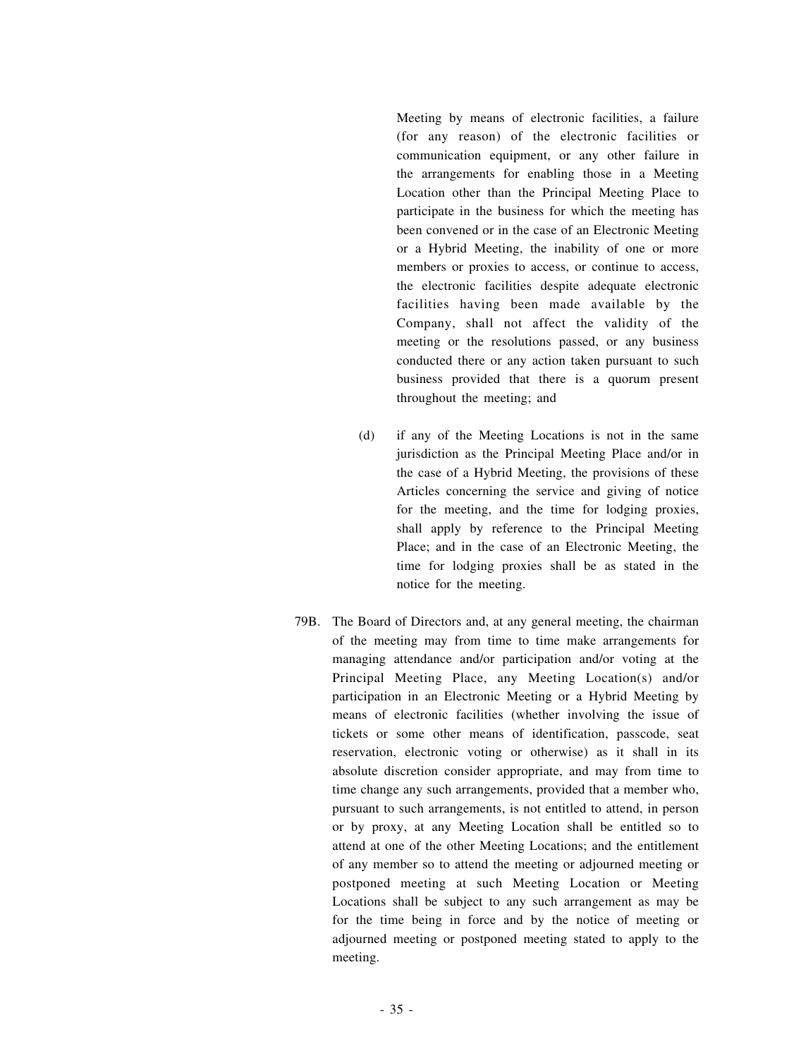Meeting by means of electronic facilities, a failure (for any reason) of the electronic facilities or communication equipment, or any other failure in the arrangements for enabling those in a Meeting Location other than the Principal Meeting Place to participate in the business for which the meeting has been convened or in the case of an Electronic Meeting or a Hybrid Meeting, the inability of one or more members or proxies to access, or continue to access, the electronic facilities despite adequate electronic facilities having been made available by the Company, shall not affect the validity of the meeting or the resolutions passed, or any business conducted there or any action taken pursuant to such business provided that there is a quorum present throughout the meeting; and

(d) if any of the Meeting Locations is not in the same jurisdiction as the Principal Meeting Place and/or in the case of a Hybrid Meeting, the provisions of these Articles concerning the service and giving of notice for the meeting, and the time for lodging proxies, shall apply by reference to the Principal Meeting Place; and in the case of an Electronic Meeting, the time for lodging proxies shall be as stated in the notice for the meeting.

79B. The Board of Directors and, at any general meeting, the chairman of the meeting may from time to time make arrangements for managing attendance and/or participation and/or voting at the Principal Meeting Place, any Meeting Location(s) and/or participation in an Electronic Meeting or a Hybrid Meeting by means of electronic facilities (whether involving the issue of tickets or some other means of identification, passcode, seat reservation, electronic voting or otherwise) as it shall in its absolute discretion consider appropriate, and may from time to time change any such arrangements, provided that a member who, pursuant to such arrangements, is not entitled to attend, in person or by proxy, at any Meeting Location shall be entitled so to attend at one of the other Meeting Locations; and the entitlement of any member so to attend the meeting or adjourned meeting or postponed meeting at such Meeting Location or Meeting Locations shall be subject to any such arrangement as may be for the time being in force and by the notice of meeting or adjourned meeting or postponed meeting stated to apply to the meeting.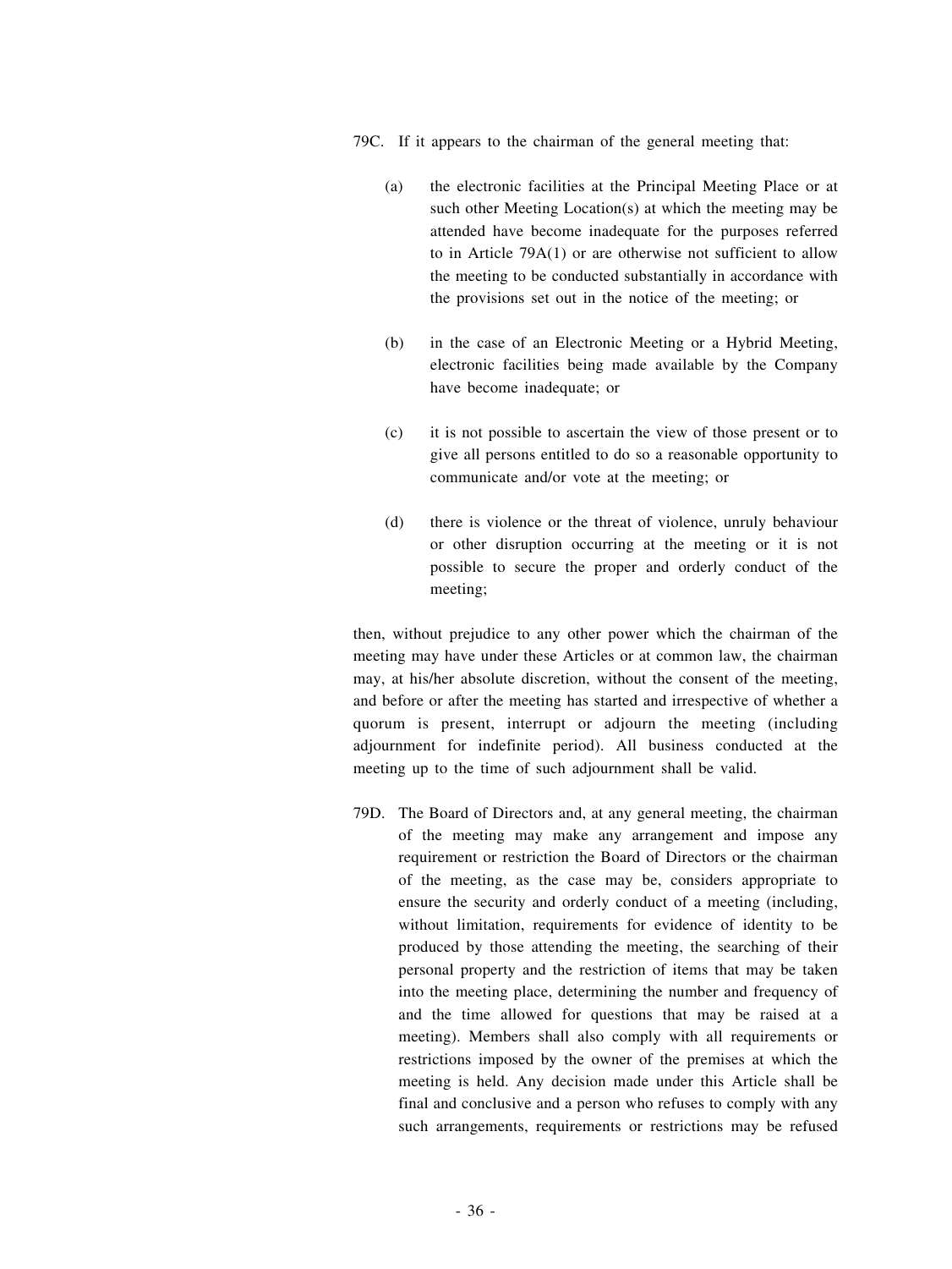79C. If it appears to the chairman of the general meeting that:

(a) the electronic facilities at the Principal Meeting Place or at such other Meeting Location(s) at which the meeting may be attended have become inadequate for the purposes referred to in Article 79A(1) or are otherwise not sufficient to allow the meeting to be conducted substantially in accordance with the provisions set out in the notice of the meeting; or

(b) in the case of an Electronic Meeting or a Hybrid Meeting, electronic facilities being made available by the Company have become inadequate; or

(c) it is not possible to ascertain the view of those present or to give all persons entitled to do so a reasonable opportunity to communicate and/or vote at the meeting; or

(d) there is violence or the threat of violence, unruly behaviour or other disruption occurring at the meeting or it is not possible to secure the proper and orderly conduct of the meeting;

then, without prejudice to any other power which the chairman of the meeting may have under these Articles or at common law, the chairman may, at his/her absolute discretion, without the consent of the meeting, and before or after the meeting has started and irrespective of whether a quorum is present, interrupt or adjourn the meeting (including adjournment for indefinite period). All business conducted at the meeting up to the time of such adjournment shall be valid.

79D. The Board of Directors and, at any general meeting, the chairman of the meeting may make any arrangement and impose any requirement or restriction the Board of Directors or the chairman of the meeting, as the case may be, considers appropriate to ensure the security and orderly conduct of a meeting (including, without limitation, requirements for evidence of identity to be produced by those attending the meeting, the searching of their personal property and the restriction of items that may be taken into the meeting place, determining the number and frequency of and the time allowed for questions that may be raised at a meeting). Members shall also comply with all requirements or restrictions imposed by the owner of the premises at which the meeting is held. Any decision made under this Article shall be final and conclusive and a person who refuses to comply with any such arrangements, requirements or restrictions may be refused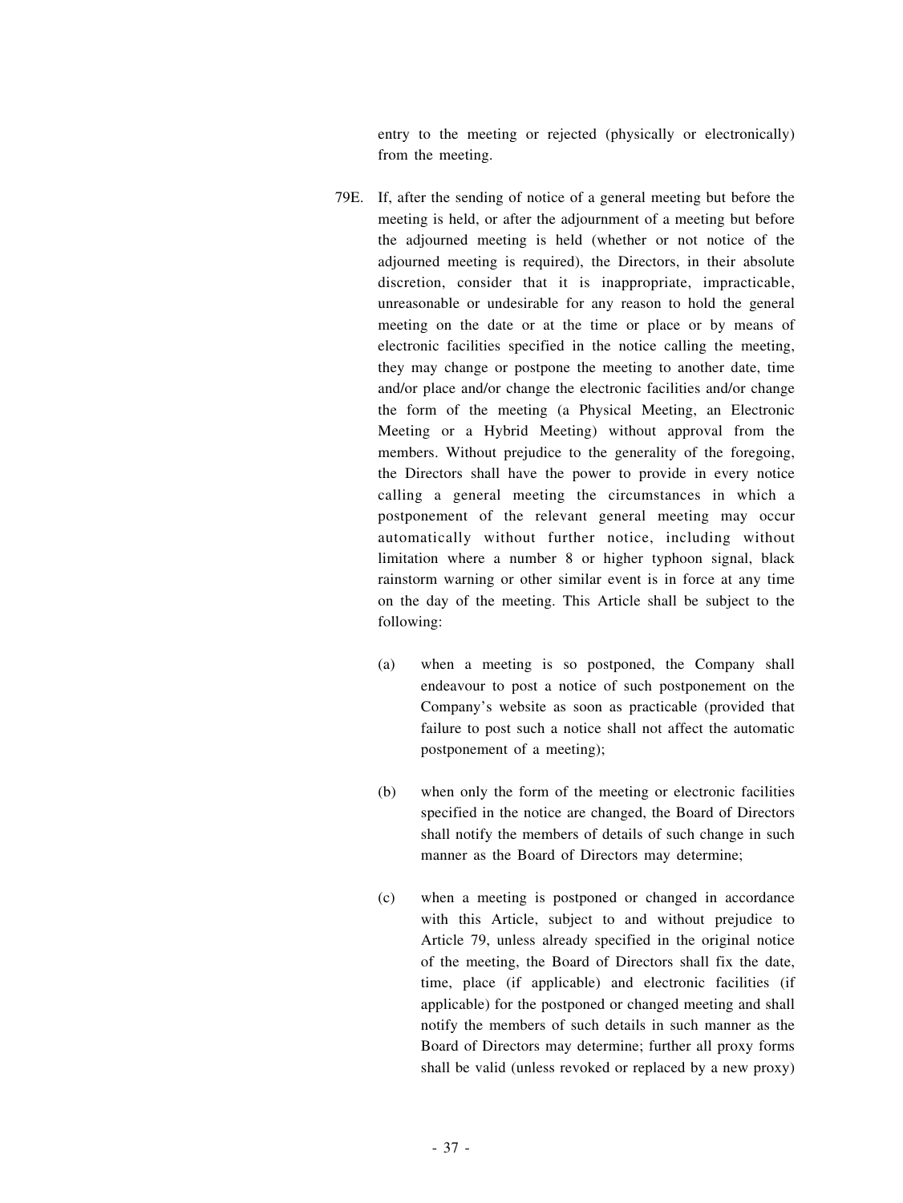entry to the meeting or rejected (physically or electronically) from the meeting.

79E. If, after the sending of notice of a general meeting but before the meeting is held, or after the adjournment of a meeting but before the adjourned meeting is held (whether or not notice of the adjourned meeting is required), the Directors, in their absolute discretion, consider that it is inappropriate, impracticable, unreasonable or undesirable for any reason to hold the general meeting on the date or at the time or place or by means of electronic facilities specified in the notice calling the meeting, they may change or postpone the meeting to another date, time and/or place and/or change the electronic facilities and/or change the form of the meeting (a Physical Meeting, an Electronic Meeting or a Hybrid Meeting) without approval from the members. Without prejudice to the generality of the foregoing, the Directors shall have the power to provide in every notice calling a general meeting the circumstances in which a postponement of the relevant general meeting may occur automatically without further notice, including without limitation where a number 8 or higher typhoon signal, black rainstorm warning or other similar event is in force at any time on the day of the meeting. This Article shall be subject to the following:

(a) when a meeting is so postponed, the Company shall endeavour to post a notice of such postponement on the Company's website as soon as practicable (provided that failure to post such a notice shall not affect the automatic postponement of a meeting);

(b) when only the form of the meeting or electronic facilities specified in the notice are changed, the Board of Directors shall notify the members of details of such change in such manner as the Board of Directors may determine;

(c) when a meeting is postponed or changed in accordance with this Article, subject to and without prejudice to Article 79, unless already specified in the original notice of the meeting, the Board of Directors shall fix the date, time, place (if applicable) and electronic facilities (if applicable) for the postponed or changed meeting and shall notify the members of such details in such manner as the Board of Directors may determine; further all proxy forms shall be valid (unless revoked or replaced by a new proxy)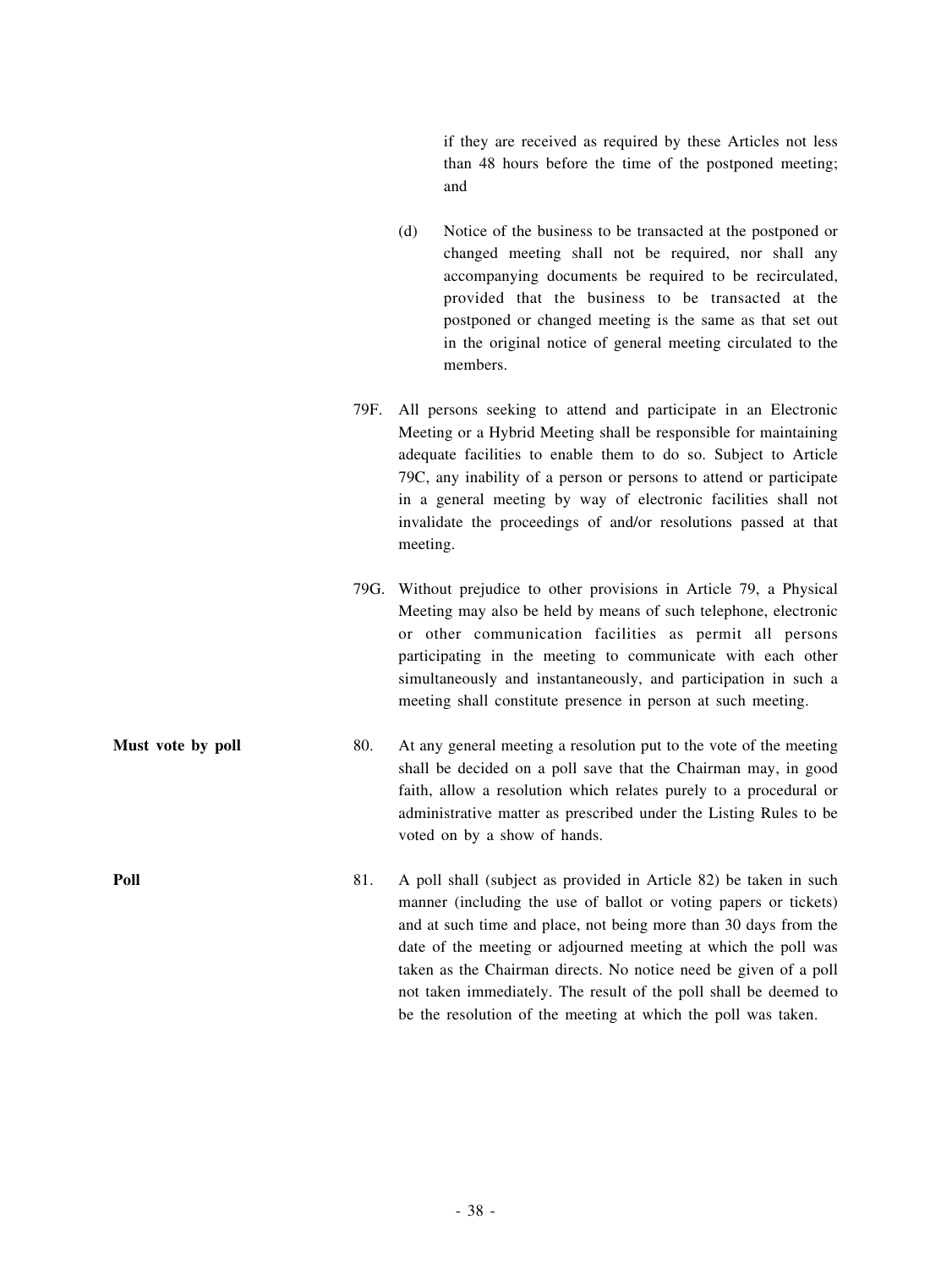if they are received as required by these Articles not less than 48 hours before the time of the postponed meeting; and

(d) Notice of the business to be transacted at the postponed or changed meeting shall not be required, nor shall any accompanying documents be required to be recirculated, provided that the business to be transacted at the postponed or changed meeting is the same as that set out in the original notice of general meeting circulated to the members.

79F. All persons seeking to attend and participate in an Electronic Meeting or a Hybrid Meeting shall be responsible for maintaining adequate facilities to enable them to do so. Subject to Article 79C, any inability of a person or persons to attend or participate in a general meeting by way of electronic facilities shall not invalidate the proceedings of and/or resolutions passed at that meeting.

79G. Without prejudice to other provisions in Article 79, a Physical Meeting may also be held by means of such telephone, electronic or other communication facilities as permit all persons participating in the meeting to communicate with each other simultaneously and instantaneously, and participation in such a meeting shall constitute presence in person at such meeting.

**Must vote by poll**

80. At any general meeting a resolution put to the vote of the meeting shall be decided on a poll save that the Chairman may, in good faith, allow a resolution which relates purely to a procedural or administrative matter as prescribed under the Listing Rules to be voted on by a show of hands.

**Poll**

81. A poll shall (subject as provided in Article 82) be taken in such manner (including the use of ballot or voting papers or tickets) and at such time and place, not being more than 30 days from the date of the meeting or adjourned meeting at which the poll was taken as the Chairman directs. No notice need be given of a poll not taken immediately. The result of the poll shall be deemed to be the resolution of the meeting at which the poll was taken.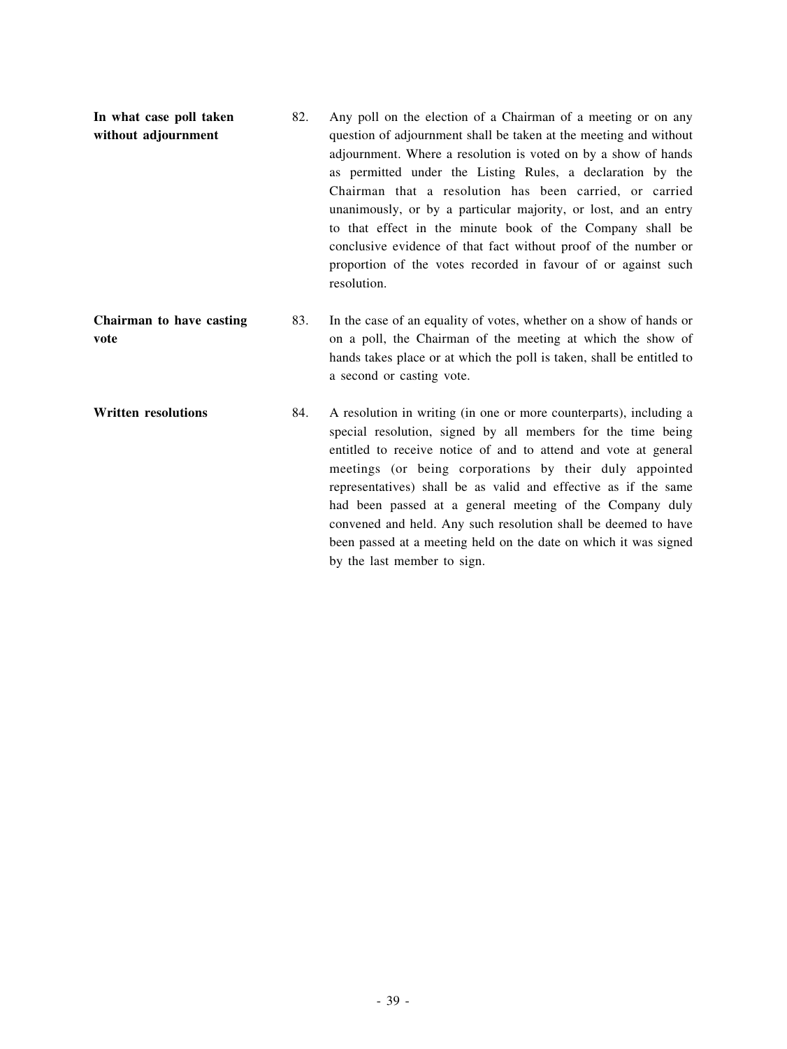**In what case poll taken without adjournment**

82. Any poll on the election of a Chairman of a meeting or on any question of adjournment shall be taken at the meeting and without adjournment. Where a resolution is voted on by a show of hands as permitted under the Listing Rules, a declaration by the Chairman that a resolution has been carried, or carried unanimously, or by a particular majority, or lost, and an entry to that effect in the minute book of the Company shall be conclusive evidence of that fact without proof of the number or proportion of the votes recorded in favour of or against such resolution.

**Chairman to have casting vote**

83. In the case of an equality of votes, whether on a show of hands or on a poll, the Chairman of the meeting at which the show of hands takes place or at which the poll is taken, shall be entitled to a second or casting vote.

**Written resolutions**

84. A resolution in writing (in one or more counterparts), including a special resolution, signed by all members for the time being entitled to receive notice of and to attend and vote at general meetings (or being corporations by their duly appointed representatives) shall be as valid and effective as if the same had been passed at a general meeting of the Company duly convened and held. Any such resolution shall be deemed to have been passed at a meeting held on the date on which it was signed by the last member to sign.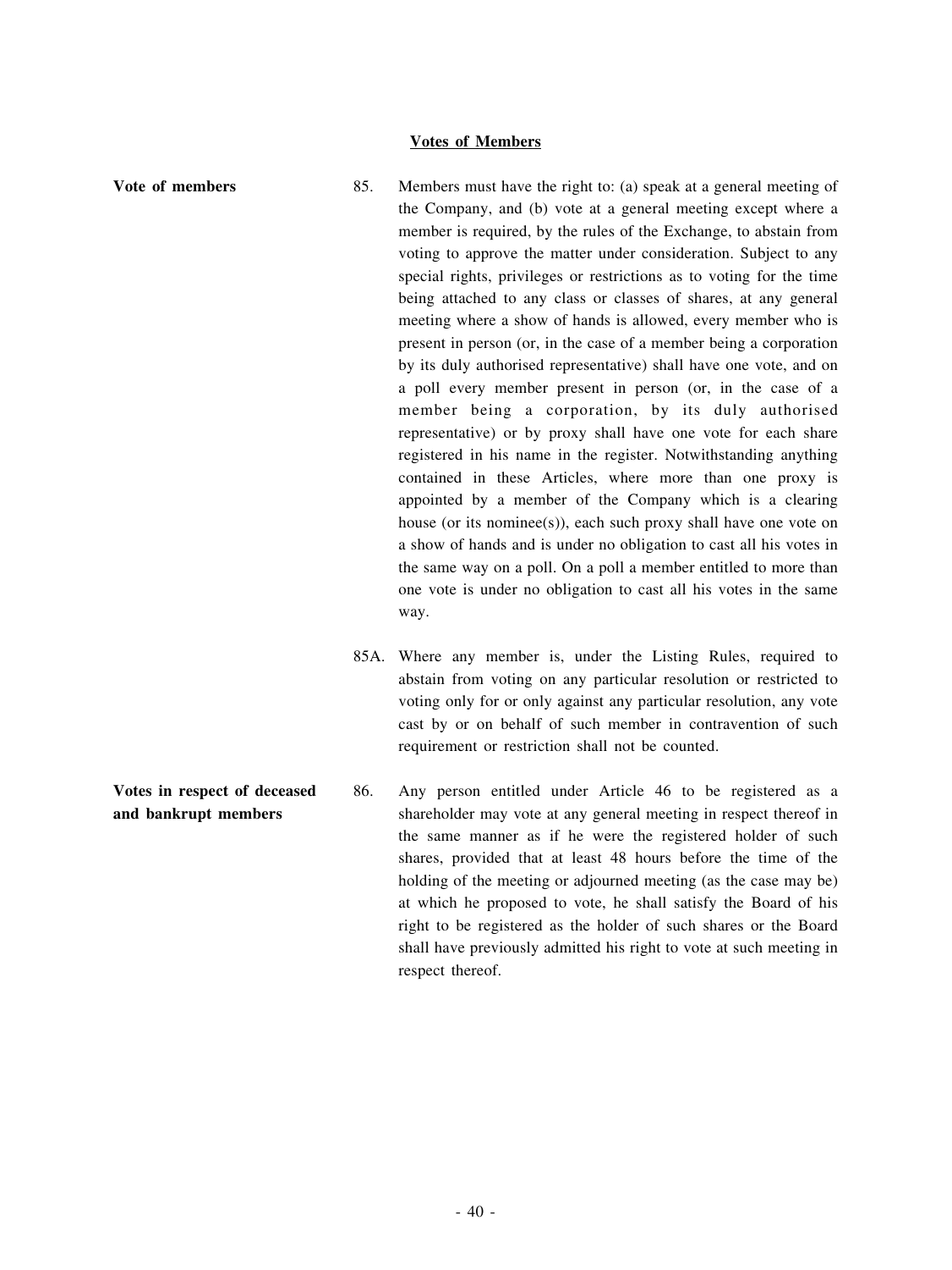## Votes of Members

**Vote of members**

85. Members must have the right to: (a) speak at a general meeting of the Company, and (b) vote at a general meeting except where a member is required, by the rules of the Exchange, to abstain from voting to approve the matter under consideration. Subject to any special rights, privileges or restrictions as to voting for the time being attached to any class or classes of shares, at any general meeting where a show of hands is allowed, every member who is present in person (or, in the case of a member being a corporation by its duly authorised representative) shall have one vote, and on a poll every member present in person (or, in the case of a member being a corporation, by its duly authorised representative) or by proxy shall have one vote for each share registered in his name in the register. Notwithstanding anything contained in these Articles, where more than one proxy is appointed by a member of the Company which is a clearing house (or its nominee(s)), each such proxy shall have one vote on a show of hands and is under no obligation to cast all his votes in the same way on a poll. On a poll a member entitled to more than one vote is under no obligation to cast all his votes in the same way.

85A. Where any member is, under the Listing Rules, required to abstain from voting on any particular resolution or restricted to voting only for or only against any particular resolution, any vote cast by or on behalf of such member in contravention of such requirement or restriction shall not be counted.

**Votes in respect of deceased and bankrupt members**

86. Any person entitled under Article 46 to be registered as a shareholder may vote at any general meeting in respect thereof in the same manner as if he were the registered holder of such shares, provided that at least 48 hours before the time of the holding of the meeting or adjourned meeting (as the case may be) at which he proposed to vote, he shall satisfy the Board of his right to be registered as the holder of such shares or the Board shall have previously admitted his right to vote at such meeting in respect thereof.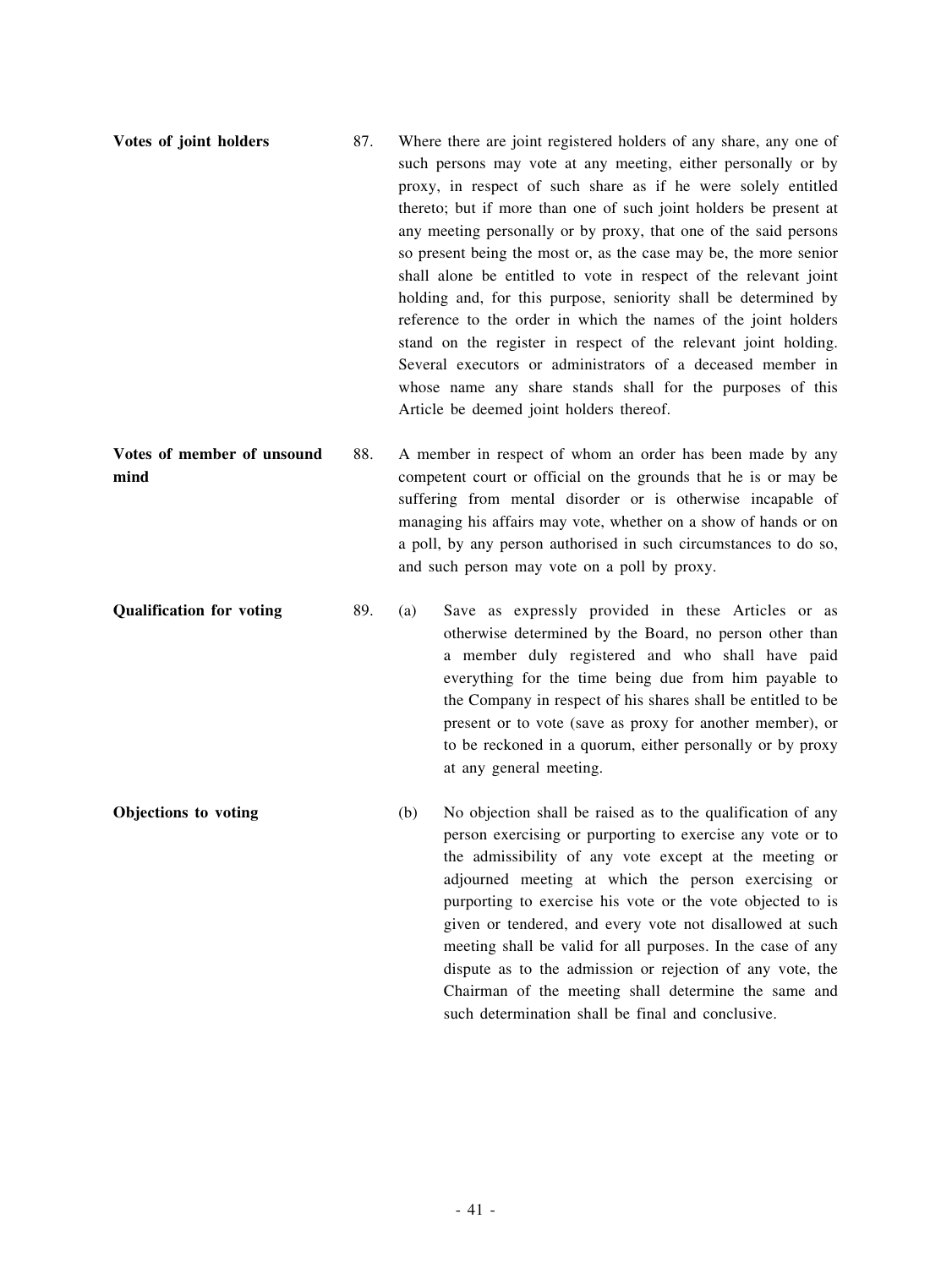**Votes of joint holders**

87. Where there are joint registered holders of any share, any one of such persons may vote at any meeting, either personally or by proxy, in respect of such share as if he were solely entitled thereto; but if more than one of such joint holders be present at any meeting personally or by proxy, that one of the said persons so present being the most or, as the case may be, the more senior shall alone be entitled to vote in respect of the relevant joint holding and, for this purpose, seniority shall be determined by reference to the order in which the names of the joint holders stand on the register in respect of the relevant joint holding. Several executors or administrators of a deceased member in whose name any share stands shall for the purposes of this Article be deemed joint holders thereof.

**Votes of member of unsound mind**

88. A member in respect of whom an order has been made by any competent court or official on the grounds that he is or may be suffering from mental disorder or is otherwise incapable of managing his affairs may vote, whether on a show of hands or on a poll, by any person authorised in such circumstances to do so, and such person may vote on a poll by proxy.

**Qualification for voting**

89. (a) Save as expressly provided in these Articles or as otherwise determined by the Board, no person other than a member duly registered and who shall have paid everything for the time being due from him payable to the Company in respect of his shares shall be entitled to be present or to vote (save as proxy for another member), or to be reckoned in a quorum, either personally or by proxy at any general meeting.

**Objections to voting**

(b) No objection shall be raised as to the qualification of any person exercising or purporting to exercise any vote or to the admissibility of any vote except at the meeting or adjourned meeting at which the person exercising or purporting to exercise his vote or the vote objected to is given or tendered, and every vote not disallowed at such meeting shall be valid for all purposes. In the case of any dispute as to the admission or rejection of any vote, the Chairman of the meeting shall determine the same and such determination shall be final and conclusive.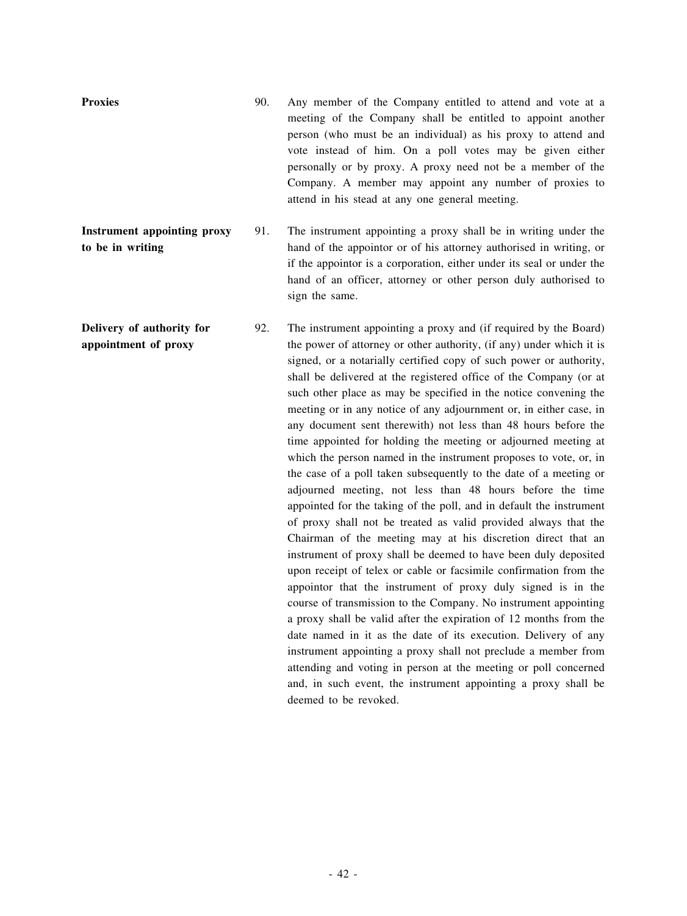**Proxies**

90. Any member of the Company entitled to attend and vote at a meeting of the Company shall be entitled to appoint another person (who must be an individual) as his proxy to attend and vote instead of him. On a poll votes may be given either personally or by proxy. A proxy need not be a member of the Company. A member may appoint any number of proxies to attend in his stead at any one general meeting.

**Instrument appointing proxy to be in writing**

91. The instrument appointing a proxy shall be in writing under the hand of the appointor or of his attorney authorised in writing, or if the appointor is a corporation, either under its seal or under the hand of an officer, attorney or other person duly authorised to sign the same.

**Delivery of authority for appointment of proxy**

92. The instrument appointing a proxy and (if required by the Board) the power of attorney or other authority, (if any) under which it is signed, or a notarially certified copy of such power or authority, shall be delivered at the registered office of the Company (or at such other place as may be specified in the notice convening the meeting or in any notice of any adjournment or, in either case, in any document sent therewith) not less than 48 hours before the time appointed for holding the meeting or adjourned meeting at which the person named in the instrument proposes to vote, or, in the case of a poll taken subsequently to the date of a meeting or adjourned meeting, not less than 48 hours before the time appointed for the taking of the poll, and in default the instrument of proxy shall not be treated as valid provided always that the Chairman of the meeting may at his discretion direct that an instrument of proxy shall be deemed to have been duly deposited upon receipt of telex or cable or facsimile confirmation from the appointor that the instrument of proxy duly signed is in the course of transmission to the Company. No instrument appointing a proxy shall be valid after the expiration of 12 months from the date named in it as the date of its execution. Delivery of any instrument appointing a proxy shall not preclude a member from attending and voting in person at the meeting or poll concerned and, in such event, the instrument appointing a proxy shall be deemed to be revoked.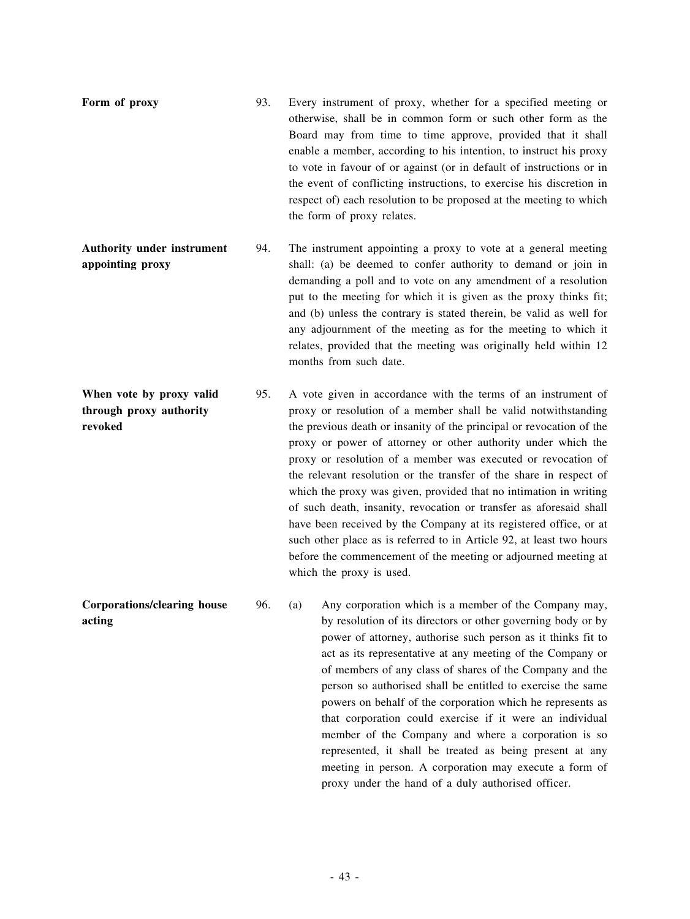**Form of proxy**

93. Every instrument of proxy, whether for a specified meeting or otherwise, shall be in common form or such other form as the Board may from time to time approve, provided that it shall enable a member, according to his intention, to instruct his proxy to vote in favour of or against (or in default of instructions or in the event of conflicting instructions, to exercise his discretion in respect of) each resolution to be proposed at the meeting to which the form of proxy relates.

**Authority under instrument appointing proxy**

94. The instrument appointing a proxy to vote at a general meeting shall: (a) be deemed to confer authority to demand or join in demanding a poll and to vote on any amendment of a resolution put to the meeting for which it is given as the proxy thinks fit; and (b) unless the contrary is stated therein, be valid as well for any adjournment of the meeting as for the meeting to which it relates, provided that the meeting was originally held within 12 months from such date.

**When vote by proxy valid through proxy authority revoked**

95. A vote given in accordance with the terms of an instrument of proxy or resolution of a member shall be valid notwithstanding the previous death or insanity of the principal or revocation of the proxy or power of attorney or other authority under which the proxy or resolution of a member was executed or revocation of the relevant resolution or the transfer of the share in respect of which the proxy was given, provided that no intimation in writing of such death, insanity, revocation or transfer as aforesaid shall have been received by the Company at its registered office, or at such other place as is referred to in Article 92, at least two hours before the commencement of the meeting or adjourned meeting at which the proxy is used.

**Corporations/clearing house acting**

96. (a) Any corporation which is a member of the Company may, by resolution of its directors or other governing body or by power of attorney, authorise such person as it thinks fit to act as its representative at any meeting of the Company or of members of any class of shares of the Company and the person so authorised shall be entitled to exercise the same powers on behalf of the corporation which he represents as that corporation could exercise if it were an individual member of the Company and where a corporation is so represented, it shall be treated as being present at any meeting in person. A corporation may execute a form of proxy under the hand of a duly authorised officer.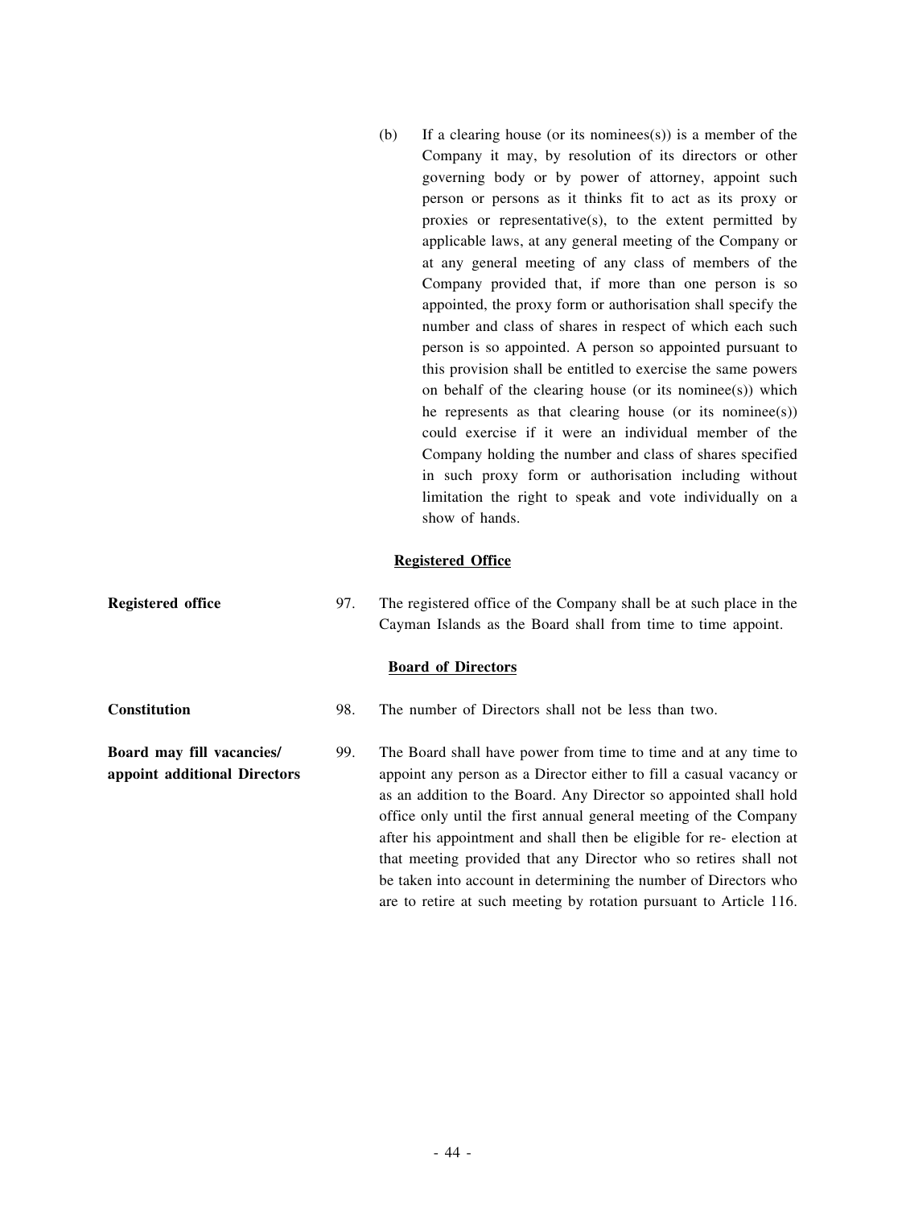(b) If a clearing house (or its nominees(s)) is a member of the Company it may, by resolution of its directors or other governing body or by power of attorney, appoint such person or persons as it thinks fit to act as its proxy or proxies or representative(s), to the extent permitted by applicable laws, at any general meeting of the Company or at any general meeting of any class of members of the Company provided that, if more than one person is so appointed, the proxy form or authorisation shall specify the number and class of shares in respect of which each such person is so appointed. A person so appointed pursuant to this provision shall be entitled to exercise the same powers on behalf of the clearing house (or its nominee(s)) which he represents as that clearing house (or its nominee(s)) could exercise if it were an individual member of the Company holding the number and class of shares specified in such proxy form or authorisation including without limitation the right to speak and vote individually on a show of hands.

## Registered Office

**Registered office**

97. The registered office of the Company shall be at such place in the Cayman Islands as the Board shall from time to time appoint.

## Board of Directors

**Constitution**

98. The number of Directors shall not be less than two.

**Board may fill vacancies/ appoint additional Directors**

99. The Board shall have power from time to time and at any time to appoint any person as a Director either to fill a casual vacancy or as an addition to the Board. Any Director so appointed shall hold office only until the first annual general meeting of the Company after his appointment and shall then be eligible for re- election at that meeting provided that any Director who so retires shall not be taken into account in determining the number of Directors who are to retire at such meeting by rotation pursuant to Article 116.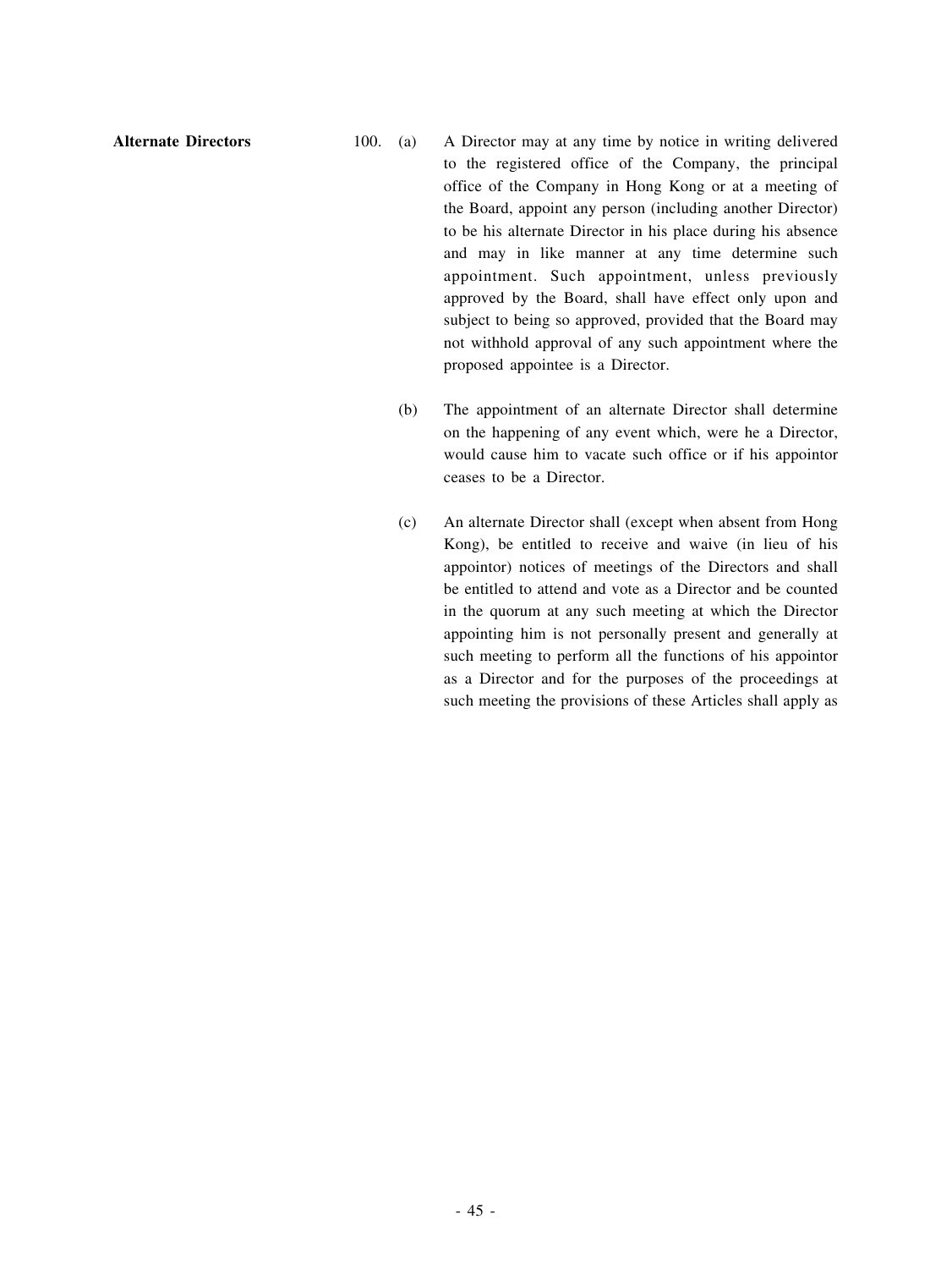**Alternate Directors**

100. (a) A Director may at any time by notice in writing delivered to the registered office of the Company, the principal office of the Company in Hong Kong or at a meeting of the Board, appoint any person (including another Director) to be his alternate Director in his place during his absence and may in like manner at any time determine such appointment. Such appointment, unless previously approved by the Board, shall have effect only upon and subject to being so approved, provided that the Board may not withhold approval of any such appointment where the proposed appointee is a Director.

(b) The appointment of an alternate Director shall determine on the happening of any event which, were he a Director, would cause him to vacate such office or if his appointor ceases to be a Director.

(c) An alternate Director shall (except when absent from Hong Kong), be entitled to receive and waive (in lieu of his appointor) notices of meetings of the Directors and shall be entitled to attend and vote as a Director and be counted in the quorum at any such meeting at which the Director appointing him is not personally present and generally at such meeting to perform all the functions of his appointor as a Director and for the purposes of the proceedings at such meeting the provisions of these Articles shall apply as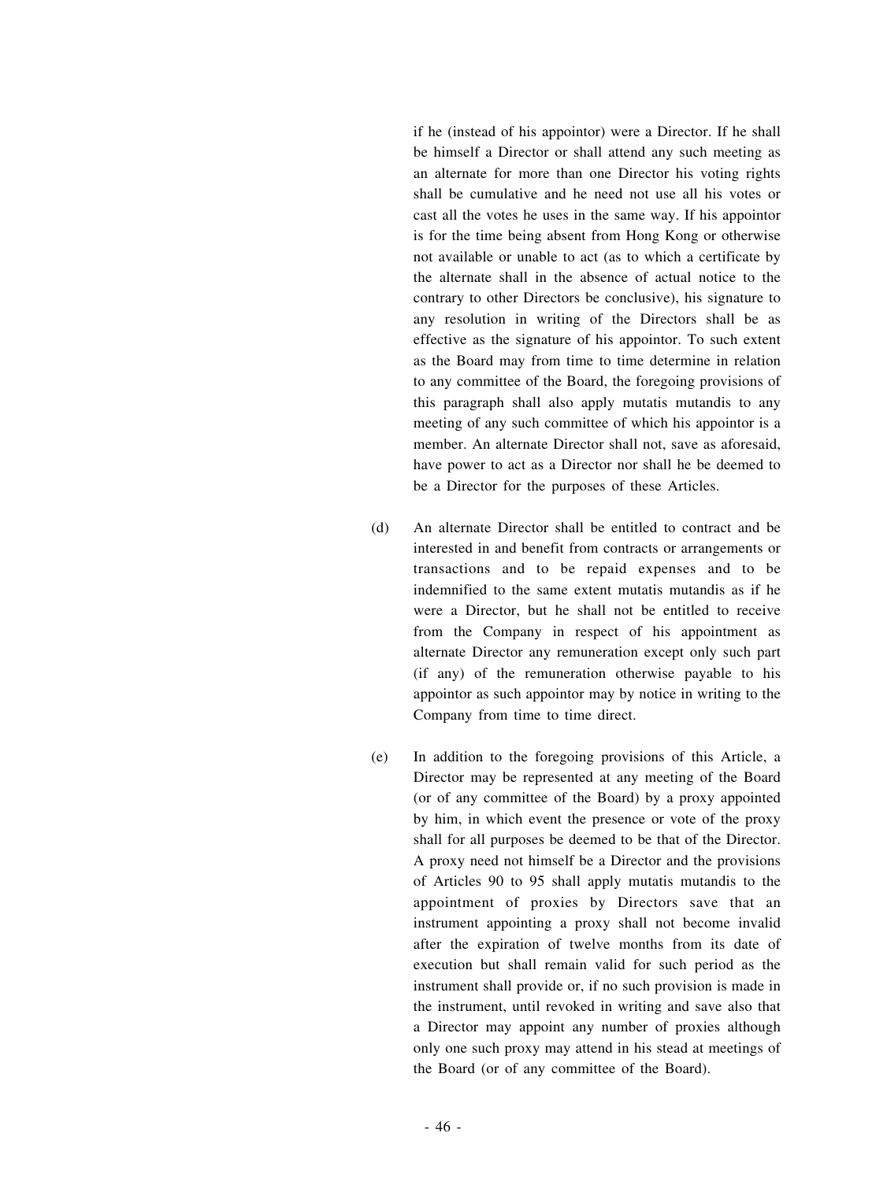if he (instead of his appointor) were a Director. If he shall be himself a Director or shall attend any such meeting as an alternate for more than one Director his voting rights shall be cumulative and he need not use all his votes or cast all the votes he uses in the same way. If his appointor is for the time being absent from Hong Kong or otherwise not available or unable to act (as to which a certificate by the alternate shall in the absence of actual notice to the contrary to other Directors be conclusive), his signature to any resolution in writing of the Directors shall be as effective as the signature of his appointor. To such extent as the Board may from time to time determine in relation to any committee of the Board, the foregoing provisions of this paragraph shall also apply mutatis mutandis to any meeting of any such committee of which his appointor is a member. An alternate Director shall not, save as aforesaid, have power to act as a Director nor shall he be deemed to be a Director for the purposes of these Articles.

(d) An alternate Director shall be entitled to contract and be interested in and benefit from contracts or arrangements or transactions and to be repaid expenses and to be indemnified to the same extent mutatis mutandis as if he were a Director, but he shall not be entitled to receive from the Company in respect of his appointment as alternate Director any remuneration except only such part (if any) of the remuneration otherwise payable to his appointor as such appointor may by notice in writing to the Company from time to time direct.

(e) In addition to the foregoing provisions of this Article, a Director may be represented at any meeting of the Board (or of any committee of the Board) by a proxy appointed by him, in which event the presence or vote of the proxy shall for all purposes be deemed to be that of the Director. A proxy need not himself be a Director and the provisions of Articles 90 to 95 shall apply mutatis mutandis to the appointment of proxies by Directors save that an instrument appointing a proxy shall not become invalid after the expiration of twelve months from its date of execution but shall remain valid for such period as the instrument shall provide or, if no such provision is made in the instrument, until revoked in writing and save also that a Director may appoint any number of proxies although only one such proxy may attend in his stead at meetings of the Board (or of any committee of the Board).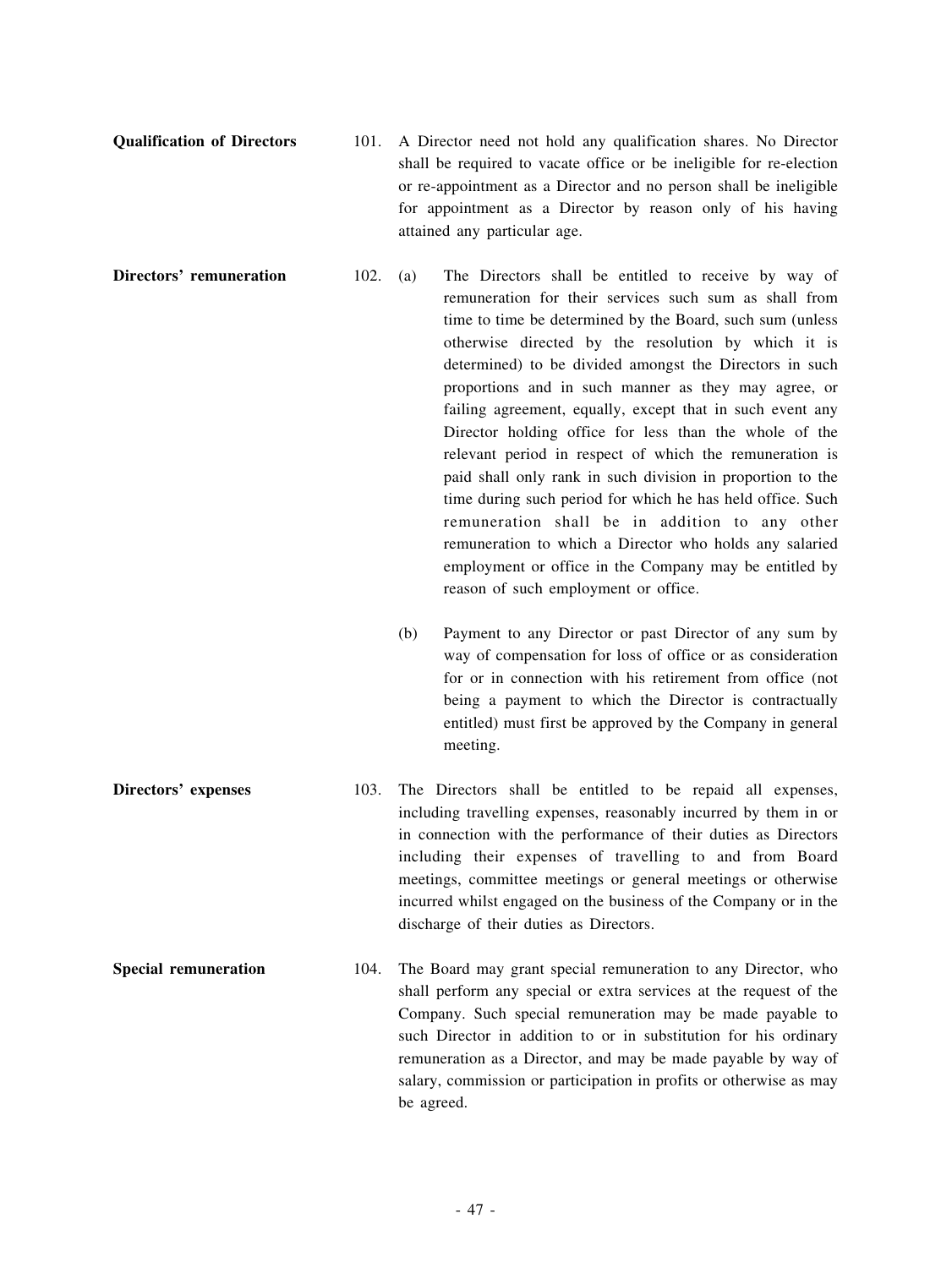**Qualification of Directors**

101. A Director need not hold any qualification shares. No Director shall be required to vacate office or be ineligible for re-election or re-appointment as a Director and no person shall be ineligible for appointment as a Director by reason only of his having attained any particular age.

**Directors' remuneration**

102. (a) The Directors shall be entitled to receive by way of remuneration for their services such sum as shall from time to time be determined by the Board, such sum (unless otherwise directed by the resolution by which it is determined) to be divided amongst the Directors in such proportions and in such manner as they may agree, or failing agreement, equally, except that in such event any Director holding office for less than the whole of the relevant period in respect of which the remuneration is paid shall only rank in such division in proportion to the time during such period for which he has held office. Such remuneration shall be in addition to any other remuneration to which a Director who holds any salaried employment or office in the Company may be entitled by reason of such employment or office.

(b) Payment to any Director or past Director of any sum by way of compensation for loss of office or as consideration for or in connection with his retirement from office (not being a payment to which the Director is contractually entitled) must first be approved by the Company in general meeting.

**Directors' expenses**

103. The Directors shall be entitled to be repaid all expenses, including travelling expenses, reasonably incurred by them in or in connection with the performance of their duties as Directors including their expenses of travelling to and from Board meetings, committee meetings or general meetings or otherwise incurred whilst engaged on the business of the Company or in the discharge of their duties as Directors.

**Special remuneration**

104. The Board may grant special remuneration to any Director, who shall perform any special or extra services at the request of the Company. Such special remuneration may be made payable to such Director in addition to or in substitution for his ordinary remuneration as a Director, and may be made payable by way of salary, commission or participation in profits or otherwise as may be agreed.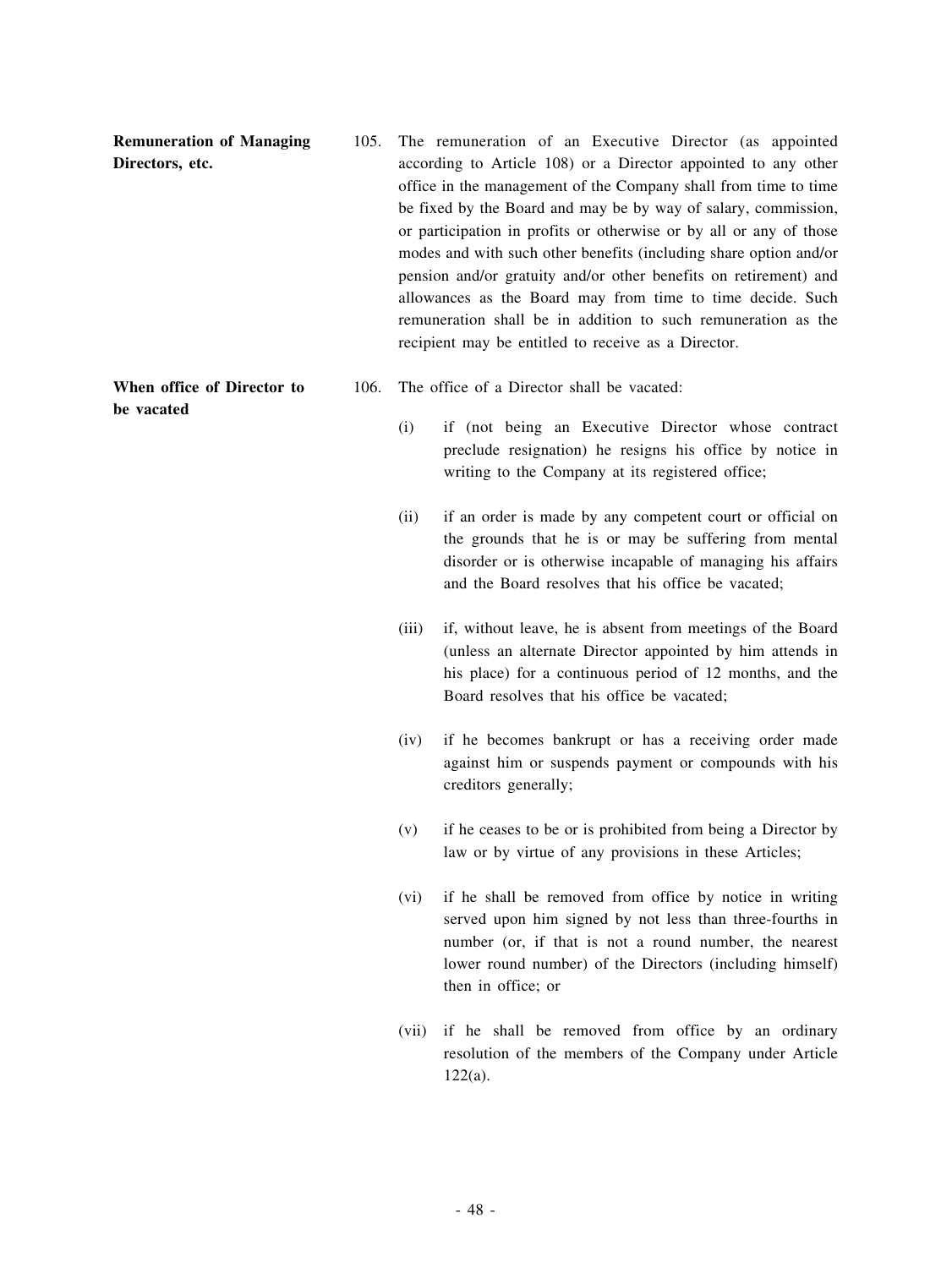**Remuneration of Managing Directors, etc.**

105. The remuneration of an Executive Director (as appointed according to Article 108) or a Director appointed to any other office in the management of the Company shall from time to time be fixed by the Board and may be by way of salary, commission, or participation in profits or otherwise or by all or any of those modes and with such other benefits (including share option and/or pension and/or gratuity and/or other benefits on retirement) and allowances as the Board may from time to time decide. Such remuneration shall be in addition to such remuneration as the recipient may be entitled to receive as a Director.

**When office of Director to be vacated**

106. The office of a Director shall be vacated:

(i) if (not being an Executive Director whose contract preclude resignation) he resigns his office by notice in writing to the Company at its registered office;

(ii) if an order is made by any competent court or official on the grounds that he is or may be suffering from mental disorder or is otherwise incapable of managing his affairs and the Board resolves that his office be vacated;

(iii) if, without leave, he is absent from meetings of the Board (unless an alternate Director appointed by him attends in his place) for a continuous period of 12 months, and the Board resolves that his office be vacated;

(iv) if he becomes bankrupt or has a receiving order made against him or suspends payment or compounds with his creditors generally;

(v) if he ceases to be or is prohibited from being a Director by law or by virtue of any provisions in these Articles;

(vi) if he shall be removed from office by notice in writing served upon him signed by not less than three-fourths in number (or, if that is not a round number, the nearest lower round number) of the Directors (including himself) then in office; or

(vii) if he shall be removed from office by an ordinary resolution of the members of the Company under Article 122(a).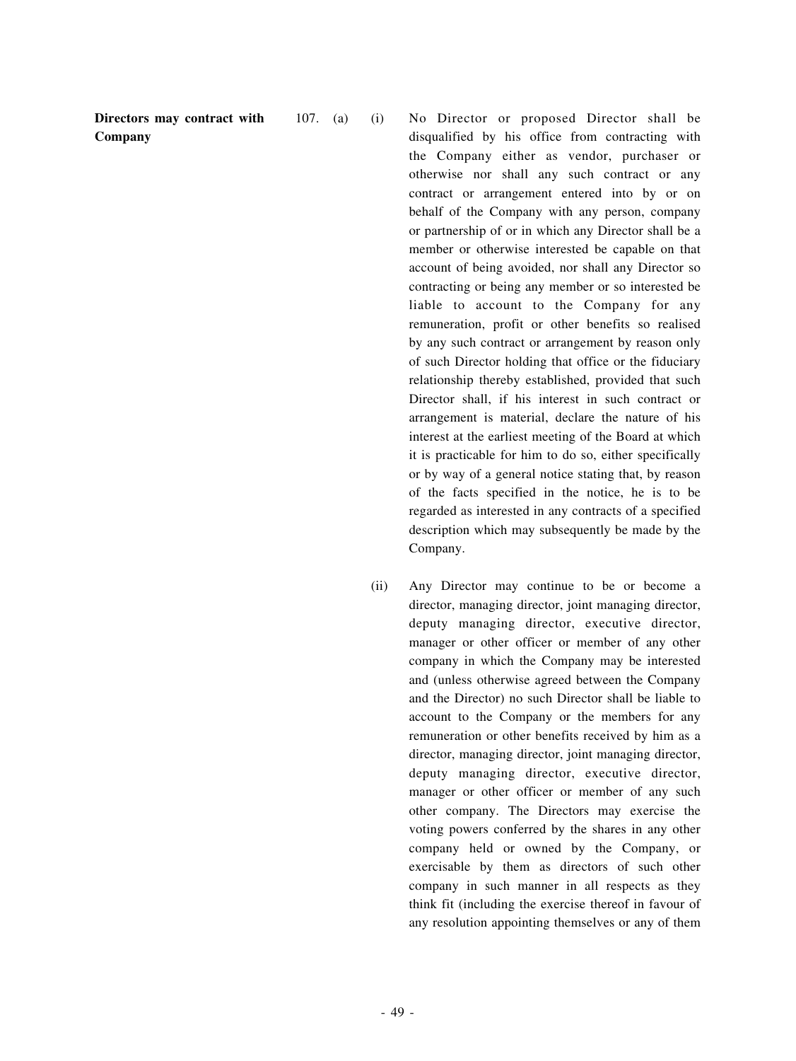**Directors may contract with Company**

107. (a) (i) No Director or proposed Director shall be disqualified by his office from contracting with the Company either as vendor, purchaser or otherwise nor shall any such contract or any contract or arrangement entered into by or on behalf of the Company with any person, company or partnership of or in which any Director shall be a member or otherwise interested be capable on that account of being avoided, nor shall any Director so contracting or being any member or so interested be liable to account to the Company for any remuneration, profit or other benefits so realised by any such contract or arrangement by reason only of such Director holding that office or the fiduciary relationship thereby established, provided that such Director shall, if his interest in such contract or arrangement is material, declare the nature of his interest at the earliest meeting of the Board at which it is practicable for him to do so, either specifically or by way of a general notice stating that, by reason of the facts specified in the notice, he is to be regarded as interested in any contracts of a specified description which may subsequently be made by the Company.

(ii) Any Director may continue to be or become a director, managing director, joint managing director, deputy managing director, executive director, manager or other officer or member of any other company in which the Company may be interested and (unless otherwise agreed between the Company and the Director) no such Director shall be liable to account to the Company or the members for any remuneration or other benefits received by him as a director, managing director, joint managing director, deputy managing director, executive director, manager or other officer or member of any such other company. The Directors may exercise the voting powers conferred by the shares in any other company held or owned by the Company, or exercisable by them as directors of such other company in such manner in all respects as they think fit (including the exercise thereof in favour of any resolution appointing themselves or any of them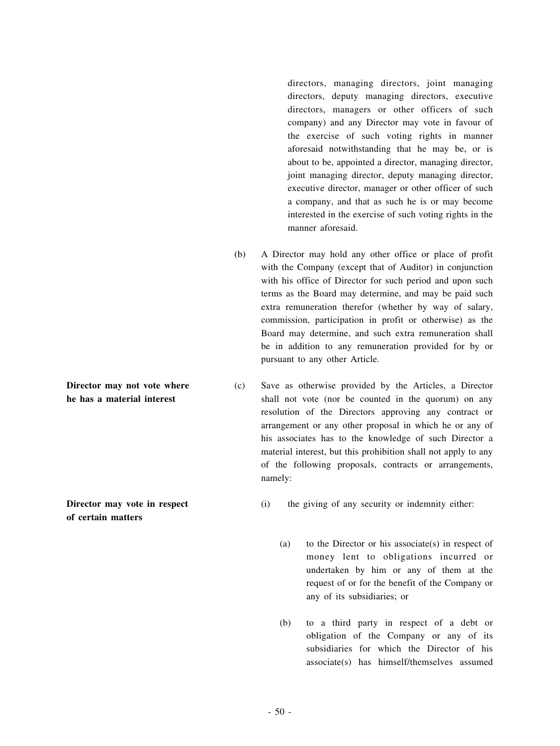directors, managing directors, joint managing directors, deputy managing directors, executive directors, managers or other officers of such company) and any Director may vote in favour of the exercise of such voting rights in manner aforesaid notwithstanding that he may be, or is about to be, appointed a director, managing director, joint managing director, deputy managing director, executive director, manager or other officer of such a company, and that as such he is or may become interested in the exercise of such voting rights in the manner aforesaid.

(b) A Director may hold any other office or place of profit with the Company (except that of Auditor) in conjunction with his office of Director for such period and upon such terms as the Board may determine, and may be paid such extra remuneration therefor (whether by way of salary, commission, participation in profit or otherwise) as the Board may determine, and such extra remuneration shall be in addition to any remuneration provided for by or pursuant to any other Article.

**Director may not vote where he has a material interest**

(c) Save as otherwise provided by the Articles, a Director shall not vote (nor be counted in the quorum) on any resolution of the Directors approving any contract or arrangement or any other proposal in which he or any of his associates has to the knowledge of such Director a material interest, but this prohibition shall not apply to any of the following proposals, contracts or arrangements, namely:

**Director may vote in respect of certain matters**

(i) the giving of any security or indemnity either:

(a) to the Director or his associate(s) in respect of money lent to obligations incurred or undertaken by him or any of them at the request of or for the benefit of the Company or any of its subsidiaries; or

(b) to a third party in respect of a debt or obligation of the Company or any of its subsidiaries for which the Director of his associate(s) has himself/themselves assumed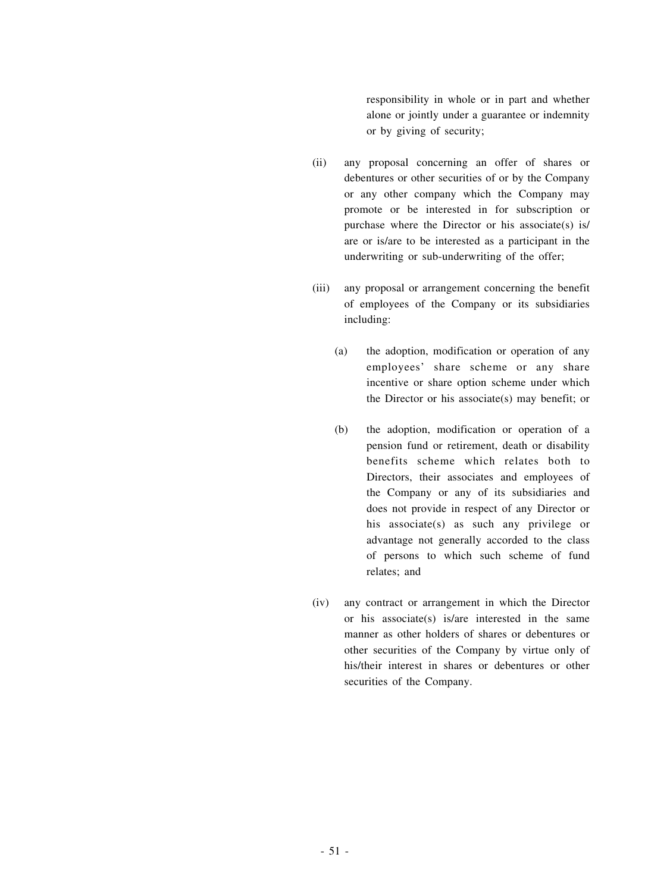responsibility in whole or in part and whether alone or jointly under a guarantee or indemnity or by giving of security;

(ii) any proposal concerning an offer of shares or debentures or other securities of or by the Company or any other company which the Company may promote or be interested in for subscription or purchase where the Director or his associate(s) is/are or is/are to be interested as a participant in the underwriting or sub-underwriting of the offer;

(iii) any proposal or arrangement concerning the benefit of employees of the Company or its subsidiaries including:

   (a) the adoption, modification or operation of any employees' share scheme or any share incentive or share option scheme under which the Director or his associate(s) may benefit; or

   (b) the adoption, modification or operation of a pension fund or retirement, death or disability benefits scheme which relates both to Directors, their associates and employees of the Company or any of its subsidiaries and does not provide in respect of any Director or his associate(s) as such any privilege or advantage not generally accorded to the class of persons to which such scheme of fund relates; and

(iv) any contract or arrangement in which the Director or his associate(s) is/are interested in the same manner as other holders of shares or debentures or other securities of the Company by virtue only of his/their interest in shares or debentures or other securities of the Company.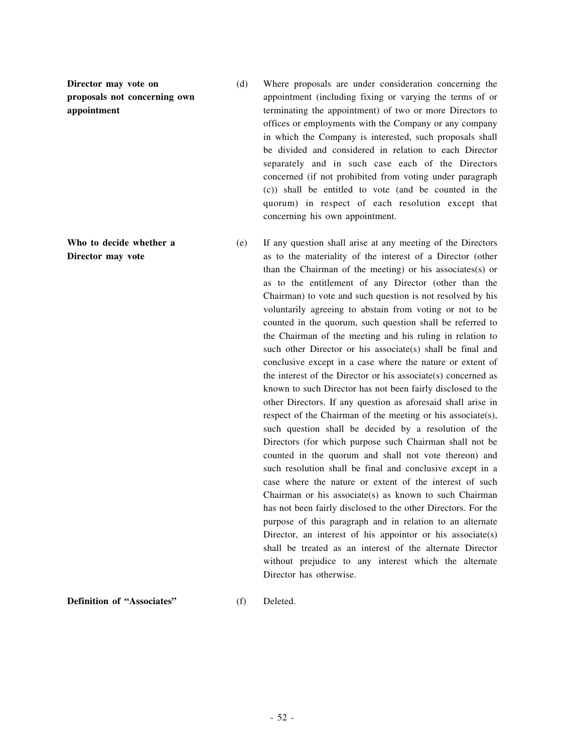**Director may vote on proposals not concerning own appointment**

(d) Where proposals are under consideration concerning the appointment (including fixing or varying the terms of or terminating the appointment) of two or more Directors to offices or employments with the Company or any company in which the Company is interested, such proposals shall be divided and considered in relation to each Director separately and in such case each of the Directors concerned (if not prohibited from voting under paragraph (c)) shall be entitled to vote (and be counted in the quorum) in respect of each resolution except that concerning his own appointment.

**Who to decide whether a Director may vote**

(e) If any question shall arise at any meeting of the Directors as to the materiality of the interest of a Director (other than the Chairman of the meeting) or his associates(s) or as to the entitlement of any Director (other than the Chairman) to vote and such question is not resolved by his voluntarily agreeing to abstain from voting or not to be counted in the quorum, such question shall be referred to the Chairman of the meeting and his ruling in relation to such other Director or his associate(s) shall be final and conclusive except in a case where the nature or extent of the interest of the Director or his associate(s) concerned as known to such Director has not been fairly disclosed to the other Directors. If any question as aforesaid shall arise in respect of the Chairman of the meeting or his associate(s), such question shall be decided by a resolution of the Directors (for which purpose such Chairman shall not be counted in the quorum and shall not vote thereon) and such resolution shall be final and conclusive except in a case where the nature or extent of the interest of such Chairman or his associate(s) as known to such Chairman has not been fairly disclosed to the other Directors. For the purpose of this paragraph and in relation to an alternate Director, an interest of his appointor or his associate(s) shall be treated as an interest of the alternate Director without prejudice to any interest which the alternate Director has otherwise.

**Definition of "Associates"**

(f) Deleted.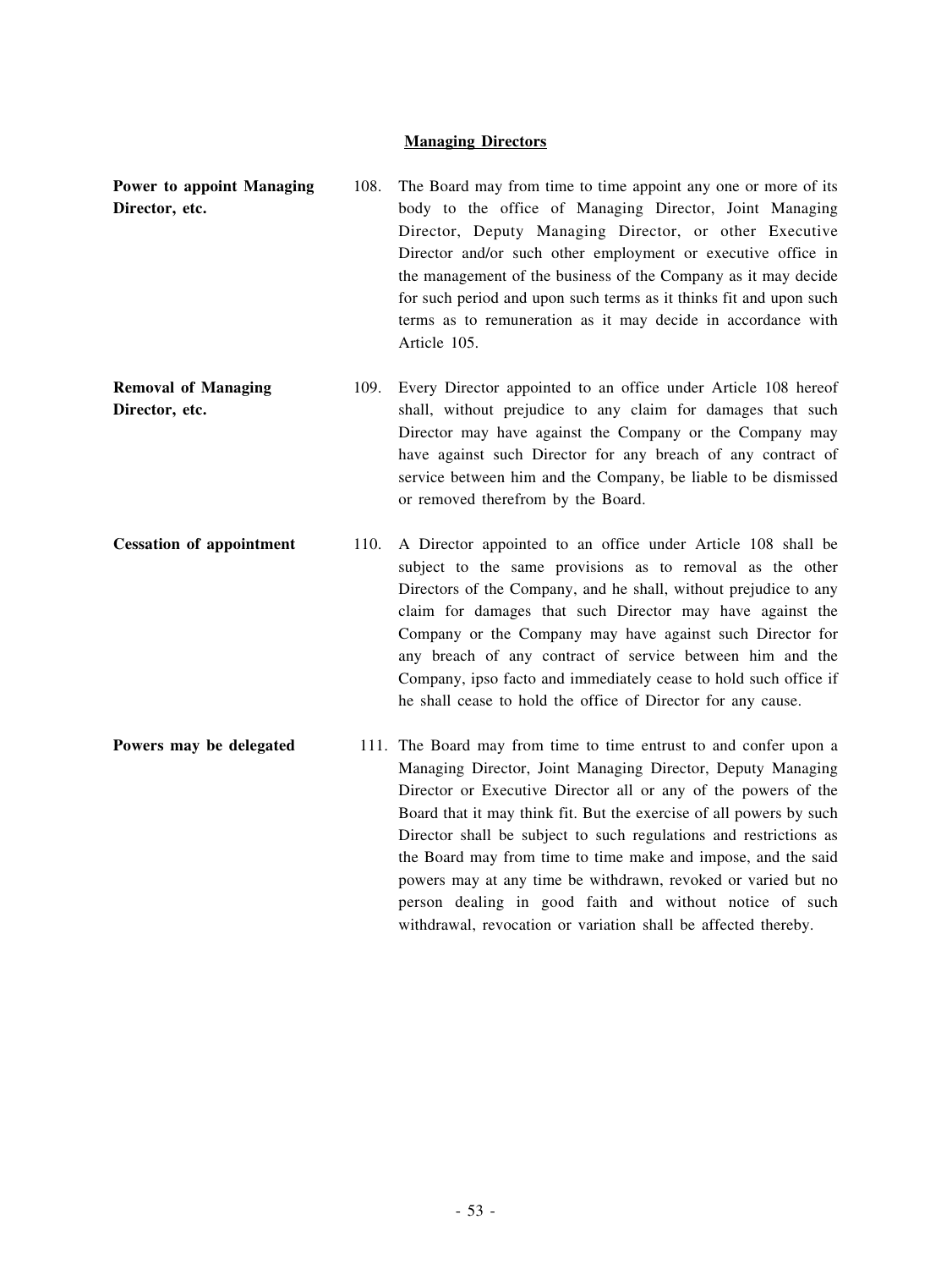## Managing Directors

**Power to appoint Managing Director, etc.**

108. The Board may from time to time appoint any one or more of its body to the office of Managing Director, Joint Managing Director, Deputy Managing Director, or other Executive Director and/or such other employment or executive office in the management of the business of the Company as it may decide for such period and upon such terms as it thinks fit and upon such terms as to remuneration as it may decide in accordance with Article 105.

**Removal of Managing Director, etc.**

109. Every Director appointed to an office under Article 108 hereof shall, without prejudice to any claim for damages that such Director may have against the Company or the Company may have against such Director for any breach of any contract of service between him and the Company, be liable to be dismissed or removed therefrom by the Board.

**Cessation of appointment**

110. A Director appointed to an office under Article 108 shall be subject to the same provisions as to removal as the other Directors of the Company, and he shall, without prejudice to any claim for damages that such Director may have against the Company or the Company may have against such Director for any breach of any contract of service between him and the Company, ipso facto and immediately cease to hold such office if he shall cease to hold the office of Director for any cause.

**Powers may be delegated**

111. The Board may from time to time entrust to and confer upon a Managing Director, Joint Managing Director, Deputy Managing Director or Executive Director all or any of the powers of the Board that it may think fit. But the exercise of all powers by such Director shall be subject to such regulations and restrictions as the Board may from time to time make and impose, and the said powers may at any time be withdrawn, revoked or varied but no person dealing in good faith and without notice of such withdrawal, revocation or variation shall be affected thereby.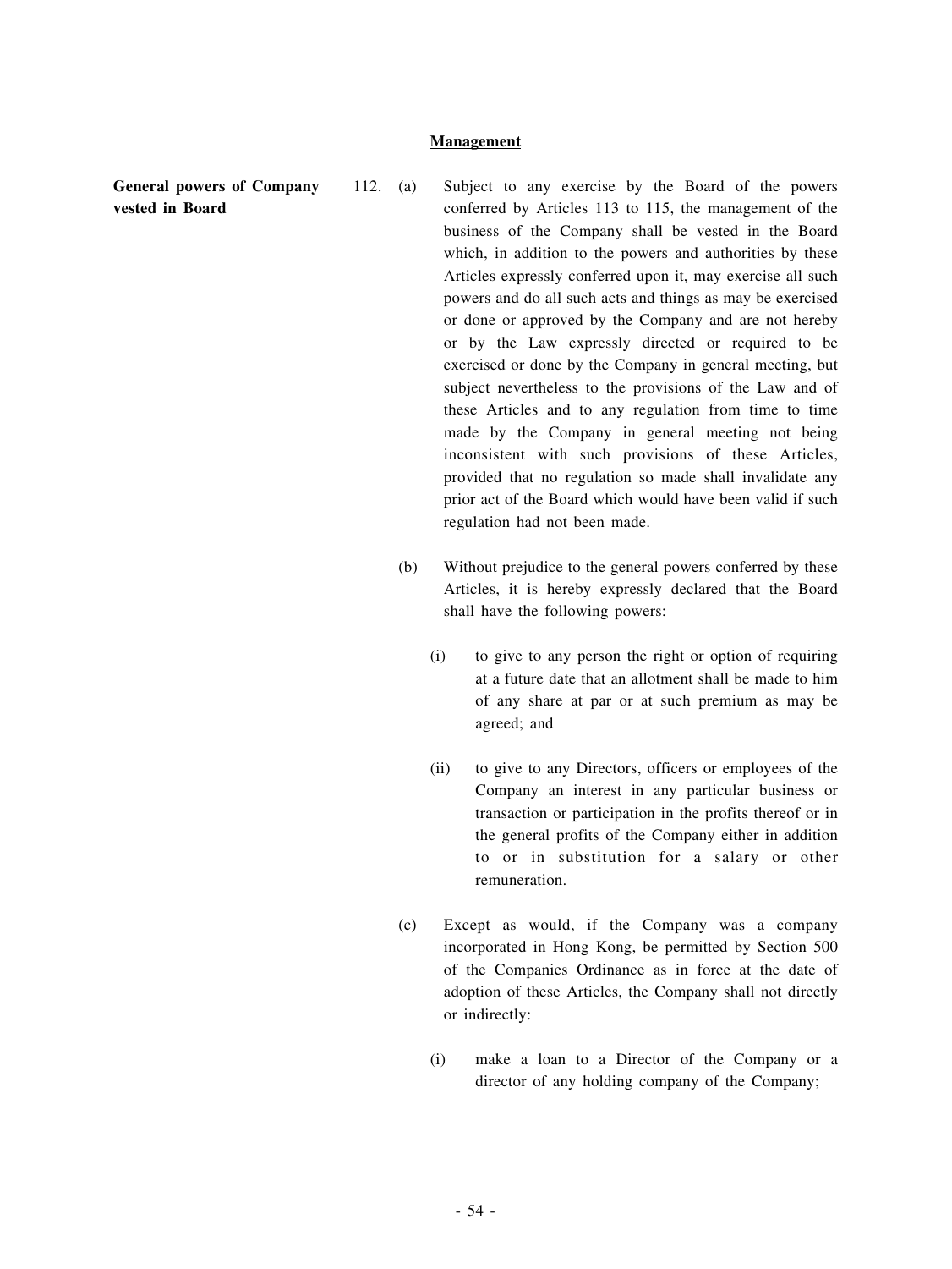## Management

**General powers of Company vested in Board**

112. (a) Subject to any exercise by the Board of the powers conferred by Articles 113 to 115, the management of the business of the Company shall be vested in the Board which, in addition to the powers and authorities by these Articles expressly conferred upon it, may exercise all such powers and do all such acts and things as may be exercised or done or approved by the Company and are not hereby or by the Law expressly directed or required to be exercised or done by the Company in general meeting, but subject nevertheless to the provisions of the Law and of these Articles and to any regulation from time to time made by the Company in general meeting not being inconsistent with such provisions of these Articles, provided that no regulation so made shall invalidate any prior act of the Board which would have been valid if such regulation had not been made.

(b) Without prejudice to the general powers conferred by these Articles, it is hereby expressly declared that the Board shall have the following powers:

(i) to give to any person the right or option of requiring at a future date that an allotment shall be made to him of any share at par or at such premium as may be agreed; and

(ii) to give to any Directors, officers or employees of the Company an interest in any particular business or transaction or participation in the profits thereof or in the general profits of the Company either in addition to or in substitution for a salary or other remuneration.

(c) Except as would, if the Company was a company incorporated in Hong Kong, be permitted by Section 500 of the Companies Ordinance as in force at the date of adoption of these Articles, the Company shall not directly or indirectly:

(i) make a loan to a Director of the Company or a director of any holding company of the Company;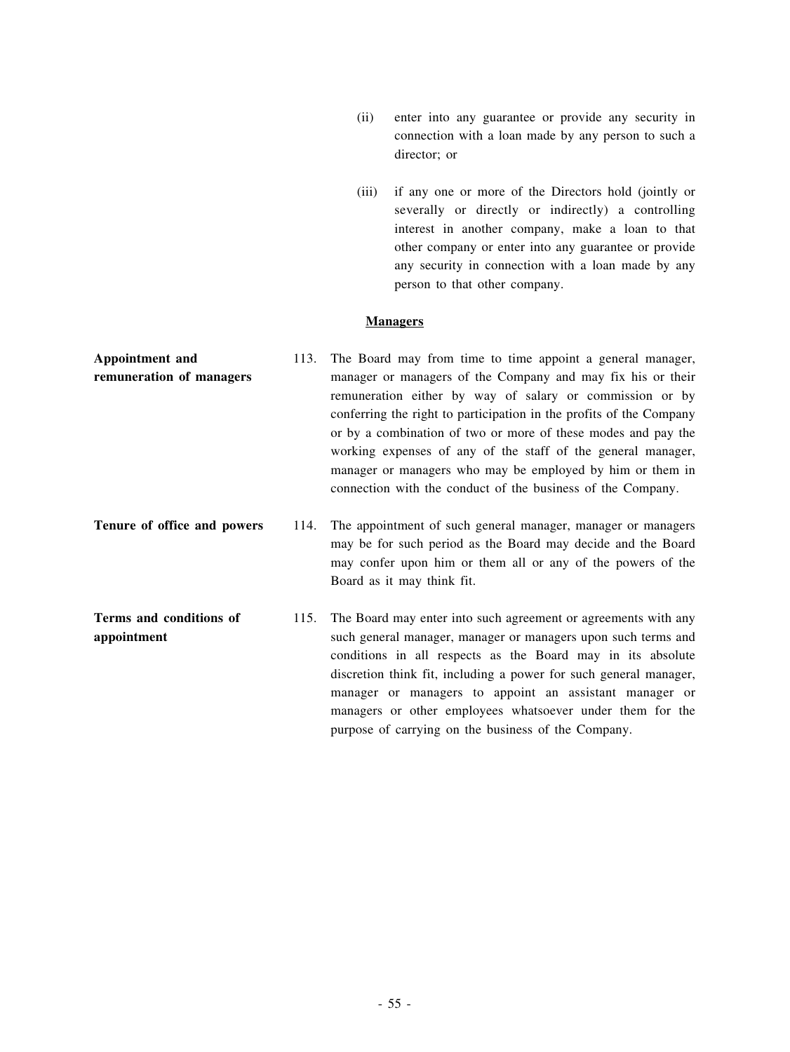(ii) enter into any guarantee or provide any security in connection with a loan made by any person to such a director; or

(iii) if any one or more of the Directors hold (jointly or severally or directly or indirectly) a controlling interest in another company, make a loan to that other company or enter into any guarantee or provide any security in connection with a loan made by any person to that other company.

## Managers

**Appointment and remuneration of managers**

113. The Board may from time to time appoint a general manager, manager or managers of the Company and may fix his or their remuneration either by way of salary or commission or by conferring the right to participation in the profits of the Company or by a combination of two or more of these modes and pay the working expenses of any of the staff of the general manager, manager or managers who may be employed by him or them in connection with the conduct of the business of the Company.

**Tenure of office and powers**

114. The appointment of such general manager, manager or managers may be for such period as the Board may decide and the Board may confer upon him or them all or any of the powers of the Board as it may think fit.

**Terms and conditions of appointment**

115. The Board may enter into such agreement or agreements with any such general manager, manager or managers upon such terms and conditions in all respects as the Board may in its absolute discretion think fit, including a power for such general manager, manager or managers to appoint an assistant manager or managers or other employees whatsoever under them for the purpose of carrying on the business of the Company.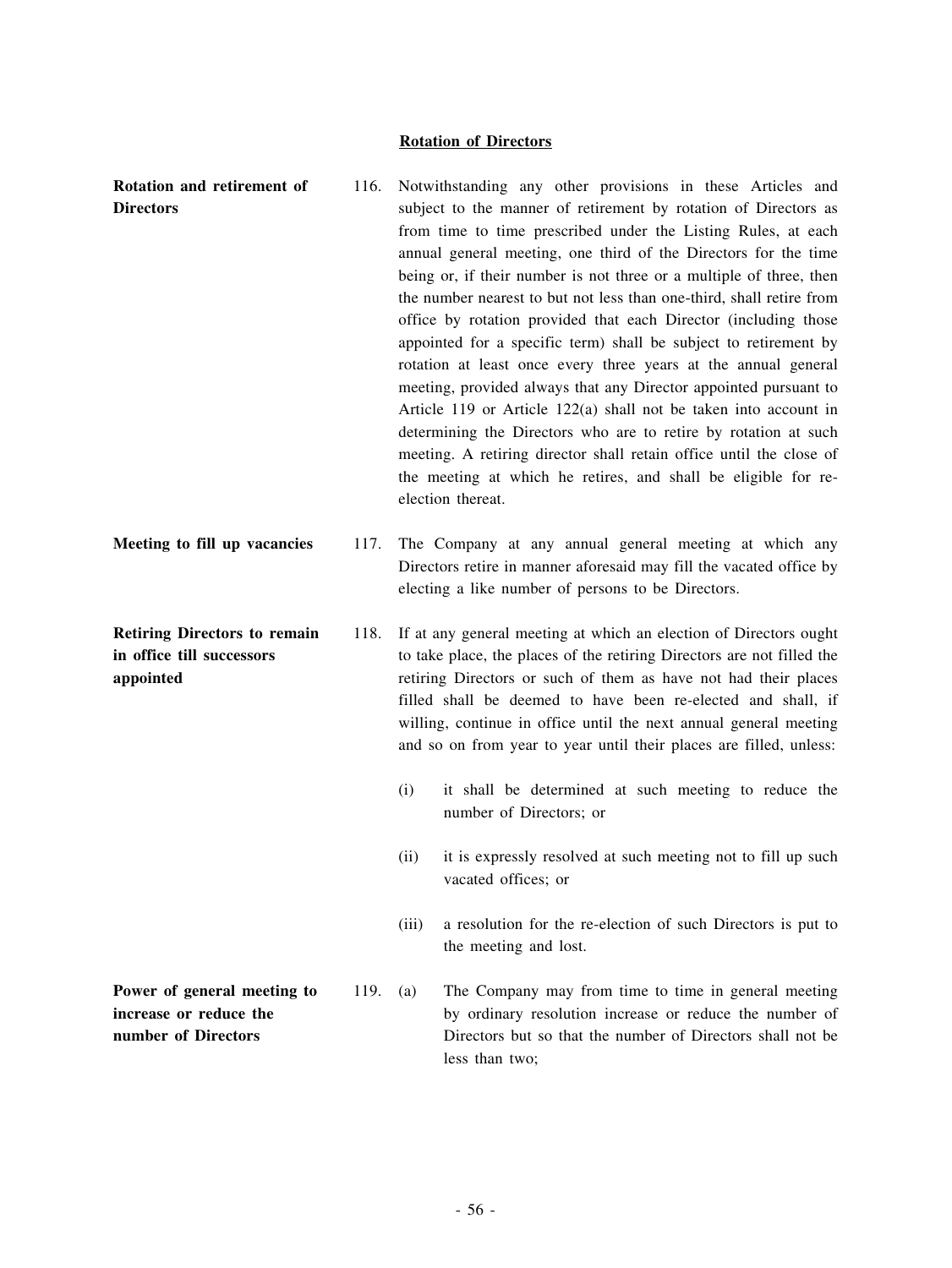## Rotation of Directors

**Rotation and retirement of Directors**

116. Notwithstanding any other provisions in these Articles and subject to the manner of retirement by rotation of Directors as from time to time prescribed under the Listing Rules, at each annual general meeting, one third of the Directors for the time being or, if their number is not three or a multiple of three, then the number nearest to but not less than one-third, shall retire from office by rotation provided that each Director (including those appointed for a specific term) shall be subject to retirement by rotation at least once every three years at the annual general meeting, provided always that any Director appointed pursuant to Article 119 or Article 122(a) shall not be taken into account in determining the Directors who are to retire by rotation at such meeting. A retiring director shall retain office until the close of the meeting at which he retires, and shall be eligible for re-election thereat.

**Meeting to fill up vacancies**

117. The Company at any annual general meeting at which any Directors retire in manner aforesaid may fill the vacated office by electing a like number of persons to be Directors.

**Retiring Directors to remain in office till successors appointed**

118. If at any general meeting at which an election of Directors ought to take place, the places of the retiring Directors are not filled the retiring Directors or such of them as have not had their places filled shall be deemed to have been re-elected and shall, if willing, continue in office until the next annual general meeting and so on from year to year until their places are filled, unless:

(i) it shall be determined at such meeting to reduce the number of Directors; or

(ii) it is expressly resolved at such meeting not to fill up such vacated offices; or

(iii) a resolution for the re-election of such Directors is put to the meeting and lost.

**Power of general meeting to increase or reduce the number of Directors**

119. (a) The Company may from time to time in general meeting by ordinary resolution increase or reduce the number of Directors but so that the number of Directors shall not be less than two;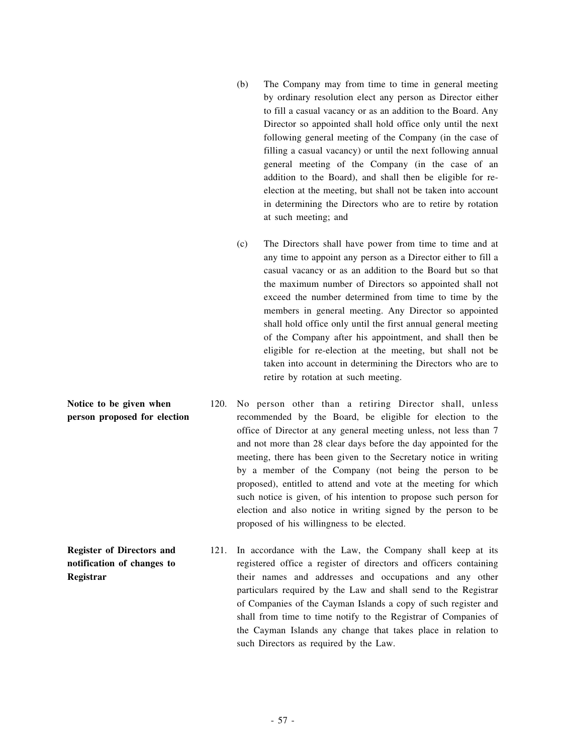(b) The Company may from time to time in general meeting by ordinary resolution elect any person as Director either to fill a casual vacancy or as an addition to the Board. Any Director so appointed shall hold office only until the next following general meeting of the Company (in the case of filling a casual vacancy) or until the next following annual general meeting of the Company (in the case of an addition to the Board), and shall then be eligible for re-election at the meeting, but shall not be taken into account in determining the Directors who are to retire by rotation at such meeting; and

(c) The Directors shall have power from time to time and at any time to appoint any person as a Director either to fill a casual vacancy or as an addition to the Board but so that the maximum number of Directors so appointed shall not exceed the number determined from time to time by the members in general meeting. Any Director so appointed shall hold office only until the first annual general meeting of the Company after his appointment, and shall then be eligible for re-election at the meeting, but shall not be taken into account in determining the Directors who are to retire by rotation at such meeting.

**Notice to be given when person proposed for election**

120. No person other than a retiring Director shall, unless recommended by the Board, be eligible for election to the office of Director at any general meeting unless, not less than 7 and not more than 28 clear days before the day appointed for the meeting, there has been given to the Secretary notice in writing by a member of the Company (not being the person to be proposed), entitled to attend and vote at the meeting for which such notice is given, of his intention to propose such person for election and also notice in writing signed by the person to be proposed of his willingness to be elected.

**Register of Directors and notification of changes to Registrar**

121. In accordance with the Law, the Company shall keep at its registered office a register of directors and officers containing their names and addresses and occupations and any other particulars required by the Law and shall send to the Registrar of Companies of the Cayman Islands a copy of such register and shall from time to time notify to the Registrar of Companies of the Cayman Islands any change that takes place in relation to such Directors as required by the Law.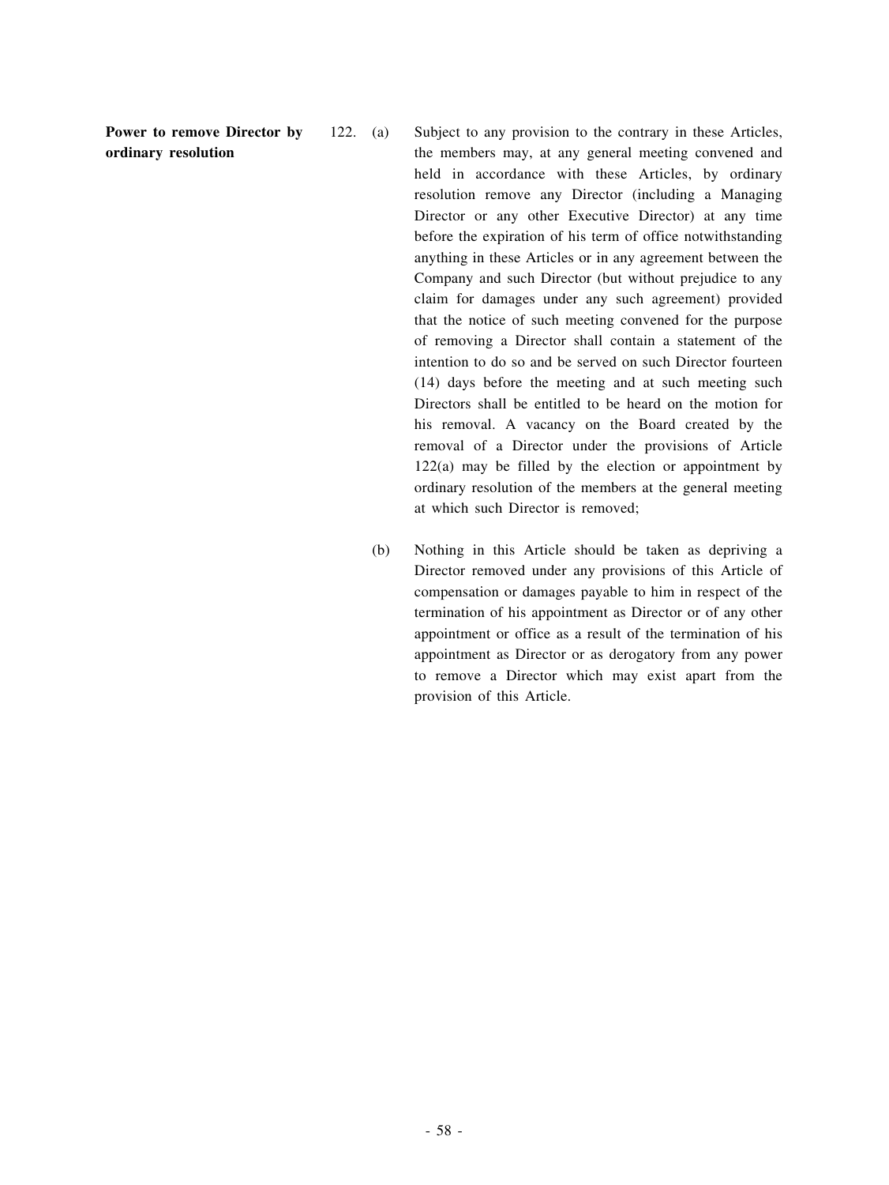**Power to remove Director by ordinary resolution**

122. (a) Subject to any provision to the contrary in these Articles, the members may, at any general meeting convened and held in accordance with these Articles, by ordinary resolution remove any Director (including a Managing Director or any other Executive Director) at any time before the expiration of his term of office notwithstanding anything in these Articles or in any agreement between the Company and such Director (but without prejudice to any claim for damages under any such agreement) provided that the notice of such meeting convened for the purpose of removing a Director shall contain a statement of the intention to do so and be served on such Director fourteen (14) days before the meeting and at such meeting such Directors shall be entitled to be heard on the motion for his removal. A vacancy on the Board created by the removal of a Director under the provisions of Article 122(a) may be filled by the election or appointment by ordinary resolution of the members at the general meeting at which such Director is removed;

(b) Nothing in this Article should be taken as depriving a Director removed under any provisions of this Article of compensation or damages payable to him in respect of the termination of his appointment as Director or of any other appointment or office as a result of the termination of his appointment as Director or as derogatory from any power to remove a Director which may exist apart from the provision of this Article.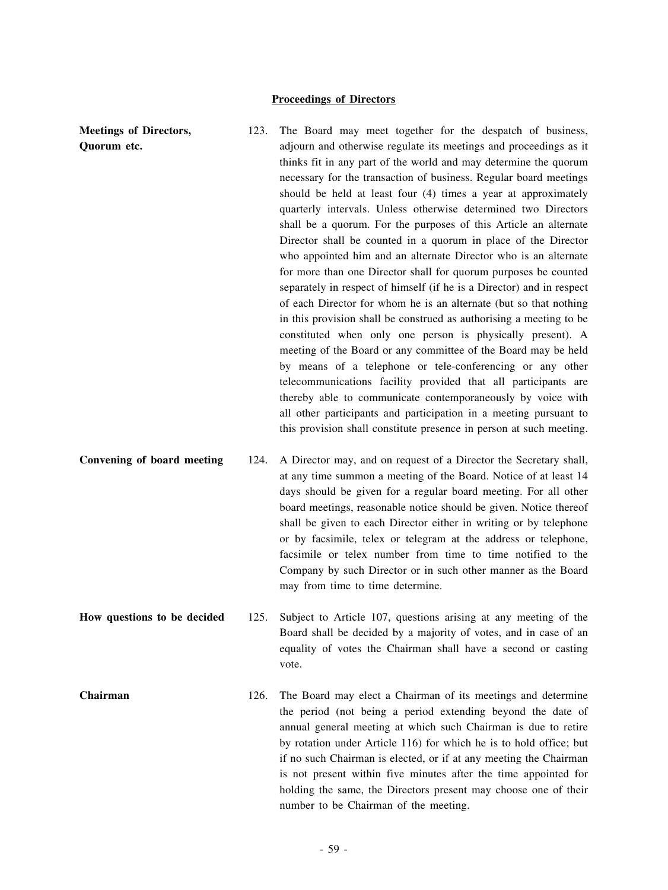## Proceedings of Directors

**Meetings of Directors, Quorum etc.**

123. The Board may meet together for the despatch of business, adjourn and otherwise regulate its meetings and proceedings as it thinks fit in any part of the world and may determine the quorum necessary for the transaction of business. Regular board meetings should be held at least four (4) times a year at approximately quarterly intervals. Unless otherwise determined two Directors shall be a quorum. For the purposes of this Article an alternate Director shall be counted in a quorum in place of the Director who appointed him and an alternate Director who is an alternate for more than one Director shall for quorum purposes be counted separately in respect of himself (if he is a Director) and in respect of each Director for whom he is an alternate (but so that nothing in this provision shall be construed as authorising a meeting to be constituted when only one person is physically present). A meeting of the Board or any committee of the Board may be held by means of a telephone or tele-conferencing or any other telecommunications facility provided that all participants are thereby able to communicate contemporaneously by voice with all other participants and participation in a meeting pursuant to this provision shall constitute presence in person at such meeting.

**Convening of board meeting**

124. A Director may, and on request of a Director the Secretary shall, at any time summon a meeting of the Board. Notice of at least 14 days should be given for a regular board meeting. For all other board meetings, reasonable notice should be given. Notice thereof shall be given to each Director either in writing or by telephone or by facsimile, telex or telegram at the address or telephone, facsimile or telex number from time to time notified to the Company by such Director or in such other manner as the Board may from time to time determine.

**How questions to be decided**

125. Subject to Article 107, questions arising at any meeting of the Board shall be decided by a majority of votes, and in case of an equality of votes the Chairman shall have a second or casting vote.

**Chairman**

126. The Board may elect a Chairman of its meetings and determine the period (not being a period extending beyond the date of annual general meeting at which such Chairman is due to retire by rotation under Article 116) for which he is to hold office; but if no such Chairman is elected, or if at any meeting the Chairman is not present within five minutes after the time appointed for holding the same, the Directors present may choose one of their number to be Chairman of the meeting.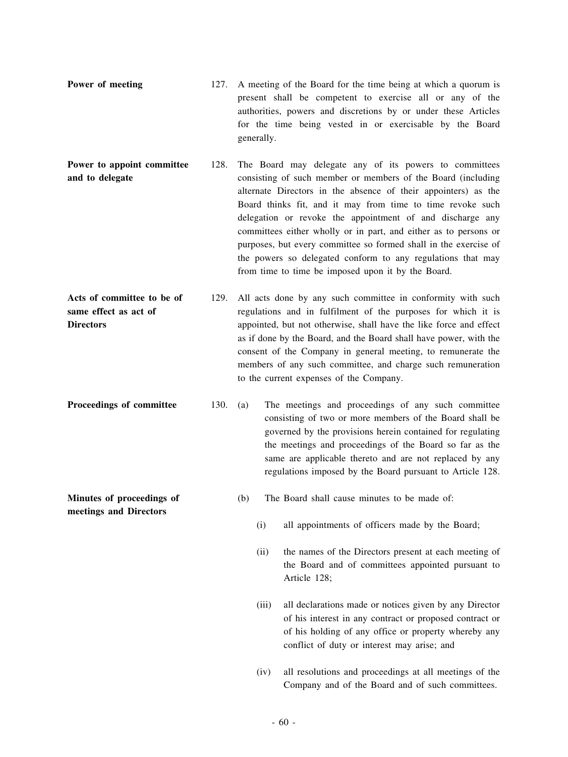**Power of meeting**

127. A meeting of the Board for the time being at which a quorum is present shall be competent to exercise all or any of the authorities, powers and discretions by or under these Articles for the time being vested in or exercisable by the Board generally.

**Power to appoint committee and to delegate**

128. The Board may delegate any of its powers to committees consisting of such member or members of the Board (including alternate Directors in the absence of their appointers) as the Board thinks fit, and it may from time to time revoke such delegation or revoke the appointment of and discharge any committees either wholly or in part, and either as to persons or purposes, but every committee so formed shall in the exercise of the powers so delegated conform to any regulations that may from time to time be imposed upon it by the Board.

**Acts of committee to be of same effect as act of Directors**

129. All acts done by any such committee in conformity with such regulations and in fulfilment of the purposes for which it is appointed, but not otherwise, shall have the like force and effect as if done by the Board, and the Board shall have power, with the consent of the Company in general meeting, to remunerate the members of any such committee, and charge such remuneration to the current expenses of the Company.

**Proceedings of committee**

130. (a) The meetings and proceedings of any such committee consisting of two or more members of the Board shall be governed by the provisions herein contained for regulating the meetings and proceedings of the Board so far as the same are applicable thereto and are not replaced by any regulations imposed by the Board pursuant to Article 128.

**Minutes of proceedings of meetings and Directors**

(b) The Board shall cause minutes to be made of:

(i) all appointments of officers made by the Board;

(ii) the names of the Directors present at each meeting of the Board and of committees appointed pursuant to Article 128;

(iii) all declarations made or notices given by any Director of his interest in any contract or proposed contract or of his holding of any office or property whereby any conflict of duty or interest may arise; and

(iv) all resolutions and proceedings at all meetings of the Company and of the Board and of such committees.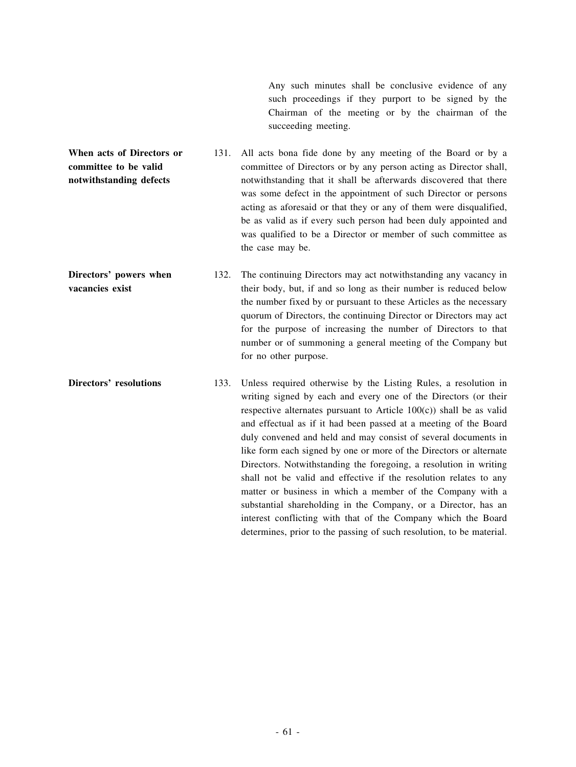Any such minutes shall be conclusive evidence of any such proceedings if they purport to be signed by the Chairman of the meeting or by the chairman of the succeeding meeting.

**When acts of Directors or committee to be valid notwithstanding defects**

131. All acts bona fide done by any meeting of the Board or by a committee of Directors or by any person acting as Director shall, notwithstanding that it shall be afterwards discovered that there was some defect in the appointment of such Director or persons acting as aforesaid or that they or any of them were disqualified, be as valid as if every such person had been duly appointed and was qualified to be a Director or member of such committee as the case may be.

**Directors' powers when vacancies exist**

132. The continuing Directors may act notwithstanding any vacancy in their body, but, if and so long as their number is reduced below the number fixed by or pursuant to these Articles as the necessary quorum of Directors, the continuing Director or Directors may act for the purpose of increasing the number of Directors to that number or of summoning a general meeting of the Company but for no other purpose.

**Directors' resolutions**

133. Unless required otherwise by the Listing Rules, a resolution in writing signed by each and every one of the Directors (or their respective alternates pursuant to Article 100(c)) shall be as valid and effectual as if it had been passed at a meeting of the Board duly convened and held and may consist of several documents in like form each signed by one or more of the Directors or alternate Directors. Notwithstanding the foregoing, a resolution in writing shall not be valid and effective if the resolution relates to any matter or business in which a member of the Company with a substantial shareholding in the Company, or a Director, has an interest conflicting with that of the Company which the Board determines, prior to the passing of such resolution, to be material.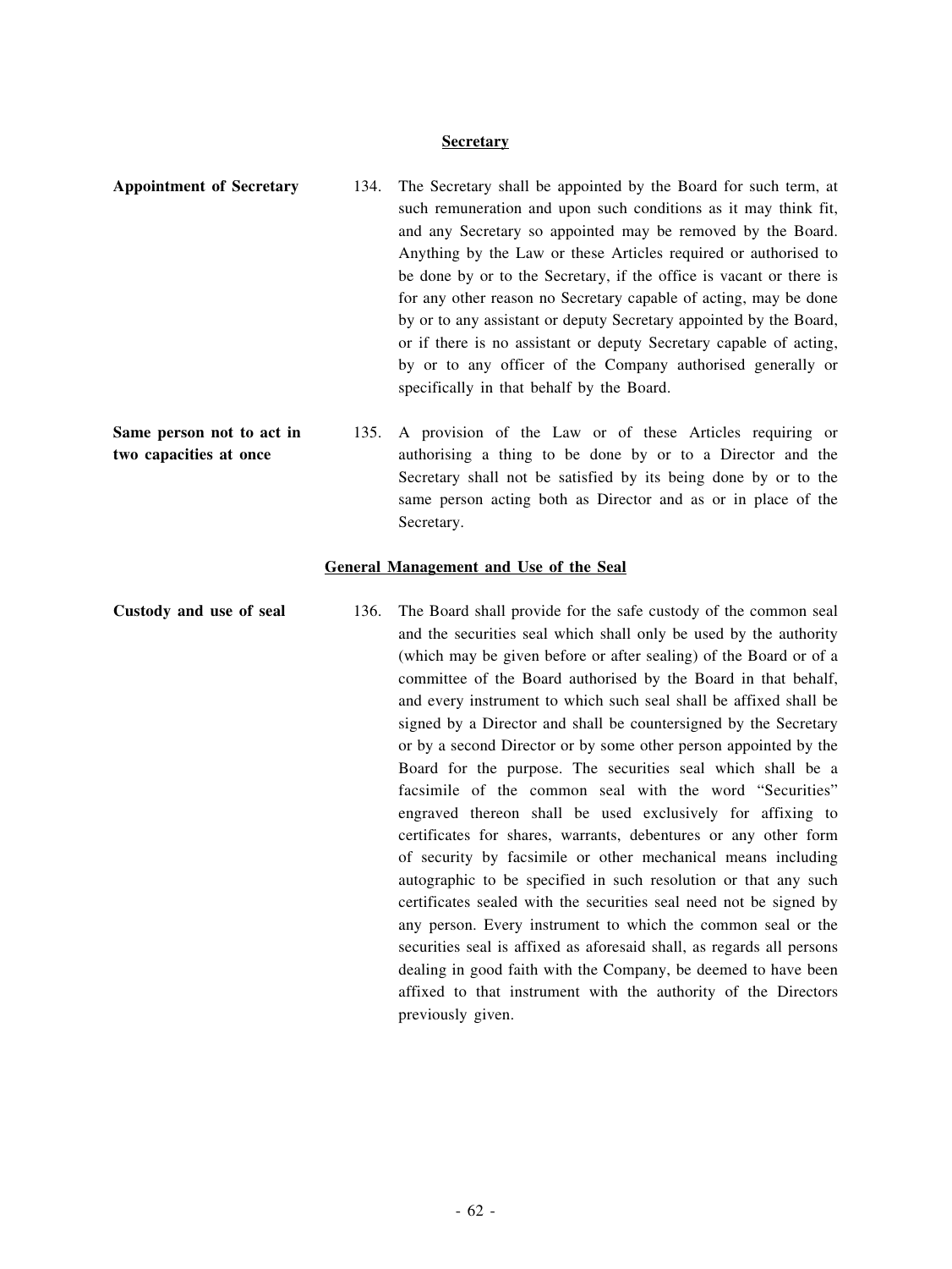## Secretary

**Appointment of Secretary**

134. The Secretary shall be appointed by the Board for such term, at such remuneration and upon such conditions as it may think fit, and any Secretary so appointed may be removed by the Board. Anything by the Law or these Articles required or authorised to be done by or to the Secretary, if the office is vacant or there is for any other reason no Secretary capable of acting, may be done by or to any assistant or deputy Secretary appointed by the Board, or if there is no assistant or deputy Secretary capable of acting, by or to any officer of the Company authorised generally or specifically in that behalf by the Board.

**Same person not to act in two capacities at once**

135. A provision of the Law or of these Articles requiring or authorising a thing to be done by or to a Director and the Secretary shall not be satisfied by its being done by or to the same person acting both as Director and as or in place of the Secretary.

## General Management and Use of the Seal

**Custody and use of seal**

136. The Board shall provide for the safe custody of the common seal and the securities seal which shall only be used by the authority (which may be given before or after sealing) of the Board or of a committee of the Board authorised by the Board in that behalf, and every instrument to which such seal shall be affixed shall be signed by a Director and shall be countersigned by the Secretary or by a second Director or by some other person appointed by the Board for the purpose. The securities seal which shall be a facsimile of the common seal with the word "Securities" engraved thereon shall be used exclusively for affixing to certificates for shares, warrants, debentures or any other form of security by facsimile or other mechanical means including autographic to be specified in such resolution or that any such certificates sealed with the securities seal need not be signed by any person. Every instrument to which the common seal or the securities seal is affixed as aforesaid shall, as regards all persons dealing in good faith with the Company, be deemed to have been affixed to that instrument with the authority of the Directors previously given.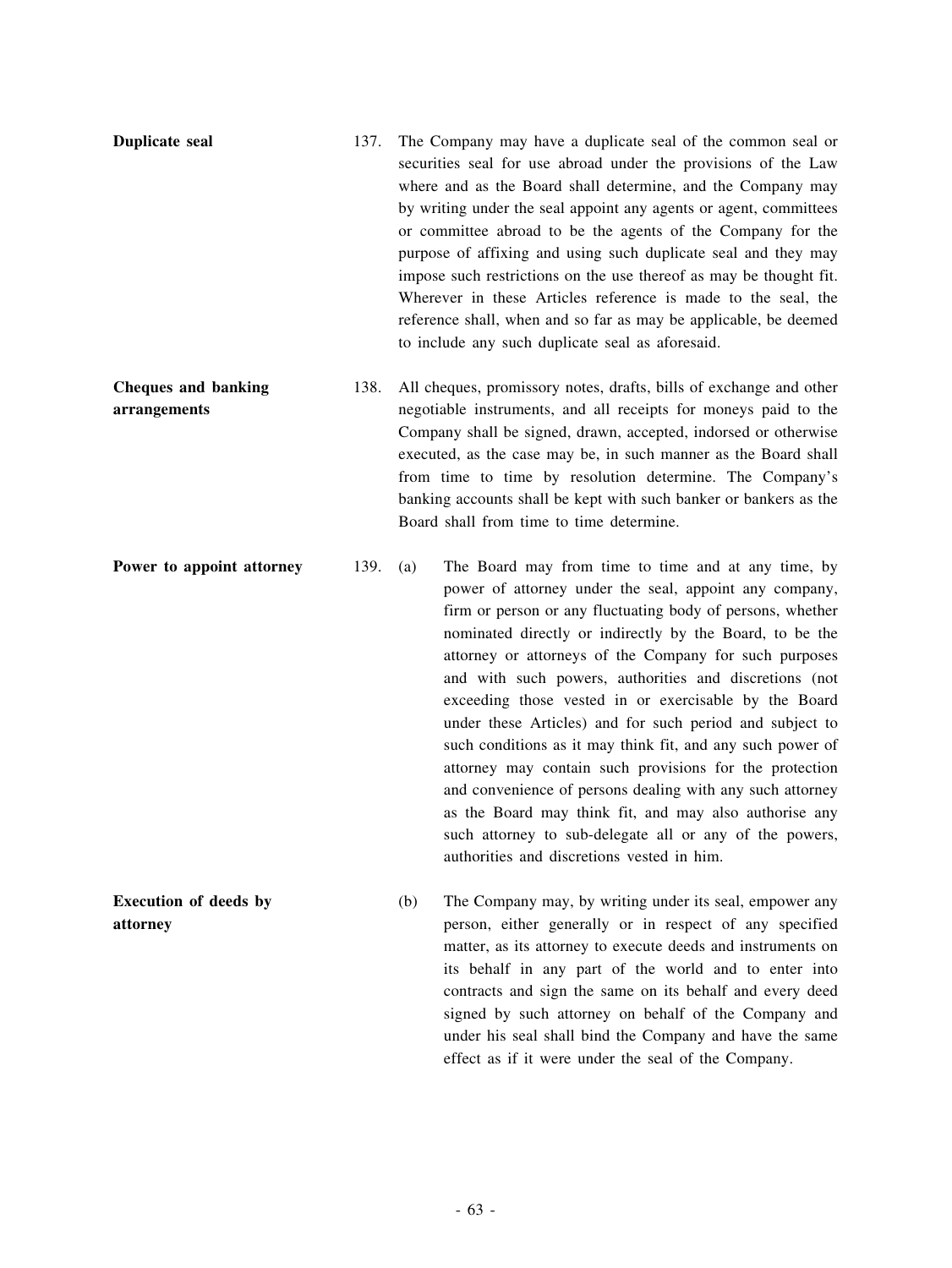**Duplicate seal**

137. The Company may have a duplicate seal of the common seal or securities seal for use abroad under the provisions of the Law where and as the Board shall determine, and the Company may by writing under the seal appoint any agents or agent, committees or committee abroad to be the agents of the Company for the purpose of affixing and using such duplicate seal and they may impose such restrictions on the use thereof as may be thought fit. Wherever in these Articles reference is made to the seal, the reference shall, when and so far as may be applicable, be deemed to include any such duplicate seal as aforesaid.

**Cheques and banking arrangements**

138. All cheques, promissory notes, drafts, bills of exchange and other negotiable instruments, and all receipts for moneys paid to the Company shall be signed, drawn, accepted, indorsed or otherwise executed, as the case may be, in such manner as the Board shall from time to time by resolution determine. The Company's banking accounts shall be kept with such banker or bankers as the Board shall from time to time determine.

**Power to appoint attorney**

139. (a) The Board may from time to time and at any time, by power of attorney under the seal, appoint any company, firm or person or any fluctuating body of persons, whether nominated directly or indirectly by the Board, to be the attorney or attorneys of the Company for such purposes and with such powers, authorities and discretions (not exceeding those vested in or exercisable by the Board under these Articles) and for such period and subject to such conditions as it may think fit, and any such power of attorney may contain such provisions for the protection and convenience of persons dealing with any such attorney as the Board may think fit, and may also authorise any such attorney to sub-delegate all or any of the powers, authorities and discretions vested in him.

**Execution of deeds by attorney**

(b) The Company may, by writing under its seal, empower any person, either generally or in respect of any specified matter, as its attorney to execute deeds and instruments on its behalf in any part of the world and to enter into contracts and sign the same on its behalf and every deed signed by such attorney on behalf of the Company and under his seal shall bind the Company and have the same effect as if it were under the seal of the Company.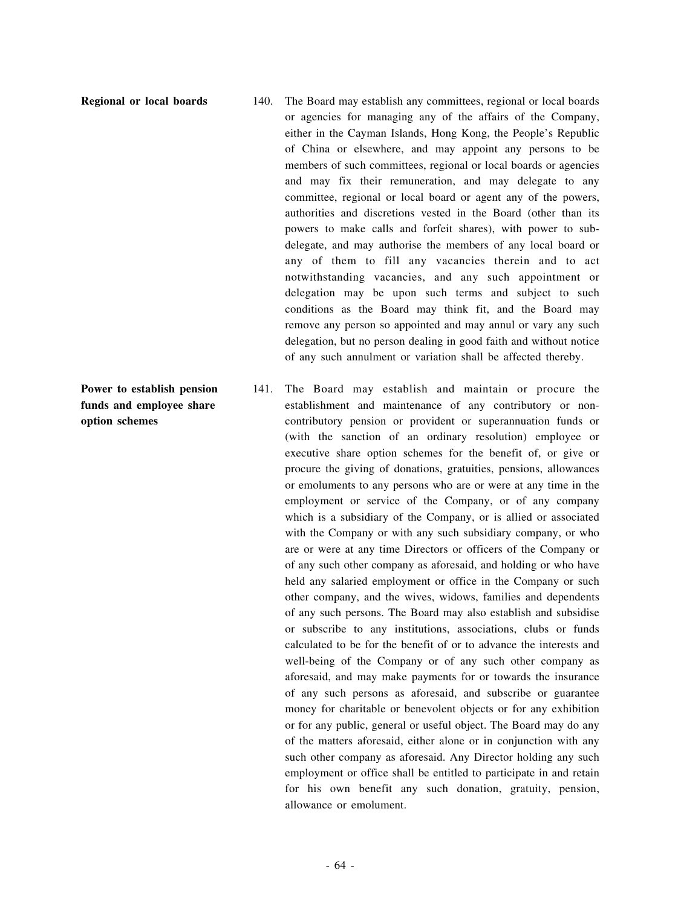**Regional or local boards**

140. The Board may establish any committees, regional or local boards or agencies for managing any of the affairs of the Company, either in the Cayman Islands, Hong Kong, the People's Republic of China or elsewhere, and may appoint any persons to be members of such committees, regional or local boards or agencies and may fix their remuneration, and may delegate to any committee, regional or local board or agent any of the powers, authorities and discretions vested in the Board (other than its powers to make calls and forfeit shares), with power to sub-delegate, and may authorise the members of any local board or any of them to fill any vacancies therein and to act notwithstanding vacancies, and any such appointment or delegation may be upon such terms and subject to such conditions as the Board may think fit, and the Board may remove any person so appointed and may annul or vary any such delegation, but no person dealing in good faith and without notice of any such annulment or variation shall be affected thereby.

**Power to establish pension funds and employee share option schemes**

141. The Board may establish and maintain or procure the establishment and maintenance of any contributory or non-contributory pension or provident or superannuation funds or (with the sanction of an ordinary resolution) employee or executive share option schemes for the benefit of, or give or procure the giving of donations, gratuities, pensions, allowances or emoluments to any persons who are or were at any time in the employment or service of the Company, or of any company which is a subsidiary of the Company, or is allied or associated with the Company or with any such subsidiary company, or who are or were at any time Directors or officers of the Company or of any such other company as aforesaid, and holding or who have held any salaried employment or office in the Company or such other company, and the wives, widows, families and dependents of any such persons. The Board may also establish and subsidise or subscribe to any institutions, associations, clubs or funds calculated to be for the benefit of or to advance the interests and well-being of the Company or of any such other company as aforesaid, and may make payments for or towards the insurance of any such persons as aforesaid, and subscribe or guarantee money for charitable or benevolent objects or for any exhibition or for any public, general or useful object. The Board may do any of the matters aforesaid, either alone or in conjunction with any such other company as aforesaid. Any Director holding any such employment or office shall be entitled to participate in and retain for his own benefit any such donation, gratuity, pension, allowance or emolument.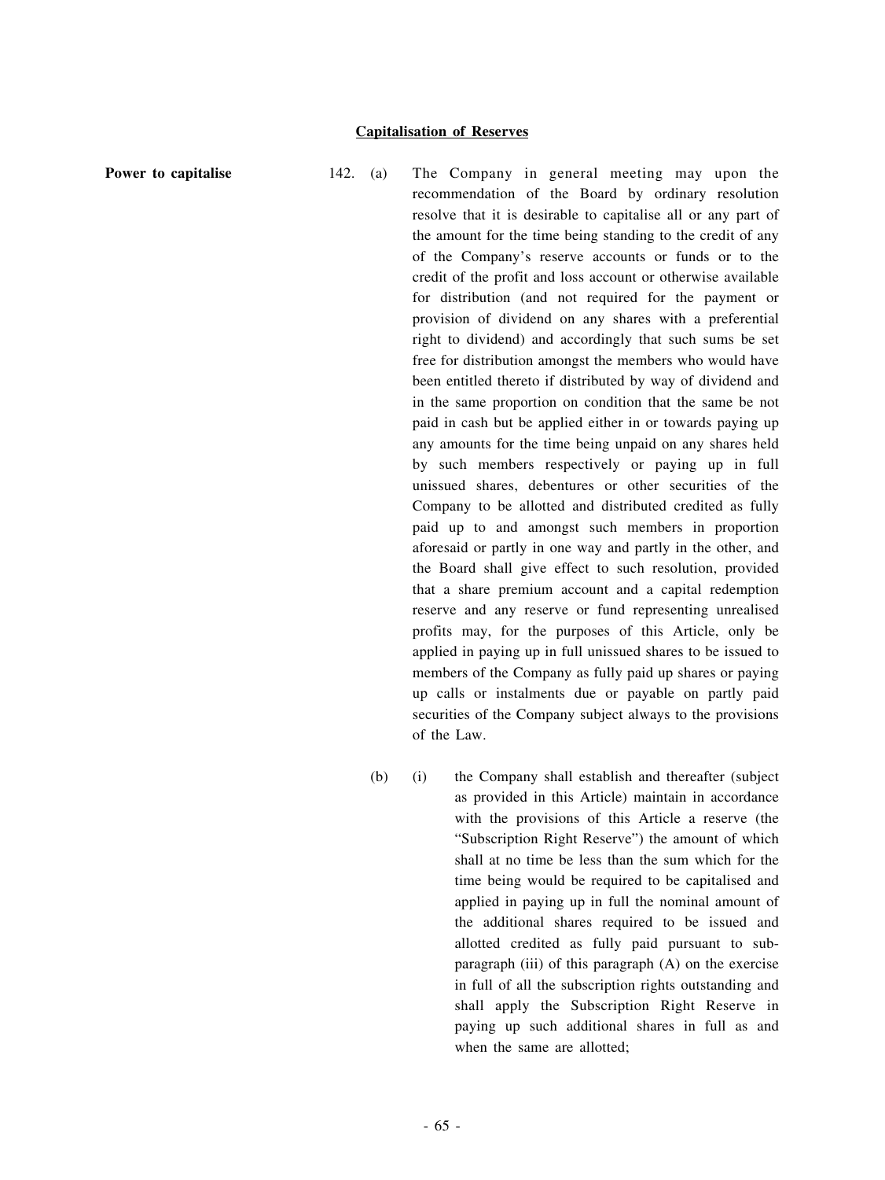## Capitalisation of Reserves

**Power to capitalise**

142. (a) The Company in general meeting may upon the recommendation of the Board by ordinary resolution resolve that it is desirable to capitalise all or any part of the amount for the time being standing to the credit of any of the Company's reserve accounts or funds or to the credit of the profit and loss account or otherwise available for distribution (and not required for the payment or provision of dividend on any shares with a preferential right to dividend) and accordingly that such sums be set free for distribution amongst the members who would have been entitled thereto if distributed by way of dividend and in the same proportion on condition that the same be not paid in cash but be applied either in or towards paying up any amounts for the time being unpaid on any shares held by such members respectively or paying up in full unissued shares, debentures or other securities of the Company to be allotted and distributed credited as fully paid up to and amongst such members in proportion aforesaid or partly in one way and partly in the other, and the Board shall give effect to such resolution, provided that a share premium account and a capital redemption reserve and any reserve or fund representing unrealised profits may, for the purposes of this Article, only be applied in paying up in full unissued shares to be issued to members of the Company as fully paid up shares or paying up calls or instalments due or payable on partly paid securities of the Company subject always to the provisions of the Law.

(b) (i) the Company shall establish and thereafter (subject as provided in this Article) maintain in accordance with the provisions of this Article a reserve (the "Subscription Right Reserve") the amount of which shall at no time be less than the sum which for the time being would be required to be capitalised and applied in paying up in full the nominal amount of the additional shares required to be issued and allotted credited as fully paid pursuant to sub-paragraph (iii) of this paragraph (A) on the exercise in full of all the subscription rights outstanding and shall apply the Subscription Right Reserve in paying up such additional shares in full as and when the same are allotted;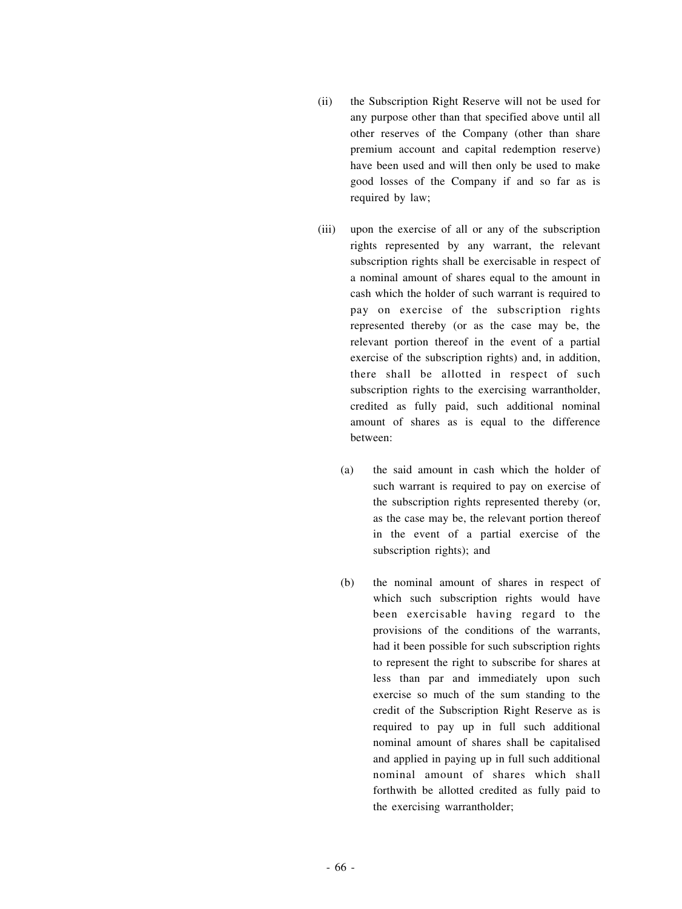(ii) the Subscription Right Reserve will not be used for any purpose other than that specified above until all other reserves of the Company (other than share premium account and capital redemption reserve) have been used and will then only be used to make good losses of the Company if and so far as is required by law;

(iii) upon the exercise of all or any of the subscription rights represented by any warrant, the relevant subscription rights shall be exercisable in respect of a nominal amount of shares equal to the amount in cash which the holder of such warrant is required to pay on exercise of the subscription rights represented thereby (or as the case may be, the relevant portion thereof in the event of a partial exercise of the subscription rights) and, in addition, there shall be allotted in respect of such subscription rights to the exercising warrantholder, credited as fully paid, such additional nominal amount of shares as is equal to the difference between:

   (a) the said amount in cash which the holder of such warrant is required to pay on exercise of the subscription rights represented thereby (or, as the case may be, the relevant portion thereof in the event of a partial exercise of the subscription rights); and

   (b) the nominal amount of shares in respect of which such subscription rights would have been exercisable having regard to the provisions of the conditions of the warrants, had it been possible for such subscription rights to represent the right to subscribe for shares at less than par and immediately upon such exercise so much of the sum standing to the credit of the Subscription Right Reserve as is required to pay up in full such additional nominal amount of shares shall be capitalised and applied in paying up in full such additional nominal amount of shares which shall forthwith be allotted credited as fully paid to the exercising warrantholder;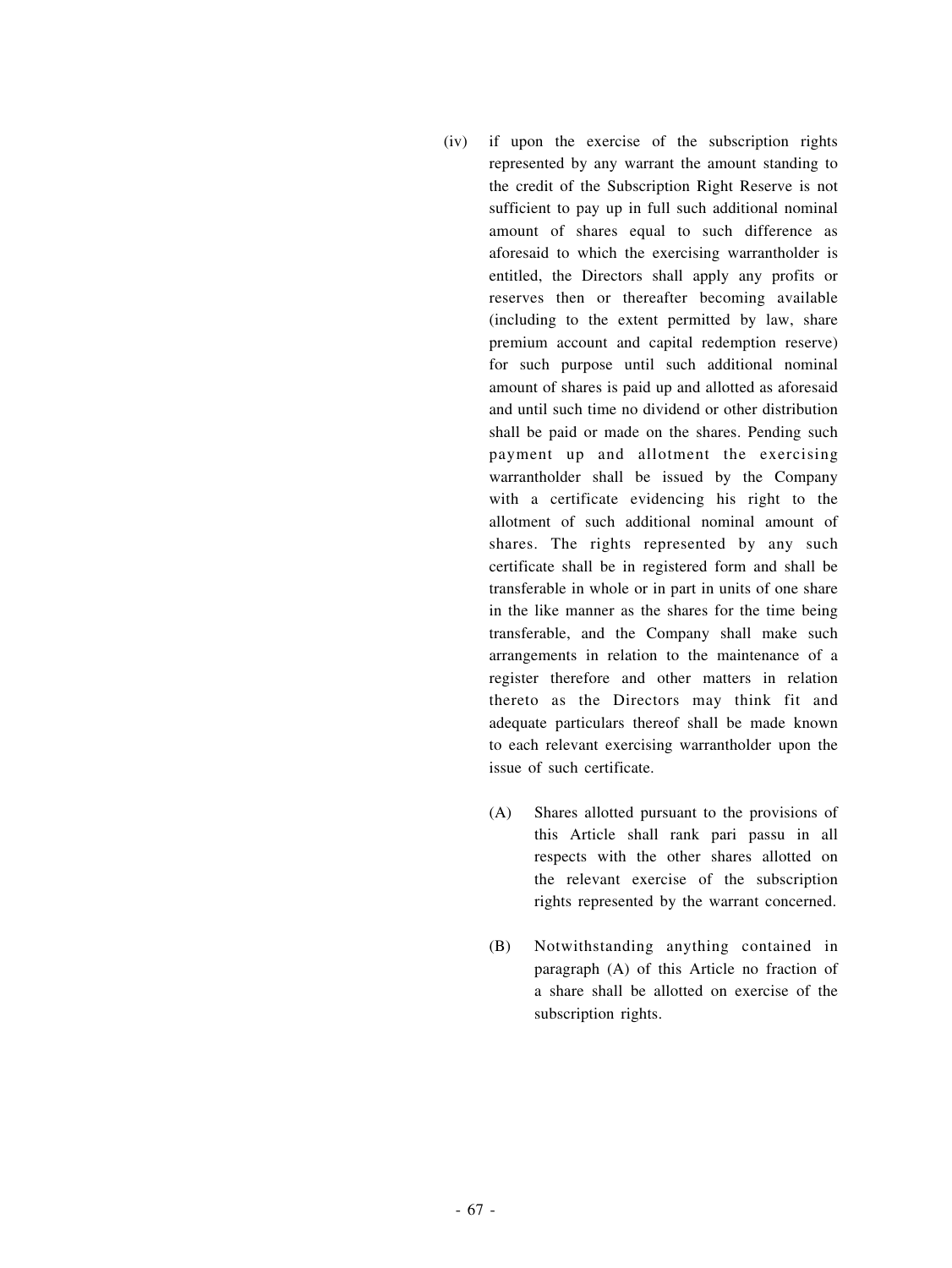(iv) if upon the exercise of the subscription rights represented by any warrant the amount standing to the credit of the Subscription Right Reserve is not sufficient to pay up in full such additional nominal amount of shares equal to such difference as aforesaid to which the exercising warrantholder is entitled, the Directors shall apply any profits or reserves then or thereafter becoming available (including to the extent permitted by law, share premium account and capital redemption reserve) for such purpose until such additional nominal amount of shares is paid up and allotted as aforesaid and until such time no dividend or other distribution shall be paid or made on the shares. Pending such payment up and allotment the exercising warrantholder shall be issued by the Company with a certificate evidencing his right to the allotment of such additional nominal amount of shares. The rights represented by any such certificate shall be in registered form and shall be transferable in whole or in part in units of one share in the like manner as the shares for the time being transferable, and the Company shall make such arrangements in relation to the maintenance of a register therefore and other matters in relation thereto as the Directors may think fit and adequate particulars thereof shall be made known to each relevant exercising warrantholder upon the issue of such certificate.

(A) Shares allotted pursuant to the provisions of this Article shall rank pari passu in all respects with the other shares allotted on the relevant exercise of the subscription rights represented by the warrant concerned.

(B) Notwithstanding anything contained in paragraph (A) of this Article no fraction of a share shall be allotted on exercise of the subscription rights.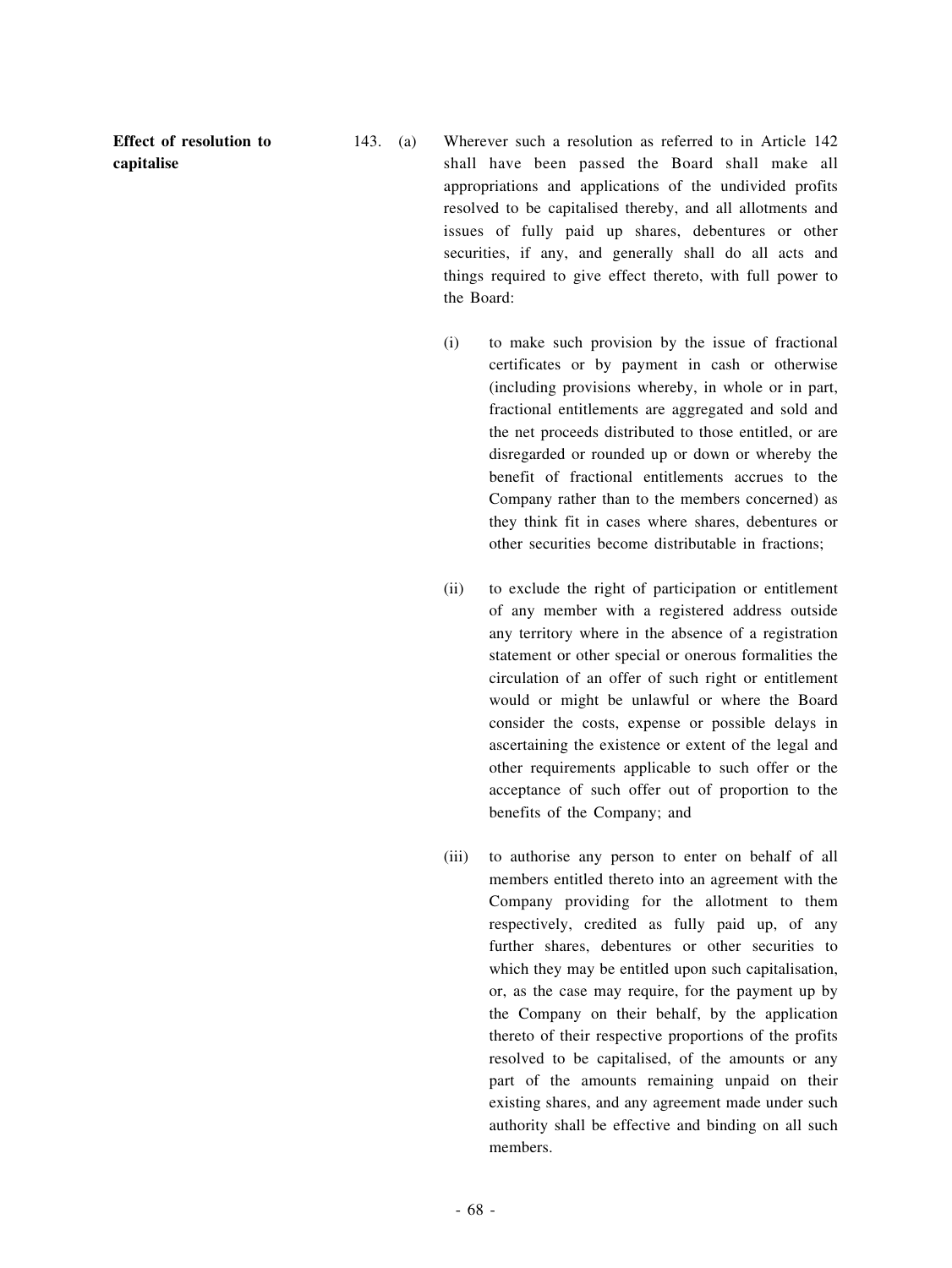**Effect of resolution to capitalise**

143. (a) Wherever such a resolution as referred to in Article 142 shall have been passed the Board shall make all appropriations and applications of the undivided profits resolved to be capitalised thereby, and all allotments and issues of fully paid up shares, debentures or other securities, if any, and generally shall do all acts and things required to give effect thereto, with full power to the Board:

(i) to make such provision by the issue of fractional certificates or by payment in cash or otherwise (including provisions whereby, in whole or in part, fractional entitlements are aggregated and sold and the net proceeds distributed to those entitled, or are disregarded or rounded up or down or whereby the benefit of fractional entitlements accrues to the Company rather than to the members concerned) as they think fit in cases where shares, debentures or other securities become distributable in fractions;

(ii) to exclude the right of participation or entitlement of any member with a registered address outside any territory where in the absence of a registration statement or other special or onerous formalities the circulation of an offer of such right or entitlement would or might be unlawful or where the Board consider the costs, expense or possible delays in ascertaining the existence or extent of the legal and other requirements applicable to such offer or the acceptance of such offer out of proportion to the benefits of the Company; and

(iii) to authorise any person to enter on behalf of all members entitled thereto into an agreement with the Company providing for the allotment to them respectively, credited as fully paid up, of any further shares, debentures or other securities to which they may be entitled upon such capitalisation, or, as the case may require, for the payment up by the Company on their behalf, by the application thereto of their respective proportions of the profits resolved to be capitalised, of the amounts or any part of the amounts remaining unpaid on their existing shares, and any agreement made under such authority shall be effective and binding on all such members.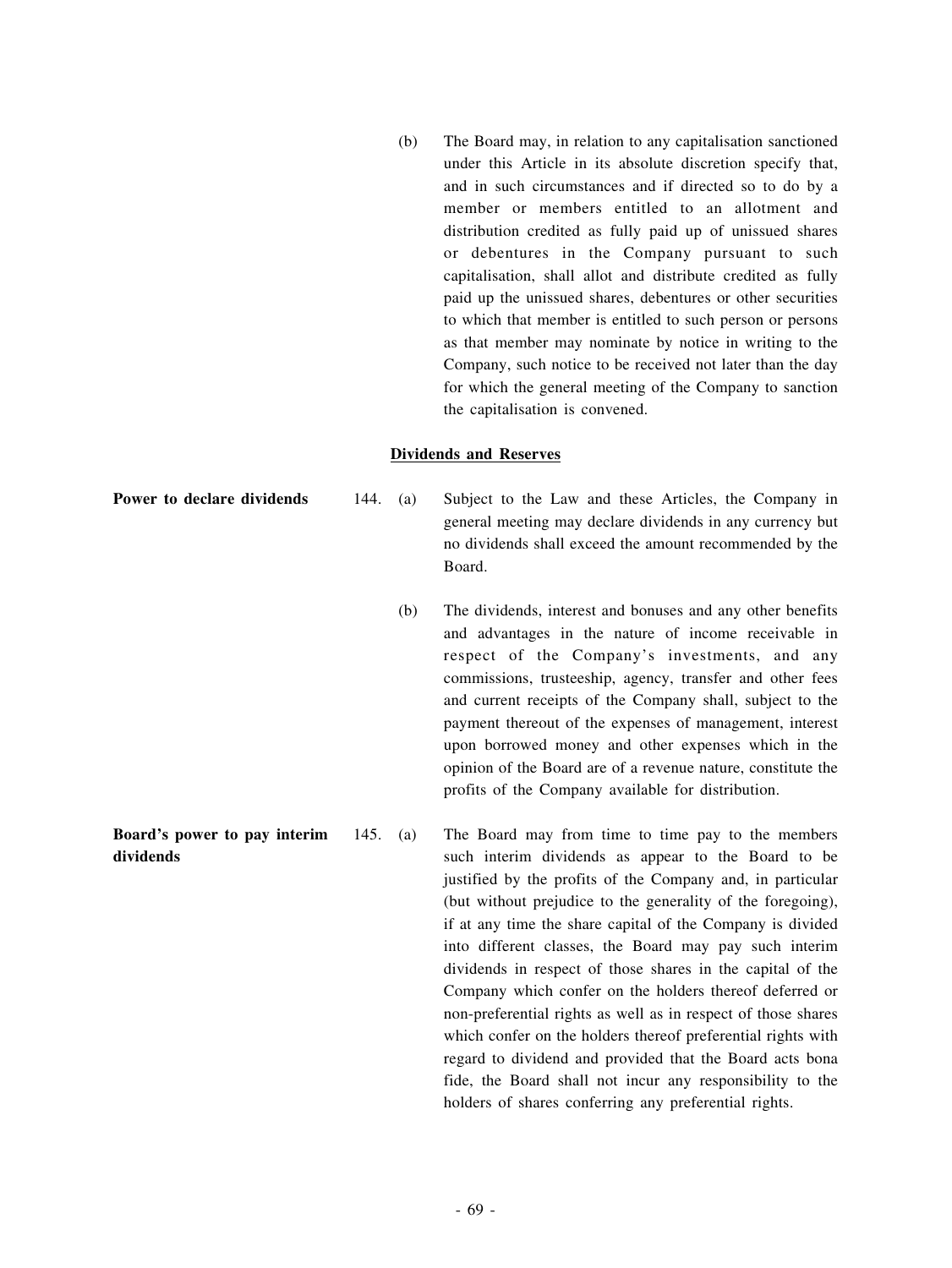(b) The Board may, in relation to any capitalisation sanctioned under this Article in its absolute discretion specify that, and in such circumstances and if directed so to do by a member or members entitled to an allotment and distribution credited as fully paid up of unissued shares or debentures in the Company pursuant to such capitalisation, shall allot and distribute credited as fully paid up the unissued shares, debentures or other securities to which that member is entitled to such person or persons as that member may nominate by notice in writing to the Company, such notice to be received not later than the day for which the general meeting of the Company to sanction the capitalisation is convened.

## Dividends and Reserves

**Power to declare dividends**

144. (a) Subject to the Law and these Articles, the Company in general meeting may declare dividends in any currency but no dividends shall exceed the amount recommended by the Board.

(b) The dividends, interest and bonuses and any other benefits and advantages in the nature of income receivable in respect of the Company's investments, and any commissions, trusteeship, agency, transfer and other fees and current receipts of the Company shall, subject to the payment thereout of the expenses of management, interest upon borrowed money and other expenses which in the opinion of the Board are of a revenue nature, constitute the profits of the Company available for distribution.

**Board's power to pay interim dividends**

145. (a) The Board may from time to time pay to the members such interim dividends as appear to the Board to be justified by the profits of the Company and, in particular (but without prejudice to the generality of the foregoing), if at any time the share capital of the Company is divided into different classes, the Board may pay such interim dividends in respect of those shares in the capital of the Company which confer on the holders thereof deferred or non-preferential rights as well as in respect of those shares which confer on the holders thereof preferential rights with regard to dividend and provided that the Board acts bona fide, the Board shall not incur any responsibility to the holders of shares conferring any preferential rights.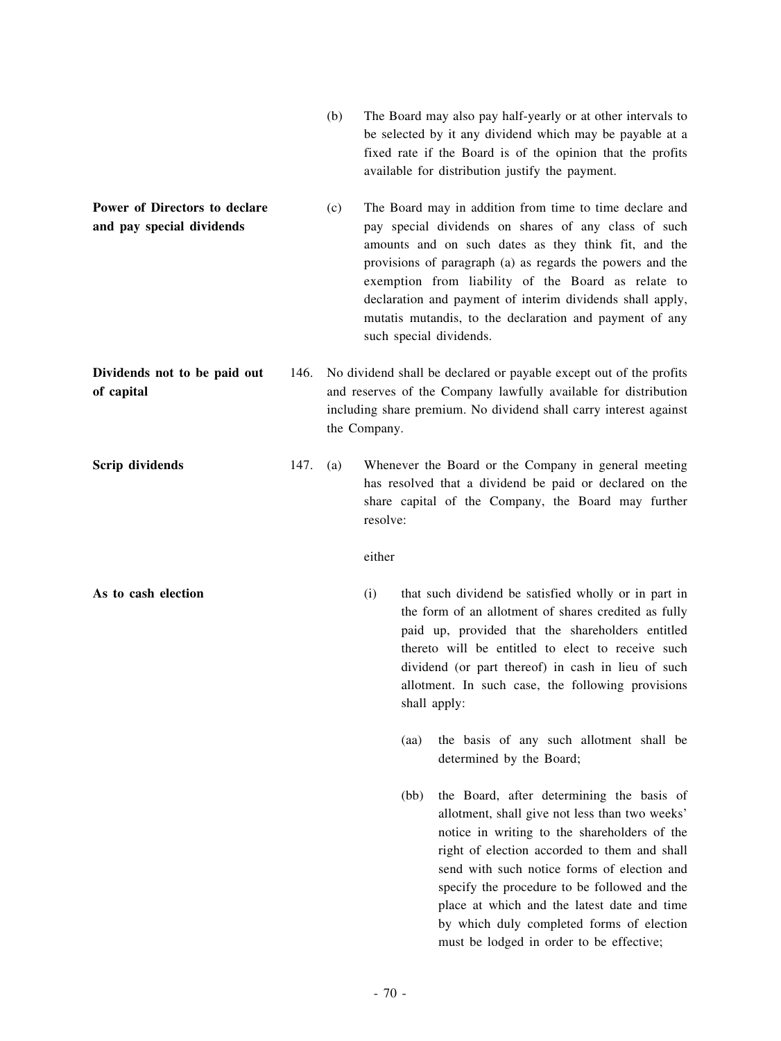(b) The Board may also pay half-yearly or at other intervals to be selected by it any dividend which may be payable at a fixed rate if the Board is of the opinion that the profits available for distribution justify the payment.

**Power of Directors to declare and pay special dividends**

(c) The Board may in addition from time to time declare and pay special dividends on shares of any class of such amounts and on such dates as they think fit, and the provisions of paragraph (a) as regards the powers and the exemption from liability of the Board as relate to declaration and payment of interim dividends shall apply, mutatis mutandis, to the declaration and payment of any such special dividends.

**Dividends not to be paid out of capital**

146. No dividend shall be declared or payable except out of the profits and reserves of the Company lawfully available for distribution including share premium. No dividend shall carry interest against the Company.

**Scrip dividends**

147. (a) Whenever the Board or the Company in general meeting has resolved that a dividend be paid or declared on the share capital of the Company, the Board may further resolve:

either

**As to cash election**

(i) that such dividend be satisfied wholly or in part in the form of an allotment of shares credited as fully paid up, provided that the shareholders entitled thereto will be entitled to elect to receive such dividend (or part thereof) in cash in lieu of such allotment. In such case, the following provisions shall apply:

(aa) the basis of any such allotment shall be determined by the Board;

(bb) the Board, after determining the basis of allotment, shall give not less than two weeks' notice in writing to the shareholders of the right of election accorded to them and shall send with such notice forms of election and specify the procedure to be followed and the place at which and the latest date and time by which duly completed forms of election must be lodged in order to be effective;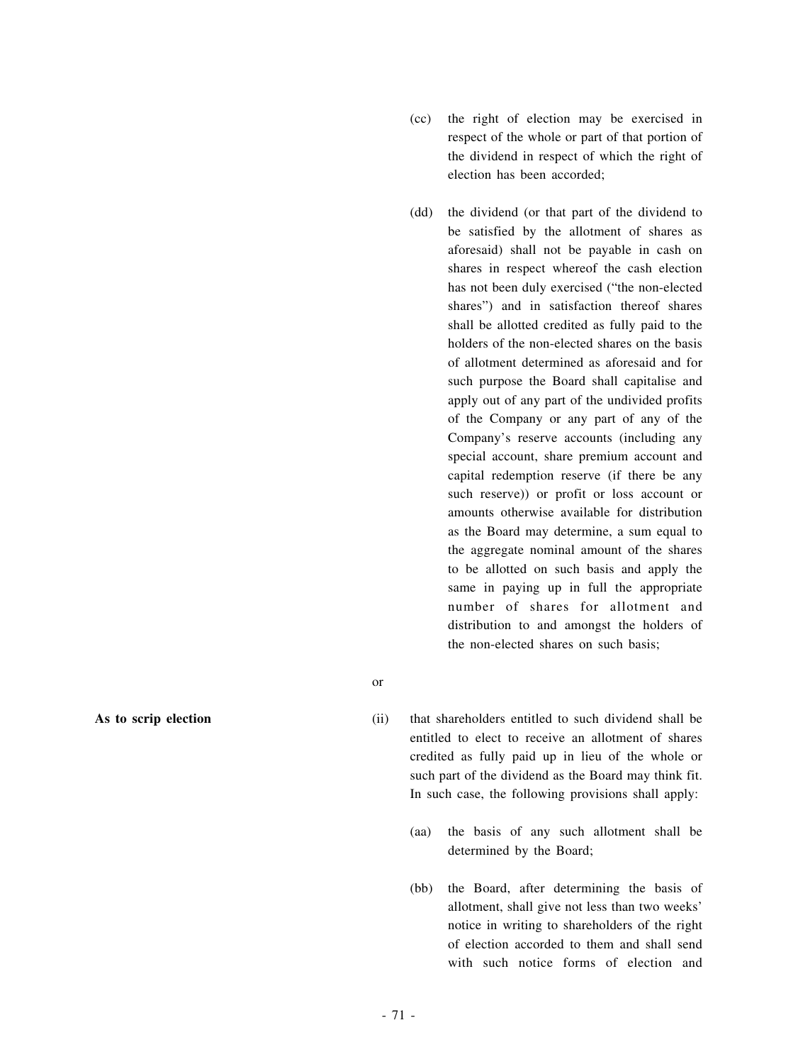(cc) the right of election may be exercised in respect of the whole or part of that portion of the dividend in respect of which the right of election has been accorded;

(dd) the dividend (or that part of the dividend to be satisfied by the allotment of shares as aforesaid) shall not be payable in cash on shares in respect whereof the cash election has not been duly exercised ("the non-elected shares") and in satisfaction thereof shares shall be allotted credited as fully paid to the holders of the non-elected shares on the basis of allotment determined as aforesaid and for such purpose the Board shall capitalise and apply out of any part of the undivided profits of the Company or any part of any of the Company's reserve accounts (including any special account, share premium account and capital redemption reserve (if there be any such reserve)) or profit or loss account or amounts otherwise available for distribution as the Board may determine, a sum equal to the aggregate nominal amount of the shares to be allotted on such basis and apply the same in paying up in full the appropriate number of shares for allotment and distribution to and amongst the holders of the non-elected shares on such basis;

or

**As to scrip election**

(ii) that shareholders entitled to such dividend shall be entitled to elect to receive an allotment of shares credited as fully paid up in lieu of the whole or such part of the dividend as the Board may think fit. In such case, the following provisions shall apply:

(aa) the basis of any such allotment shall be determined by the Board;

(bb) the Board, after determining the basis of allotment, shall give not less than two weeks' notice in writing to shareholders of the right of election accorded to them and shall send with such notice forms of election and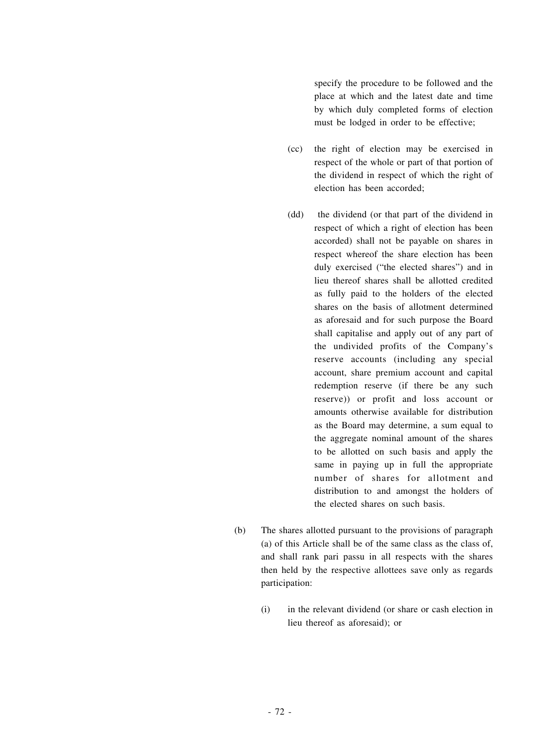specify the procedure to be followed and the place at which and the latest date and time by which duly completed forms of election must be lodged in order to be effective;

(cc) the right of election may be exercised in respect of the whole or part of that portion of the dividend in respect of which the right of election has been accorded;

(dd) the dividend (or that part of the dividend in respect of which a right of election has been accorded) shall not be payable on shares in respect whereof the share election has been duly exercised ("the elected shares") and in lieu thereof shares shall be allotted credited as fully paid to the holders of the elected shares on the basis of allotment determined as aforesaid and for such purpose the Board shall capitalise and apply out of any part of the undivided profits of the Company's reserve accounts (including any special account, share premium account and capital redemption reserve (if there be any such reserve)) or profit and loss account or amounts otherwise available for distribution as the Board may determine, a sum equal to the aggregate nominal amount of the shares to be allotted on such basis and apply the same in paying up in full the appropriate number of shares for allotment and distribution to and amongst the holders of the elected shares on such basis.

(b) The shares allotted pursuant to the provisions of paragraph (a) of this Article shall be of the same class as the class of, and shall rank pari passu in all respects with the shares then held by the respective allottees save only as regards participation:

(i) in the relevant dividend (or share or cash election in lieu thereof as aforesaid); or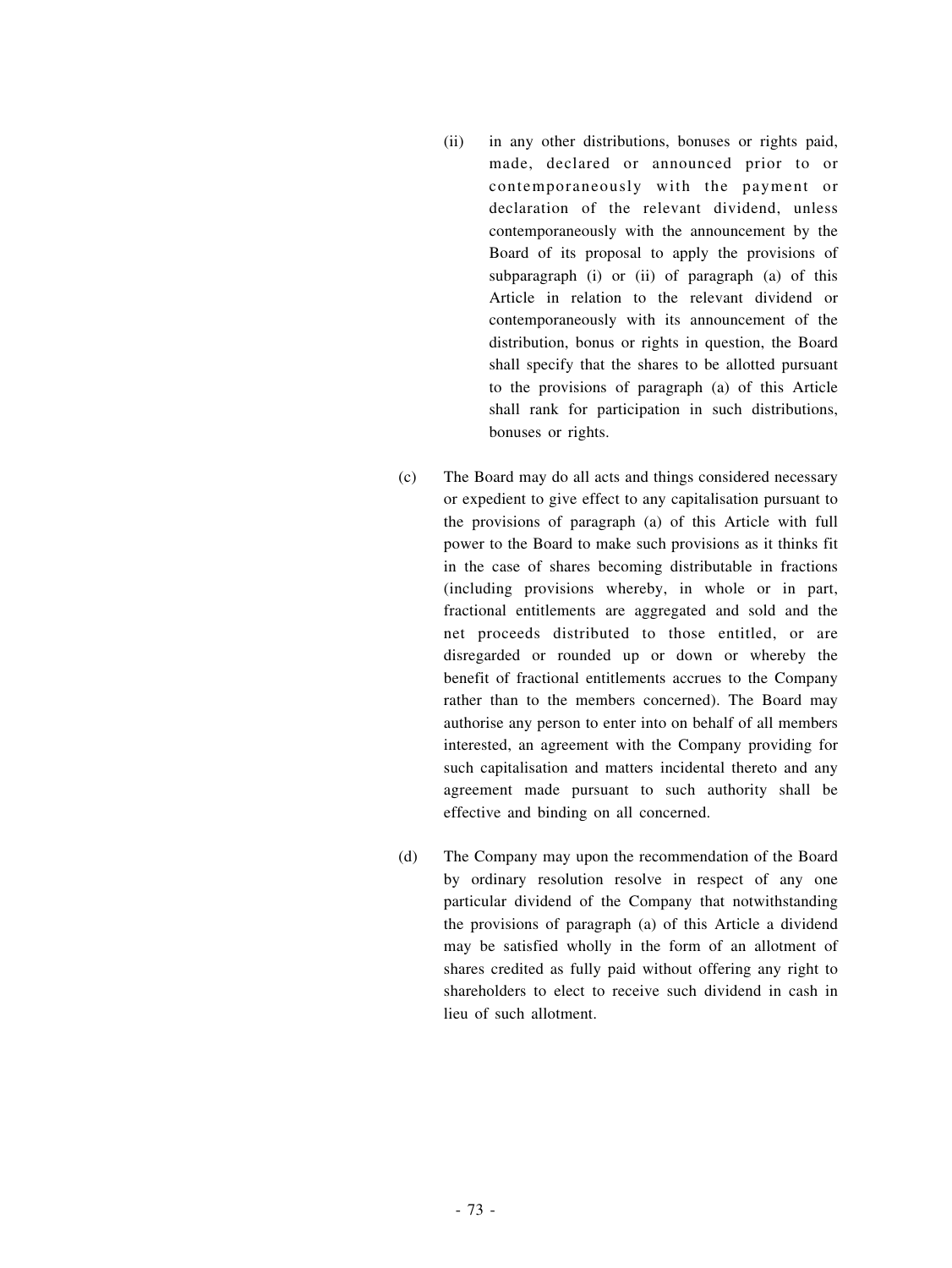(ii) in any other distributions, bonuses or rights paid, made, declared or announced prior to or contemporaneously with the payment or declaration of the relevant dividend, unless contemporaneously with the announcement by the Board of its proposal to apply the provisions of subparagraph (i) or (ii) of paragraph (a) of this Article in relation to the relevant dividend or contemporaneously with its announcement of the distribution, bonus or rights in question, the Board shall specify that the shares to be allotted pursuant to the provisions of paragraph (a) of this Article shall rank for participation in such distributions, bonuses or rights.

(c) The Board may do all acts and things considered necessary or expedient to give effect to any capitalisation pursuant to the provisions of paragraph (a) of this Article with full power to the Board to make such provisions as it thinks fit in the case of shares becoming distributable in fractions (including provisions whereby, in whole or in part, fractional entitlements are aggregated and sold and the net proceeds distributed to those entitled, or are disregarded or rounded up or down or whereby the benefit of fractional entitlements accrues to the Company rather than to the members concerned). The Board may authorise any person to enter into on behalf of all members interested, an agreement with the Company providing for such capitalisation and matters incidental thereto and any agreement made pursuant to such authority shall be effective and binding on all concerned.

(d) The Company may upon the recommendation of the Board by ordinary resolution resolve in respect of any one particular dividend of the Company that notwithstanding the provisions of paragraph (a) of this Article a dividend may be satisfied wholly in the form of an allotment of shares credited as fully paid without offering any right to shareholders to elect to receive such dividend in cash in lieu of such allotment.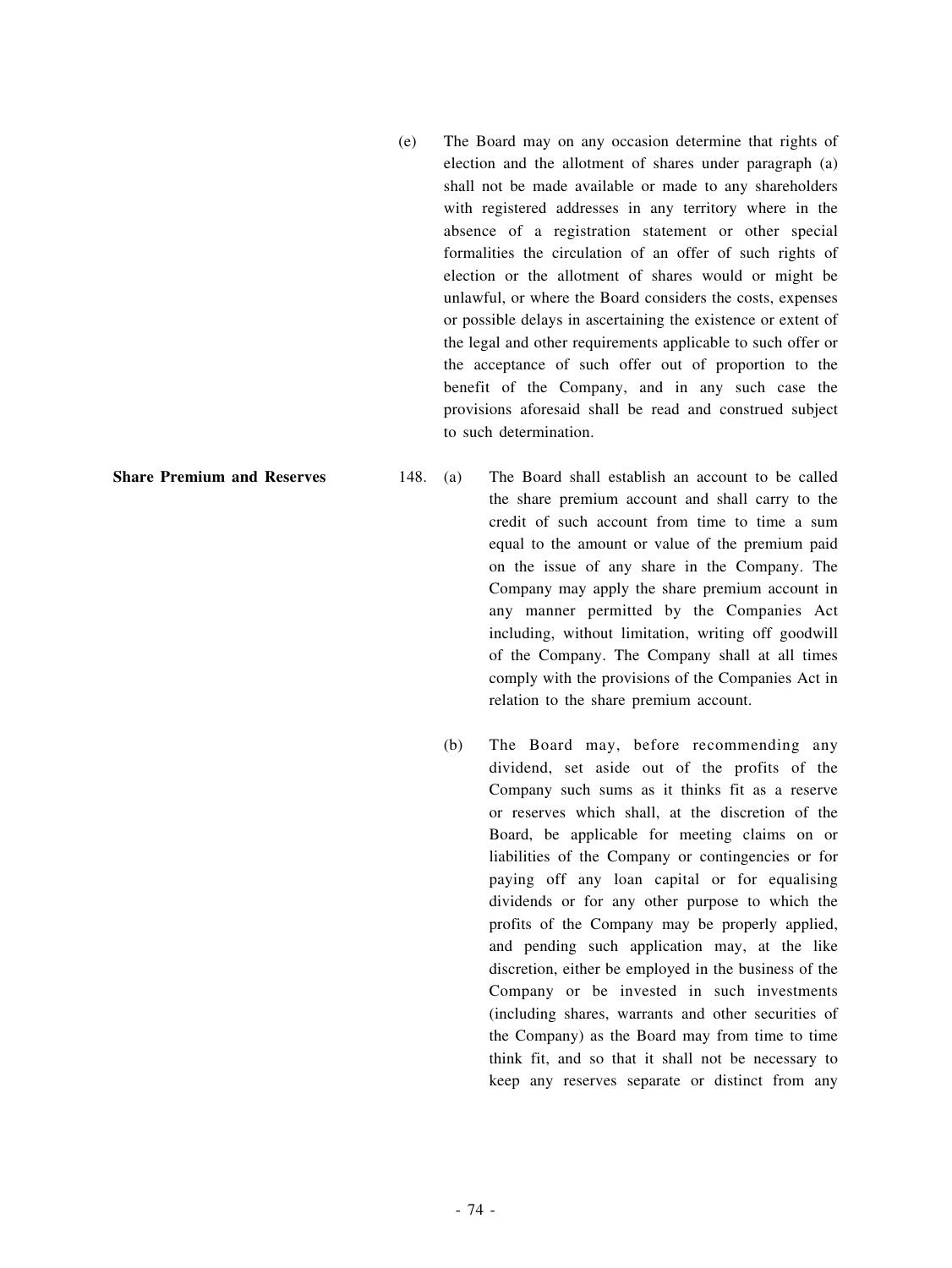(e) The Board may on any occasion determine that rights of election and the allotment of shares under paragraph (a) shall not be made available or made to any shareholders with registered addresses in any territory where in the absence of a registration statement or other special formalities the circulation of an offer of such rights of election or the allotment of shares would or might be unlawful, or where the Board considers the costs, expenses or possible delays in ascertaining the existence or extent of the legal and other requirements applicable to such offer or the acceptance of such offer out of proportion to the benefit of the Company, and in any such case the provisions aforesaid shall be read and construed subject to such determination.

**Share Premium and Reserves**

148. (a) The Board shall establish an account to be called the share premium account and shall carry to the credit of such account from time to time a sum equal to the amount or value of the premium paid on the issue of any share in the Company. The Company may apply the share premium account in any manner permitted by the Companies Act including, without limitation, writing off goodwill of the Company. The Company shall at all times comply with the provisions of the Companies Act in relation to the share premium account.

(b) The Board may, before recommending any dividend, set aside out of the profits of the Company such sums as it thinks fit as a reserve or reserves which shall, at the discretion of the Board, be applicable for meeting claims on or liabilities of the Company or contingencies or for paying off any loan capital or for equalising dividends or for any other purpose to which the profits of the Company may be properly applied, and pending such application may, at the like discretion, either be employed in the business of the Company or be invested in such investments (including shares, warrants and other securities of the Company) as the Board may from time to time think fit, and so that it shall not be necessary to keep any reserves separate or distinct from any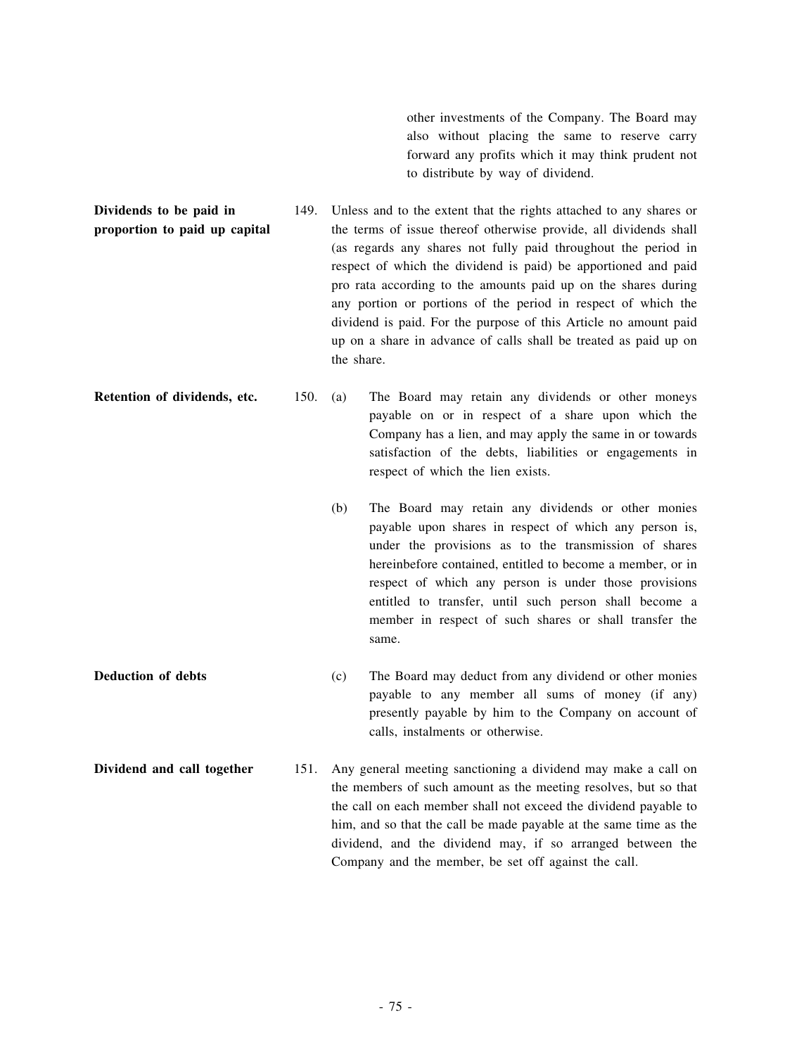other investments of the Company. The Board may also without placing the same to reserve carry forward any profits which it may think prudent not to distribute by way of dividend.

**Dividends to be paid in proportion to paid up capital**

149. Unless and to the extent that the rights attached to any shares or the terms of issue thereof otherwise provide, all dividends shall (as regards any shares not fully paid throughout the period in respect of which the dividend is paid) be apportioned and paid pro rata according to the amounts paid up on the shares during any portion or portions of the period in respect of which the dividend is paid. For the purpose of this Article no amount paid up on a share in advance of calls shall be treated as paid up on the share.

**Retention of dividends, etc.**

150. (a) The Board may retain any dividends or other moneys payable on or in respect of a share upon which the Company has a lien, and may apply the same in or towards satisfaction of the debts, liabilities or engagements in respect of which the lien exists.

(b) The Board may retain any dividends or other monies payable upon shares in respect of which any person is, under the provisions as to the transmission of shares hereinbefore contained, entitled to become a member, or in respect of which any person is under those provisions entitled to transfer, until such person shall become a member in respect of such shares or shall transfer the same.

**Deduction of debts**

(c) The Board may deduct from any dividend or other monies payable to any member all sums of money (if any) presently payable by him to the Company on account of calls, instalments or otherwise.

**Dividend and call together**

151. Any general meeting sanctioning a dividend may make a call on the members of such amount as the meeting resolves, but so that the call on each member shall not exceed the dividend payable to him, and so that the call be made payable at the same time as the dividend, and the dividend may, if so arranged between the Company and the member, be set off against the call.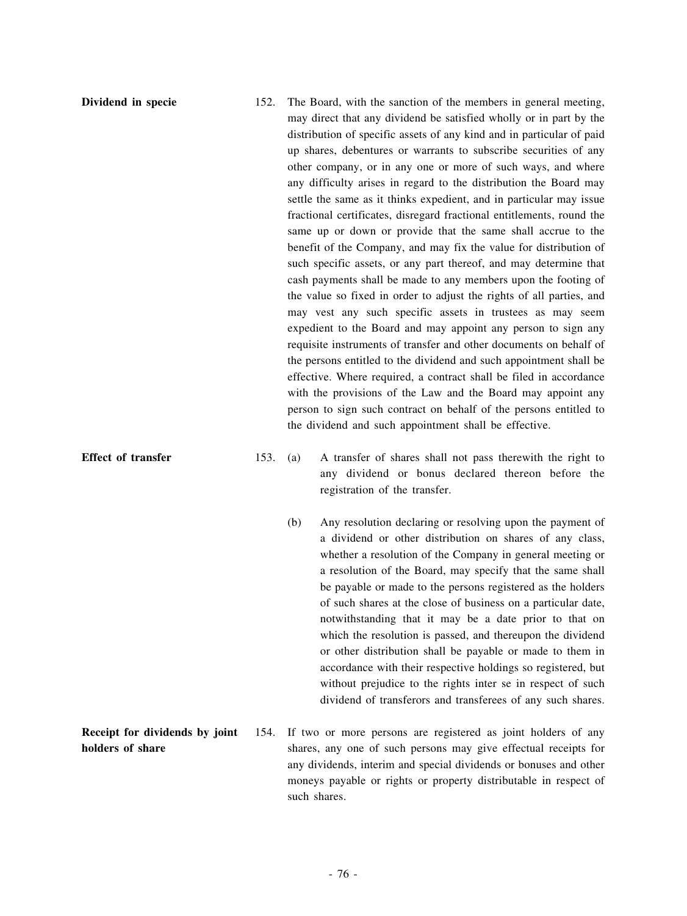**Dividend in specie**

152. The Board, with the sanction of the members in general meeting, may direct that any dividend be satisfied wholly or in part by the distribution of specific assets of any kind and in particular of paid up shares, debentures or warrants to subscribe securities of any other company, or in any one or more of such ways, and where any difficulty arises in regard to the distribution the Board may settle the same as it thinks expedient, and in particular may issue fractional certificates, disregard fractional entitlements, round the same up or down or provide that the same shall accrue to the benefit of the Company, and may fix the value for distribution of such specific assets, or any part thereof, and may determine that cash payments shall be made to any members upon the footing of the value so fixed in order to adjust the rights of all parties, and may vest any such specific assets in trustees as may seem expedient to the Board and may appoint any person to sign any requisite instruments of transfer and other documents on behalf of the persons entitled to the dividend and such appointment shall be effective. Where required, a contract shall be filed in accordance with the provisions of the Law and the Board may appoint any person to sign such contract on behalf of the persons entitled to the dividend and such appointment shall be effective.

**Effect of transfer**

153. (a) A transfer of shares shall not pass therewith the right to any dividend or bonus declared thereon before the registration of the transfer.

(b) Any resolution declaring or resolving upon the payment of a dividend or other distribution on shares of any class, whether a resolution of the Company in general meeting or a resolution of the Board, may specify that the same shall be payable or made to the persons registered as the holders of such shares at the close of business on a particular date, notwithstanding that it may be a date prior to that on which the resolution is passed, and thereupon the dividend or other distribution shall be payable or made to them in accordance with their respective holdings so registered, but without prejudice to the rights inter se in respect of such dividend of transferors and transferees of any such shares.

**Receipt for dividends by joint holders of share**

154. If two or more persons are registered as joint holders of any shares, any one of such persons may give effectual receipts for any dividends, interim and special dividends or bonuses and other moneys payable or rights or property distributable in respect of such shares.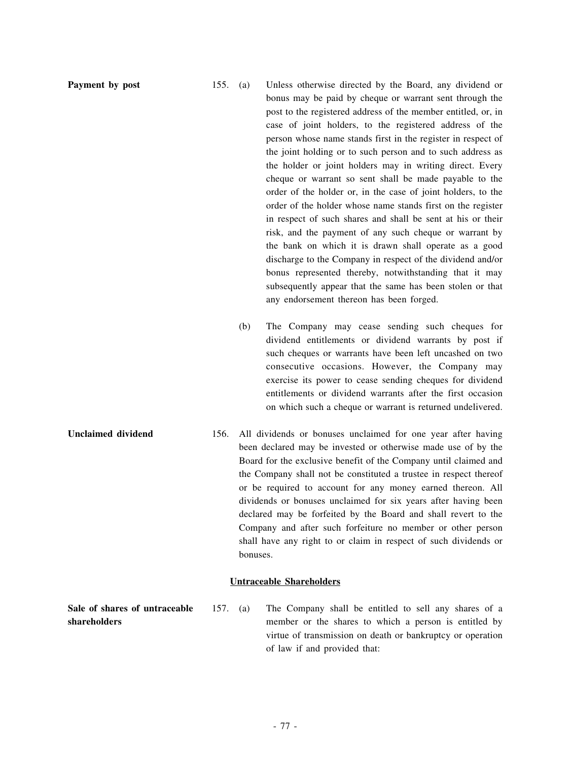**Payment by post**

155. (a) Unless otherwise directed by the Board, any dividend or bonus may be paid by cheque or warrant sent through the post to the registered address of the member entitled, or, in case of joint holders, to the registered address of the person whose name stands first in the register in respect of the joint holding or to such person and to such address as the holder or joint holders may in writing direct. Every cheque or warrant so sent shall be made payable to the order of the holder or, in the case of joint holders, to the order of the holder whose name stands first on the register in respect of such shares and shall be sent at his or their risk, and the payment of any such cheque or warrant by the bank on which it is drawn shall operate as a good discharge to the Company in respect of the dividend and/or bonus represented thereby, notwithstanding that it may subsequently appear that the same has been stolen or that any endorsement thereon has been forged.

(b) The Company may cease sending such cheques for dividend entitlements or dividend warrants by post if such cheques or warrants have been left uncashed on two consecutive occasions. However, the Company may exercise its power to cease sending cheques for dividend entitlements or dividend warrants after the first occasion on which such a cheque or warrant is returned undelivered.

**Unclaimed dividend**

156. All dividends or bonuses unclaimed for one year after having been declared may be invested or otherwise made use of by the Board for the exclusive benefit of the Company until claimed and the Company shall not be constituted a trustee in respect thereof or be required to account for any money earned thereon. All dividends or bonuses unclaimed for six years after having been declared may be forfeited by the Board and shall revert to the Company and after such forfeiture no member or other person shall have any right to or claim in respect of such dividends or bonuses.

## Untraceable Shareholders

**Sale of shares of untraceable shareholders**

157. (a) The Company shall be entitled to sell any shares of a member or the shares to which a person is entitled by virtue of transmission on death or bankruptcy or operation of law if and provided that: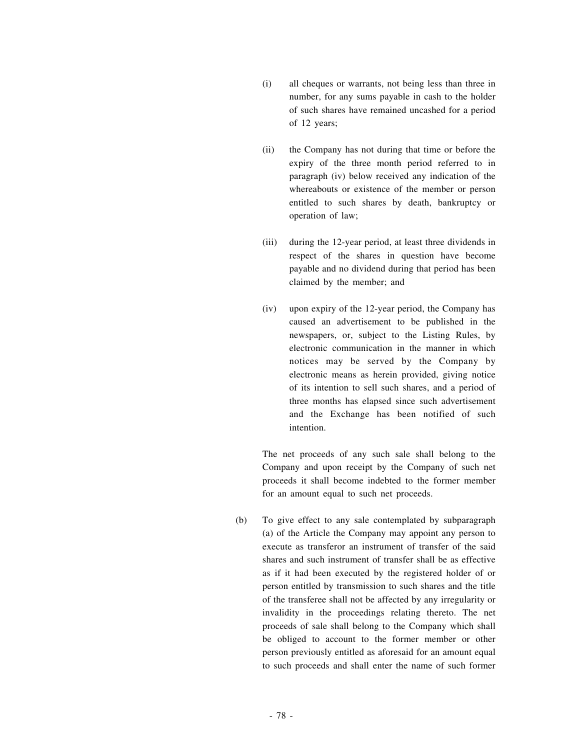(i) all cheques or warrants, not being less than three in number, for any sums payable in cash to the holder of such shares have remained uncashed for a period of 12 years;

(ii) the Company has not during that time or before the expiry of the three month period referred to in paragraph (iv) below received any indication of the whereabouts or existence of the member or person entitled to such shares by death, bankruptcy or operation of law;

(iii) during the 12-year period, at least three dividends in respect of the shares in question have become payable and no dividend during that period has been claimed by the member; and

(iv) upon expiry of the 12-year period, the Company has caused an advertisement to be published in the newspapers, or, subject to the Listing Rules, by electronic communication in the manner in which notices may be served by the Company by electronic means as herein provided, giving notice of its intention to sell such shares, and a period of three months has elapsed since such advertisement and the Exchange has been notified of such intention.

The net proceeds of any such sale shall belong to the Company and upon receipt by the Company of such net proceeds it shall become indebted to the former member for an amount equal to such net proceeds.

(b) To give effect to any sale contemplated by subparagraph (a) of the Article the Company may appoint any person to execute as transferor an instrument of transfer of the said shares and such instrument of transfer shall be as effective as if it had been executed by the registered holder of or person entitled by transmission to such shares and the title of the transferee shall not be affected by any irregularity or invalidity in the proceedings relating thereto. The net proceeds of sale shall belong to the Company which shall be obliged to account to the former member or other person previously entitled as aforesaid for an amount equal to such proceeds and shall enter the name of such former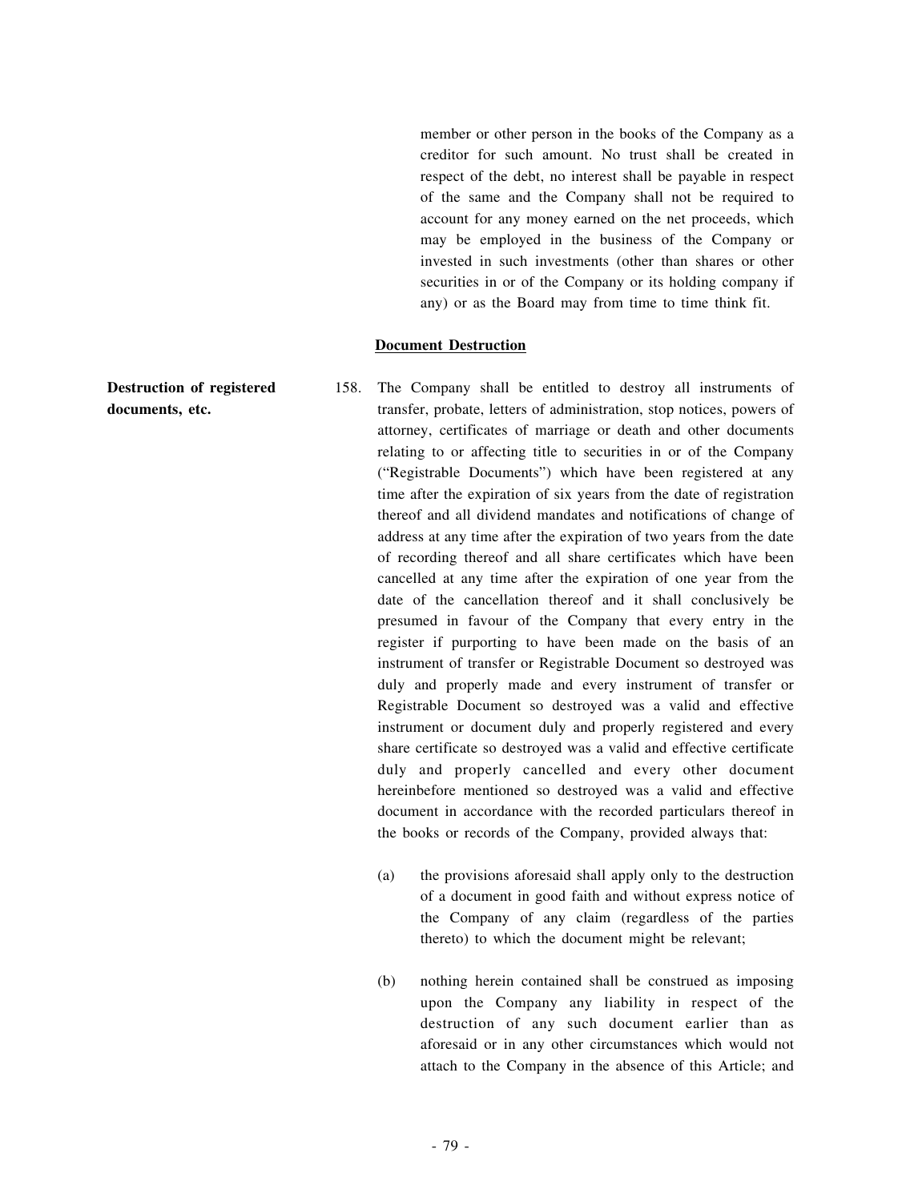member or other person in the books of the Company as a creditor for such amount. No trust shall be created in respect of the debt, no interest shall be payable in respect of the same and the Company shall not be required to account for any money earned on the net proceeds, which may be employed in the business of the Company or invested in such investments (other than shares or other securities in or of the Company or its holding company if any) or as the Board may from time to time think fit.

## Document Destruction

**Destruction of registered documents, etc.**

158. The Company shall be entitled to destroy all instruments of transfer, probate, letters of administration, stop notices, powers of attorney, certificates of marriage or death and other documents relating to or affecting title to securities in or of the Company ("Registrable Documents") which have been registered at any time after the expiration of six years from the date of registration thereof and all dividend mandates and notifications of change of address at any time after the expiration of two years from the date of recording thereof and all share certificates which have been cancelled at any time after the expiration of one year from the date of the cancellation thereof and it shall conclusively be presumed in favour of the Company that every entry in the register if purporting to have been made on the basis of an instrument of transfer or Registrable Document so destroyed was duly and properly made and every instrument of transfer or Registrable Document so destroyed was a valid and effective instrument or document duly and properly registered and every share certificate so destroyed was a valid and effective certificate duly and properly cancelled and every other document hereinbefore mentioned so destroyed was a valid and effective document in accordance with the recorded particulars thereof in the books or records of the Company, provided always that:

(a) the provisions aforesaid shall apply only to the destruction of a document in good faith and without express notice of the Company of any claim (regardless of the parties thereto) to which the document might be relevant;

(b) nothing herein contained shall be construed as imposing upon the Company any liability in respect of the destruction of any such document earlier than as aforesaid or in any other circumstances which would not attach to the Company in the absence of this Article; and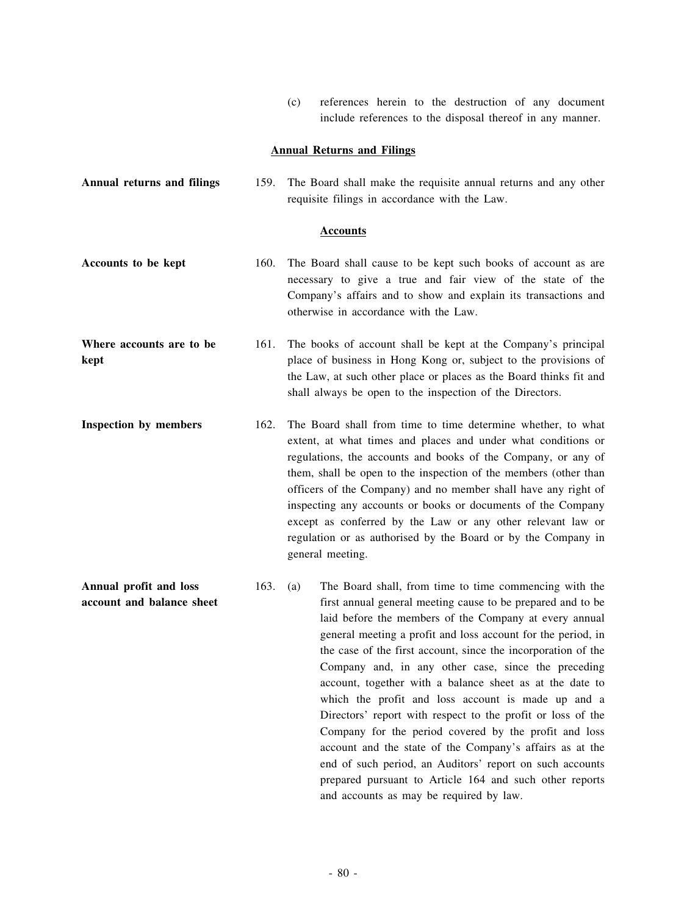(c) references herein to the destruction of any document include references to the disposal thereof in any manner.

## Annual Returns and Filings

**Annual returns and filings**

159. The Board shall make the requisite annual returns and any other requisite filings in accordance with the Law.

## Accounts

**Accounts to be kept**

160. The Board shall cause to be kept such books of account as are necessary to give a true and fair view of the state of the Company's affairs and to show and explain its transactions and otherwise in accordance with the Law.

**Where accounts are to be kept**

161. The books of account shall be kept at the Company's principal place of business in Hong Kong or, subject to the provisions of the Law, at such other place or places as the Board thinks fit and shall always be open to the inspection of the Directors.

**Inspection by members**

162. The Board shall from time to time determine whether, to what extent, at what times and places and under what conditions or regulations, the accounts and books of the Company, or any of them, shall be open to the inspection of the members (other than officers of the Company) and no member shall have any right of inspecting any accounts or books or documents of the Company except as conferred by the Law or any other relevant law or regulation or as authorised by the Board or by the Company in general meeting.

**Annual profit and loss account and balance sheet**

163. (a) The Board shall, from time to time commencing with the first annual general meeting cause to be prepared and to be laid before the members of the Company at every annual general meeting a profit and loss account for the period, in the case of the first account, since the incorporation of the Company and, in any other case, since the preceding account, together with a balance sheet as at the date to which the profit and loss account is made up and a Directors' report with respect to the profit or loss of the Company for the period covered by the profit and loss account and the state of the Company's affairs as at the end of such period, an Auditors' report on such accounts prepared pursuant to Article 164 and such other reports and accounts as may be required by law.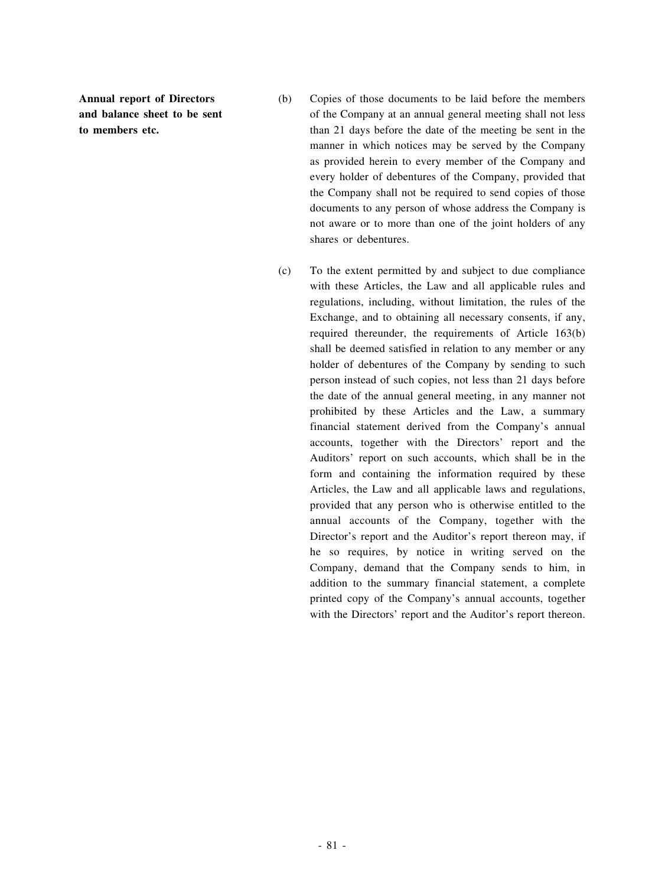**Annual report of Directors and balance sheet to be sent to members etc.**

(b) Copies of those documents to be laid before the members of the Company at an annual general meeting shall not less than 21 days before the date of the meeting be sent in the manner in which notices may be served by the Company as provided herein to every member of the Company and every holder of debentures of the Company, provided that the Company shall not be required to send copies of those documents to any person of whose address the Company is not aware or to more than one of the joint holders of any shares or debentures.

(c) To the extent permitted by and subject to due compliance with these Articles, the Law and all applicable rules and regulations, including, without limitation, the rules of the Exchange, and to obtaining all necessary consents, if any, required thereunder, the requirements of Article 163(b) shall be deemed satisfied in relation to any member or any holder of debentures of the Company by sending to such person instead of such copies, not less than 21 days before the date of the annual general meeting, in any manner not prohibited by these Articles and the Law, a summary financial statement derived from the Company's annual accounts, together with the Directors' report and the Auditors' report on such accounts, which shall be in the form and containing the information required by these Articles, the Law and all applicable laws and regulations, provided that any person who is otherwise entitled to the annual accounts of the Company, together with the Director's report and the Auditor's report thereon may, if he so requires, by notice in writing served on the Company, demand that the Company sends to him, in addition to the summary financial statement, a complete printed copy of the Company's annual accounts, together with the Directors' report and the Auditor's report thereon.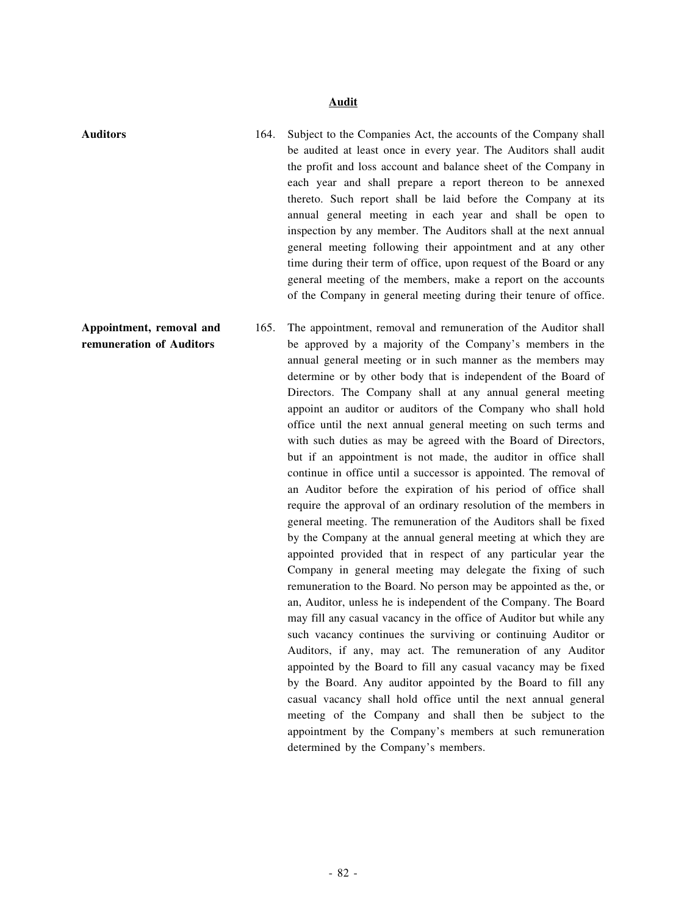## Audit

**Auditors**

164. Subject to the Companies Act, the accounts of the Company shall be audited at least once in every year. The Auditors shall audit the profit and loss account and balance sheet of the Company in each year and shall prepare a report thereon to be annexed thereto. Such report shall be laid before the Company at its annual general meeting in each year and shall be open to inspection by any member. The Auditors shall at the next annual general meeting following their appointment and at any other time during their term of office, upon request of the Board or any general meeting of the members, make a report on the accounts of the Company in general meeting during their tenure of office.

**Appointment, removal and remuneration of Auditors**

165. The appointment, removal and remuneration of the Auditor shall be approved by a majority of the Company's members in the annual general meeting or in such manner as the members may determine or by other body that is independent of the Board of Directors. The Company shall at any annual general meeting appoint an auditor or auditors of the Company who shall hold office until the next annual general meeting on such terms and with such duties as may be agreed with the Board of Directors, but if an appointment is not made, the auditor in office shall continue in office until a successor is appointed. The removal of an Auditor before the expiration of his period of office shall require the approval of an ordinary resolution of the members in general meeting. The remuneration of the Auditors shall be fixed by the Company at the annual general meeting at which they are appointed provided that in respect of any particular year the Company in general meeting may delegate the fixing of such remuneration to the Board. No person may be appointed as the, or an, Auditor, unless he is independent of the Company. The Board may fill any casual vacancy in the office of Auditor but while any such vacancy continues the surviving or continuing Auditor or Auditors, if any, may act. The remuneration of any Auditor appointed by the Board to fill any casual vacancy may be fixed by the Board. Any auditor appointed by the Board to fill any casual vacancy shall hold office until the next annual general meeting of the Company and shall then be subject to the appointment by the Company's members at such remuneration determined by the Company's members.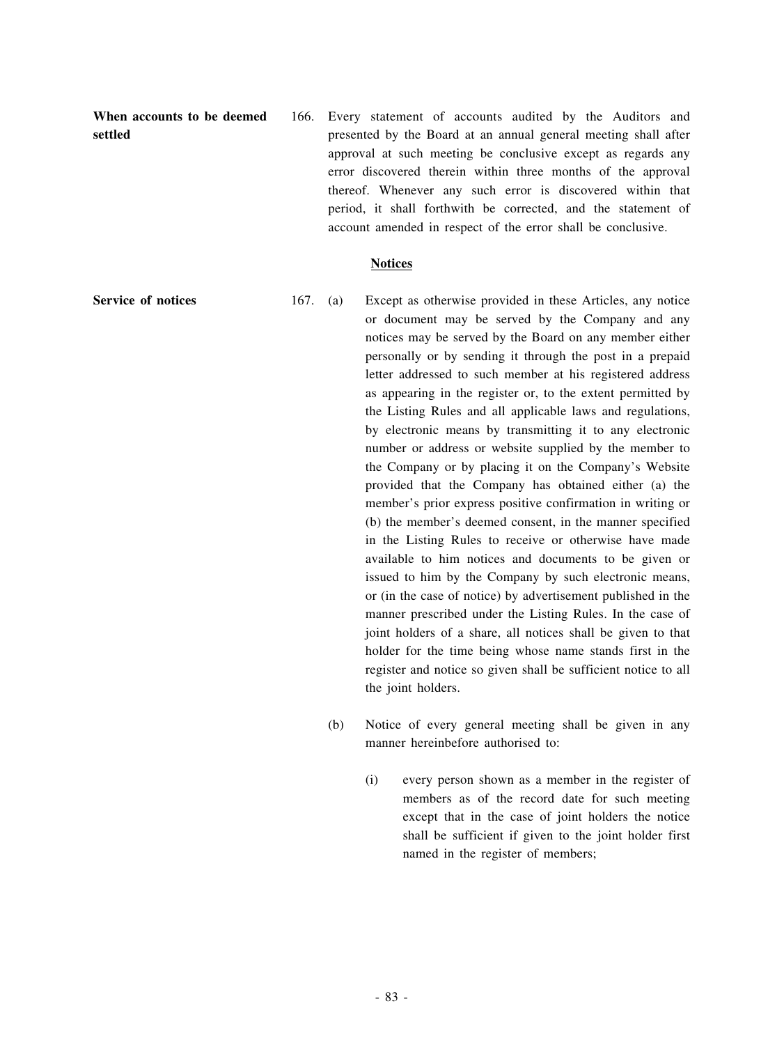**When accounts to be deemed settled**

166. Every statement of accounts audited by the Auditors and presented by the Board at an annual general meeting shall after approval at such meeting be conclusive except as regards any error discovered therein within three months of the approval thereof. Whenever any such error is discovered within that period, it shall forthwith be corrected, and the statement of account amended in respect of the error shall be conclusive.

## Notices

**Service of notices**

167. (a) Except as otherwise provided in these Articles, any notice or document may be served by the Company and any notices may be served by the Board on any member either personally or by sending it through the post in a prepaid letter addressed to such member at his registered address as appearing in the register or, to the extent permitted by the Listing Rules and all applicable laws and regulations, by electronic means by transmitting it to any electronic number or address or website supplied by the member to the Company or by placing it on the Company's Website provided that the Company has obtained either (a) the member's prior express positive confirmation in writing or (b) the member's deemed consent, in the manner specified in the Listing Rules to receive or otherwise have made available to him notices and documents to be given or issued to him by the Company by such electronic means, or (in the case of notice) by advertisement published in the manner prescribed under the Listing Rules. In the case of joint holders of a share, all notices shall be given to that holder for the time being whose name stands first in the register and notice so given shall be sufficient notice to all the joint holders.

(b) Notice of every general meeting shall be given in any manner hereinbefore authorised to:

(i) every person shown as a member in the register of members as of the record date for such meeting except that in the case of joint holders the notice shall be sufficient if given to the joint holder first named in the register of members;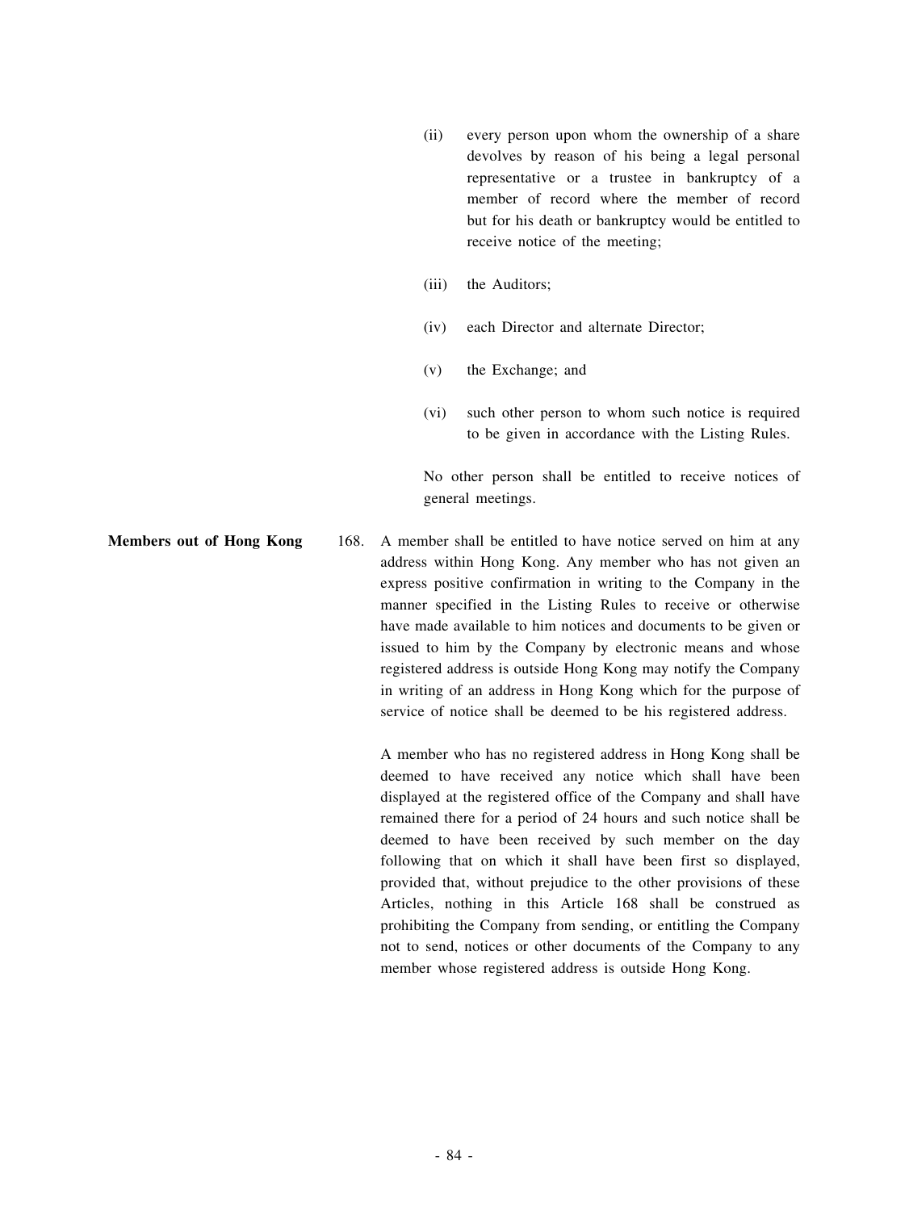(ii) every person upon whom the ownership of a share devolves by reason of his being a legal personal representative or a trustee in bankruptcy of a member of record where the member of record but for his death or bankruptcy would be entitled to receive notice of the meeting;

(iii) the Auditors;

(iv) each Director and alternate Director;

(v) the Exchange; and

(vi) such other person to whom such notice is required to be given in accordance with the Listing Rules.

No other person shall be entitled to receive notices of general meetings.

**Members out of Hong Kong**

168. A member shall be entitled to have notice served on him at any address within Hong Kong. Any member who has not given an express positive confirmation in writing to the Company in the manner specified in the Listing Rules to receive or otherwise have made available to him notices and documents to be given or issued to him by the Company by electronic means and whose registered address is outside Hong Kong may notify the Company in writing of an address in Hong Kong which for the purpose of service of notice shall be deemed to be his registered address.

A member who has no registered address in Hong Kong shall be deemed to have received any notice which shall have been displayed at the registered office of the Company and shall have remained there for a period of 24 hours and such notice shall be deemed to have been received by such member on the day following that on which it shall have been first so displayed, provided that, without prejudice to the other provisions of these Articles, nothing in this Article 168 shall be construed as prohibiting the Company from sending, or entitling the Company not to send, notices or other documents of the Company to any member whose registered address is outside Hong Kong.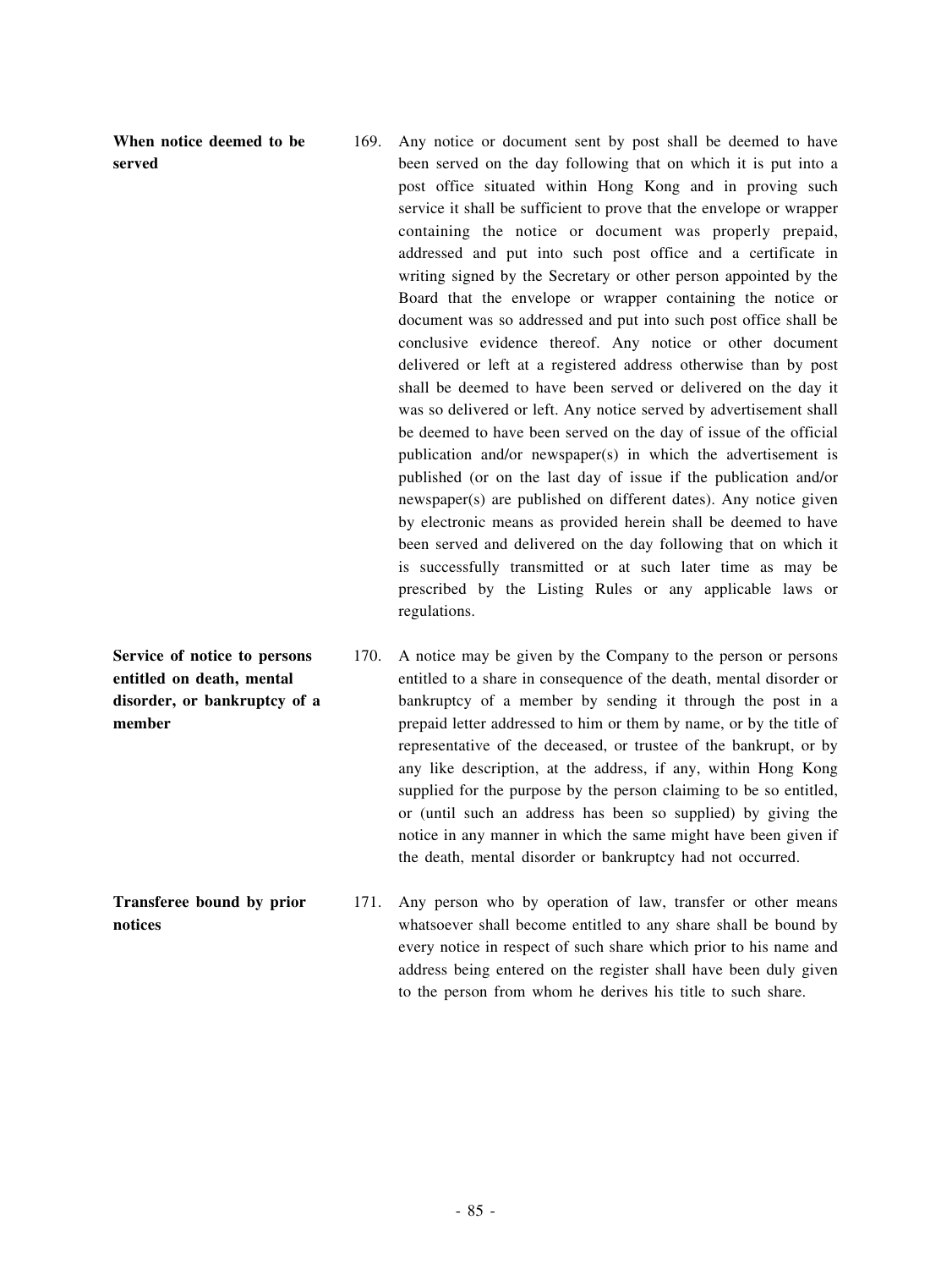**When notice deemed to be served**

169. Any notice or document sent by post shall be deemed to have been served on the day following that on which it is put into a post office situated within Hong Kong and in proving such service it shall be sufficient to prove that the envelope or wrapper containing the notice or document was properly prepaid, addressed and put into such post office and a certificate in writing signed by the Secretary or other person appointed by the Board that the envelope or wrapper containing the notice or document was so addressed and put into such post office shall be conclusive evidence thereof. Any notice or other document delivered or left at a registered address otherwise than by post shall be deemed to have been served or delivered on the day it was so delivered or left. Any notice served by advertisement shall be deemed to have been served on the day of issue of the official publication and/or newspaper(s) in which the advertisement is published (or on the last day of issue if the publication and/or newspaper(s) are published on different dates). Any notice given by electronic means as provided herein shall be deemed to have been served and delivered on the day following that on which it is successfully transmitted or at such later time as may be prescribed by the Listing Rules or any applicable laws or regulations.

**Service of notice to persons entitled on death, mental disorder, or bankruptcy of a member**

170. A notice may be given by the Company to the person or persons entitled to a share in consequence of the death, mental disorder or bankruptcy of a member by sending it through the post in a prepaid letter addressed to him or them by name, or by the title of representative of the deceased, or trustee of the bankrupt, or by any like description, at the address, if any, within Hong Kong supplied for the purpose by the person claiming to be so entitled, or (until such an address has been so supplied) by giving the notice in any manner in which the same might have been given if the death, mental disorder or bankruptcy had not occurred.

**Transferee bound by prior notices**

171. Any person who by operation of law, transfer or other means whatsoever shall become entitled to any share shall be bound by every notice in respect of such share which prior to his name and address being entered on the register shall have been duly given to the person from whom he derives his title to such share.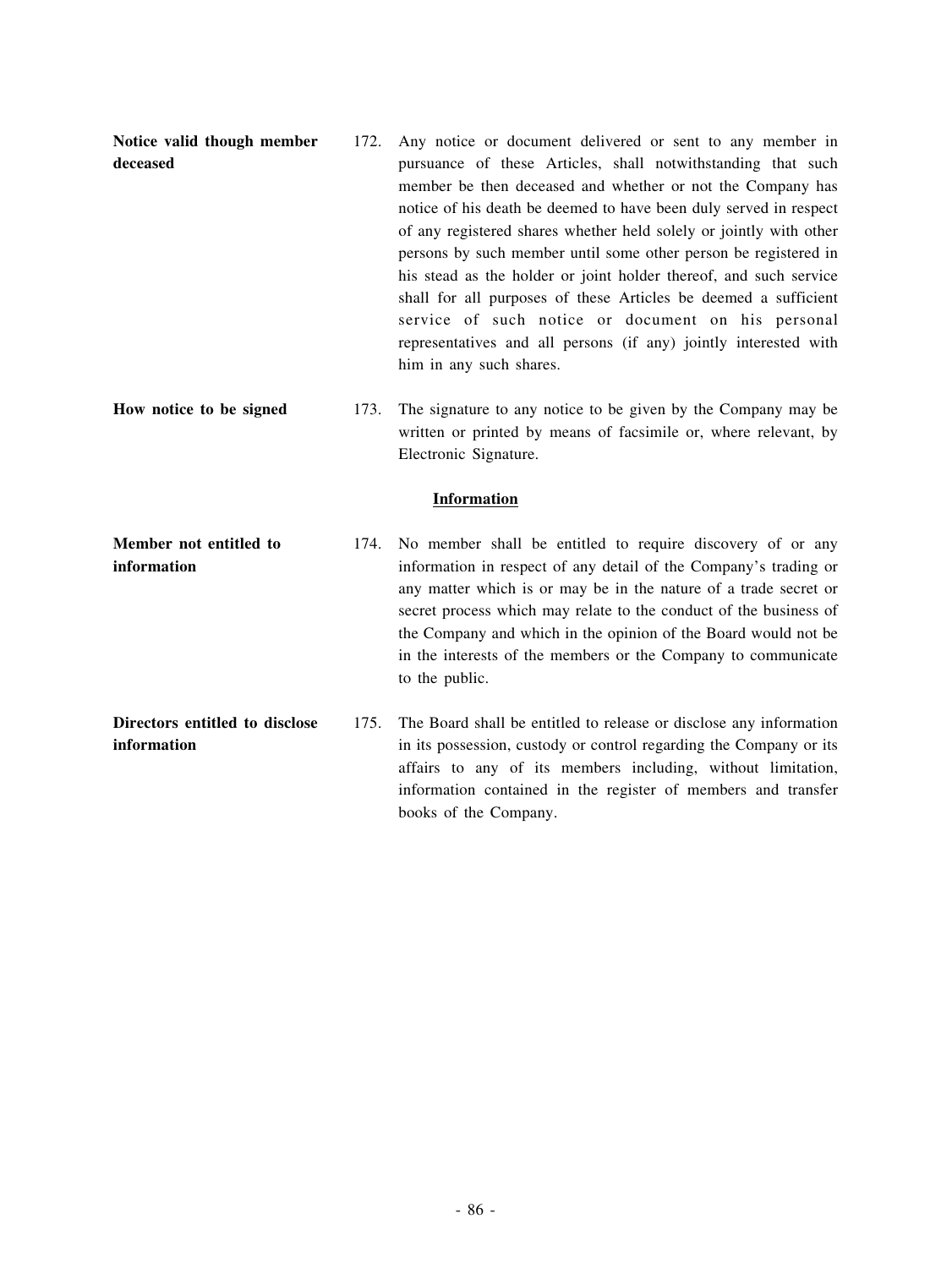**Notice valid though member deceased**

172. Any notice or document delivered or sent to any member in pursuance of these Articles, shall notwithstanding that such member be then deceased and whether or not the Company has notice of his death be deemed to have been duly served in respect of any registered shares whether held solely or jointly with other persons by such member until some other person be registered in his stead as the holder or joint holder thereof, and such service shall for all purposes of these Articles be deemed a sufficient service of such notice or document on his personal representatives and all persons (if any) jointly interested with him in any such shares.

**How notice to be signed**

173. The signature to any notice to be given by the Company may be written or printed by means of facsimile or, where relevant, by Electronic Signature.

## Information

**Member not entitled to information**

174. No member shall be entitled to require discovery of or any information in respect of any detail of the Company's trading or any matter which is or may be in the nature of a trade secret or secret process which may relate to the conduct of the business of the Company and which in the opinion of the Board would not be in the interests of the members or the Company to communicate to the public.

**Directors entitled to disclose information**

175. The Board shall be entitled to release or disclose any information in its possession, custody or control regarding the Company or its affairs to any of its members including, without limitation, information contained in the register of members and transfer books of the Company.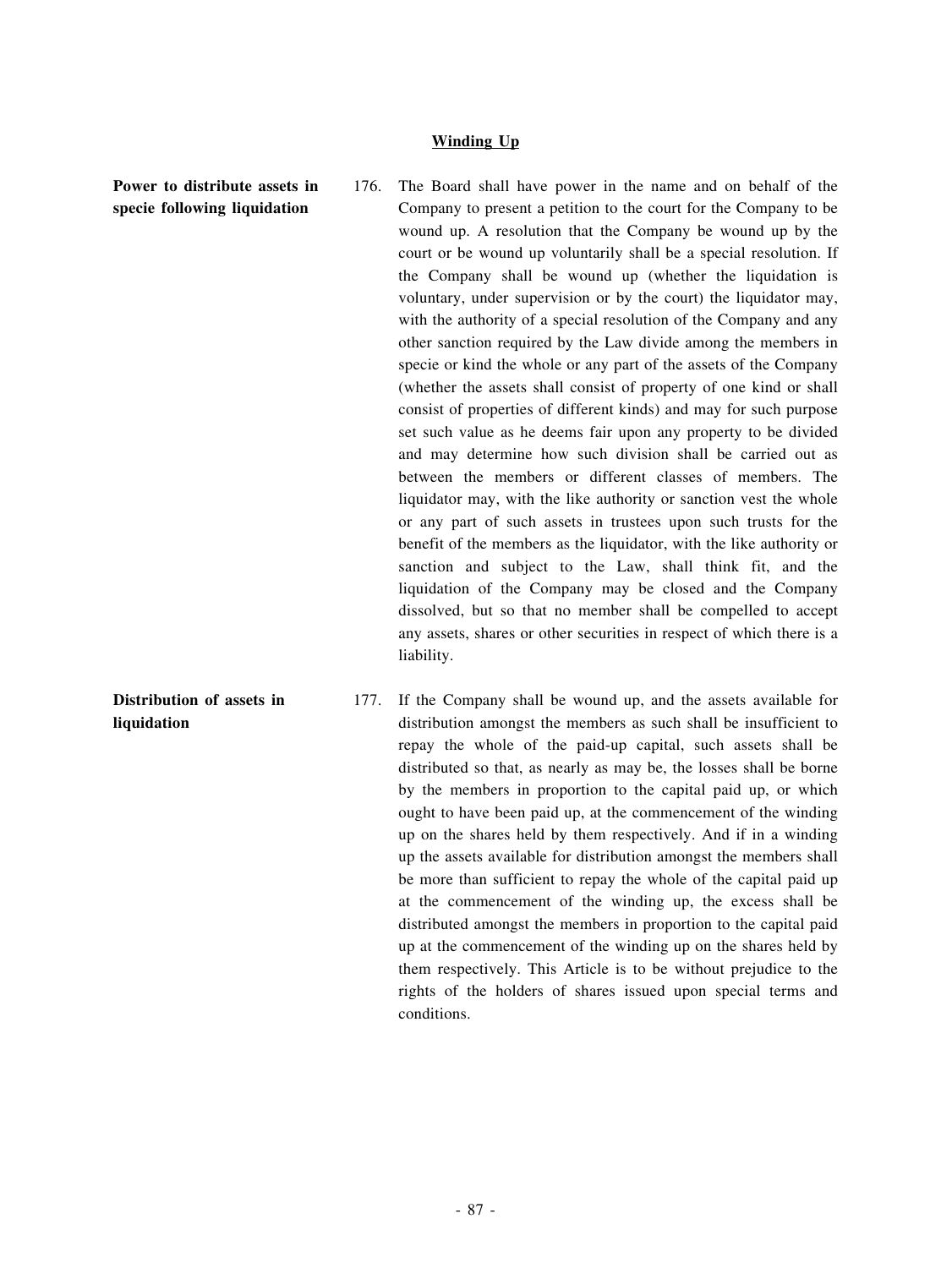## Winding Up

**Power to distribute assets in specie following liquidation**

176. The Board shall have power in the name and on behalf of the Company to present a petition to the court for the Company to be wound up. A resolution that the Company be wound up by the court or be wound up voluntarily shall be a special resolution. If the Company shall be wound up (whether the liquidation is voluntary, under supervision or by the court) the liquidator may, with the authority of a special resolution of the Company and any other sanction required by the Law divide among the members in specie or kind the whole or any part of the assets of the Company (whether the assets shall consist of property of one kind or shall consist of properties of different kinds) and may for such purpose set such value as he deems fair upon any property to be divided and may determine how such division shall be carried out as between the members or different classes of members. The liquidator may, with the like authority or sanction vest the whole or any part of such assets in trustees upon such trusts for the benefit of the members as the liquidator, with the like authority or sanction and subject to the Law, shall think fit, and the liquidation of the Company may be closed and the Company dissolved, but so that no member shall be compelled to accept any assets, shares or other securities in respect of which there is a liability.

**Distribution of assets in liquidation**

177. If the Company shall be wound up, and the assets available for distribution amongst the members as such shall be insufficient to repay the whole of the paid-up capital, such assets shall be distributed so that, as nearly as may be, the losses shall be borne by the members in proportion to the capital paid up, or which ought to have been paid up, at the commencement of the winding up on the shares held by them respectively. And if in a winding up the assets available for distribution amongst the members shall be more than sufficient to repay the whole of the capital paid up at the commencement of the winding up, the excess shall be distributed amongst the members in proportion to the capital paid up at the commencement of the winding up on the shares held by them respectively. This Article is to be without prejudice to the rights of the holders of shares issued upon special terms and conditions.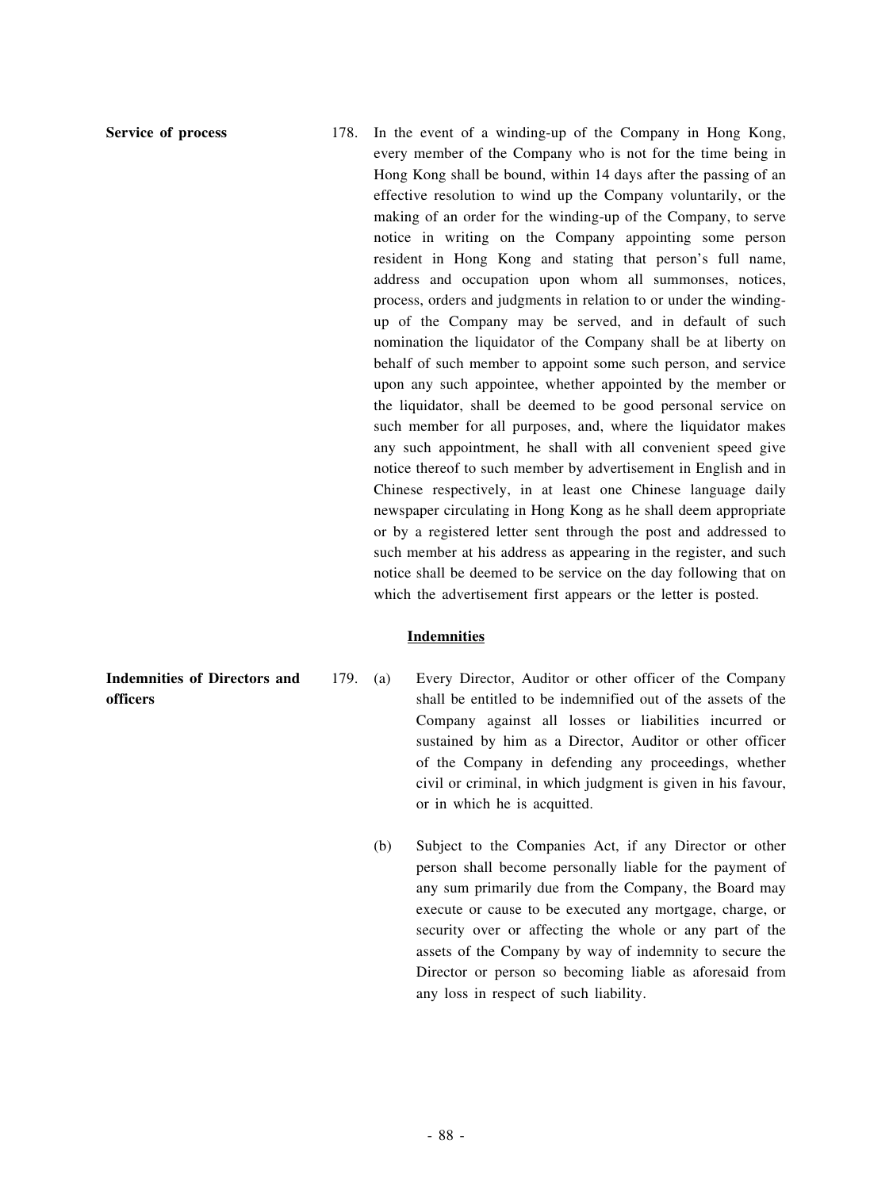**Service of process**

178. In the event of a winding-up of the Company in Hong Kong, every member of the Company who is not for the time being in Hong Kong shall be bound, within 14 days after the passing of an effective resolution to wind up the Company voluntarily, or the making of an order for the winding-up of the Company, to serve notice in writing on the Company appointing some person resident in Hong Kong and stating that person's full name, address and occupation upon whom all summonses, notices, process, orders and judgments in relation to or under the winding-up of the Company may be served, and in default of such nomination the liquidator of the Company shall be at liberty on behalf of such member to appoint some such person, and service upon any such appointee, whether appointed by the member or the liquidator, shall be deemed to be good personal service on such member for all purposes, and, where the liquidator makes any such appointment, he shall with all convenient speed give notice thereof to such member by advertisement in English and in Chinese respectively, in at least one Chinese language daily newspaper circulating in Hong Kong as he shall deem appropriate or by a registered letter sent through the post and addressed to such member at his address as appearing in the register, and such notice shall be deemed to be service on the day following that on which the advertisement first appears or the letter is posted.

## Indemnities

**Indemnities of Directors and officers**

179. (a) Every Director, Auditor or other officer of the Company shall be entitled to be indemnified out of the assets of the Company against all losses or liabilities incurred or sustained by him as a Director, Auditor or other officer of the Company in defending any proceedings, whether civil or criminal, in which judgment is given in his favour, or in which he is acquitted.

(b) Subject to the Companies Act, if any Director or other person shall become personally liable for the payment of any sum primarily due from the Company, the Board may execute or cause to be executed any mortgage, charge, or security over or affecting the whole or any part of the assets of the Company by way of indemnity to secure the Director or person so becoming liable as aforesaid from any loss in respect of such liability.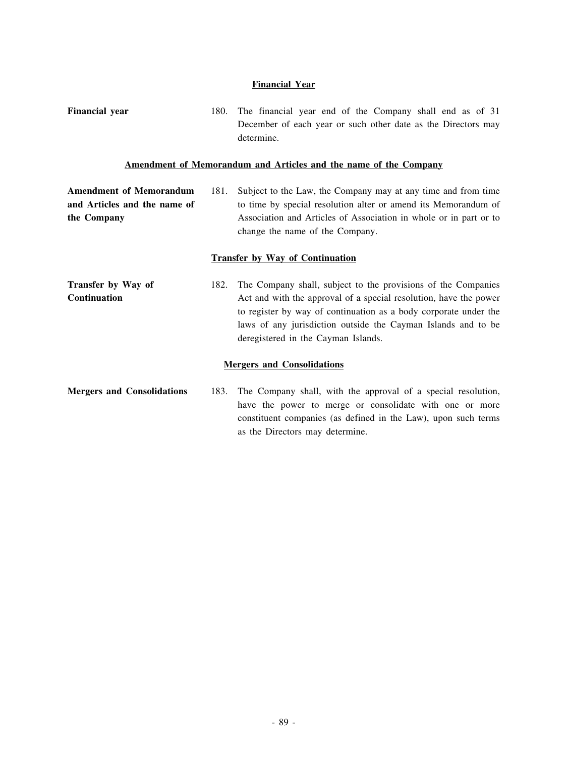## Financial Year

**Financial year**

180. The financial year end of the Company shall end as of 31 December of each year or such other date as the Directors may determine.

## Amendment of Memorandum and Articles and the name of the Company

**Amendment of Memorandum and Articles and the name of the Company**

181. Subject to the Law, the Company may at any time and from time to time by special resolution alter or amend its Memorandum of Association and Articles of Association in whole or in part or to change the name of the Company.

## Transfer by Way of Continuation

**Transfer by Way of Continuation**

182. The Company shall, subject to the provisions of the Companies Act and with the approval of a special resolution, have the power to register by way of continuation as a body corporate under the laws of any jurisdiction outside the Cayman Islands and to be deregistered in the Cayman Islands.

## Mergers and Consolidations

**Mergers and Consolidations**

183. The Company shall, with the approval of a special resolution, have the power to merge or consolidate with one or more constituent companies (as defined in the Law), upon such terms as the Directors may determine.